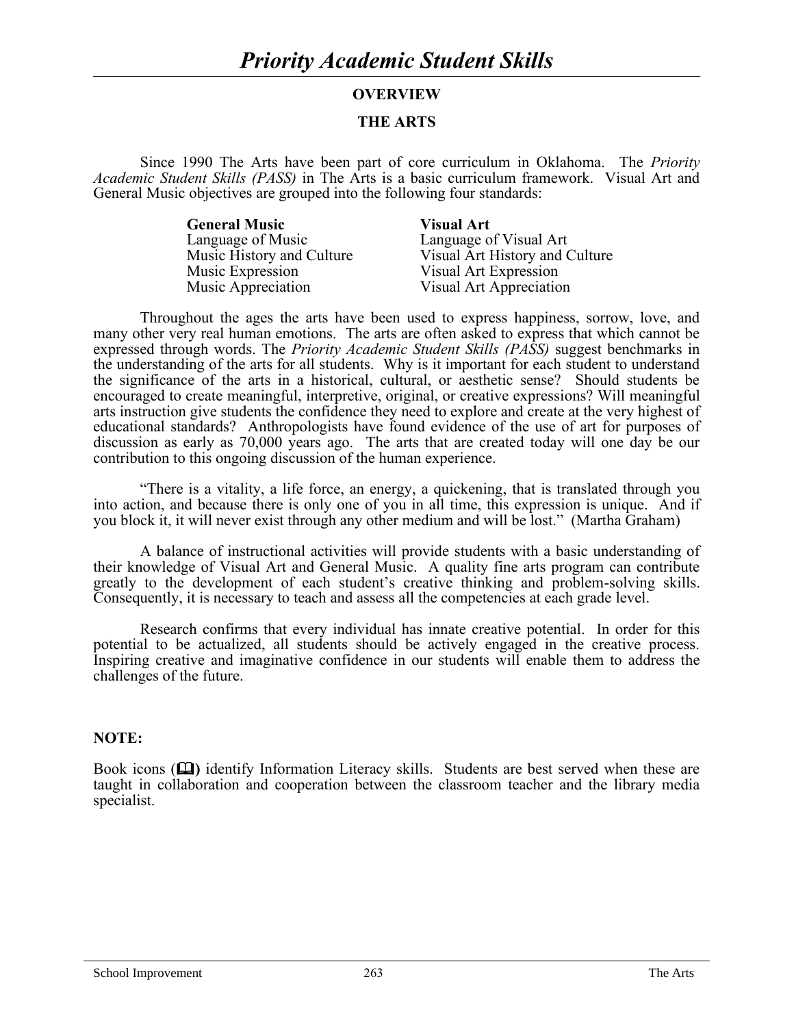# *Priority Academic Student Skills*

## OVERVIEW

## THE ARTS

Since 1990 The Arts have been part of core curriculum in Oklahoma. The *Priority Academic Student Skills (PASS)* in The Arts is a basic curriculum framework. Visual Art and General Music objectives are grouped into the following four standards:

| **General Music** | **Visual Art** |
|---|---|
| Language of Music | Language of Visual Art |
| Music History and Culture | Visual Art History and Culture |
| Music Expression | Visual Art Expression |
| Music Appreciation | Visual Art Appreciation |

Throughout the ages the arts have been used to express happiness, sorrow, love, and many other very real human emotions. The arts are often asked to express that which cannot be expressed through words. The *Priority Academic Student Skills (PASS)* suggest benchmarks in the understanding of the arts for all students. Why is it important for each student to understand the significance of the arts in a historical, cultural, or aesthetic sense? Should students be encouraged to create meaningful, interpretive, original, or creative expressions? Will meaningful arts instruction give students the confidence they need to explore and create at the very highest of educational standards? Anthropologists have found evidence of the use of art for purposes of discussion as early as 70,000 years ago. The arts that are created today will one day be our contribution to this ongoing discussion of the human experience.

"There is a vitality, a life force, an energy, a quickening, that is translated through you into action, and because there is only one of you in all time, this expression is unique. And if you block it, it will never exist through any other medium and will be lost." (Martha Graham)

A balance of instructional activities will provide students with a basic understanding of their knowledge of Visual Art and General Music. A quality fine arts program can contribute greatly to the development of each student's creative thinking and problem-solving skills. Consequently, it is necessary to teach and assess all the competencies at each grade level.

Research confirms that every individual has innate creative potential. In order for this potential to be actualized, all students should be actively engaged in the creative process. Inspiring creative and imaginative confidence in our students will enable them to address the challenges of the future.

**NOTE:**

Book icons (📖) identify Information Literacy skills. Students are best served when these are taught in collaboration and cooperation between the classroom teacher and the library media specialist.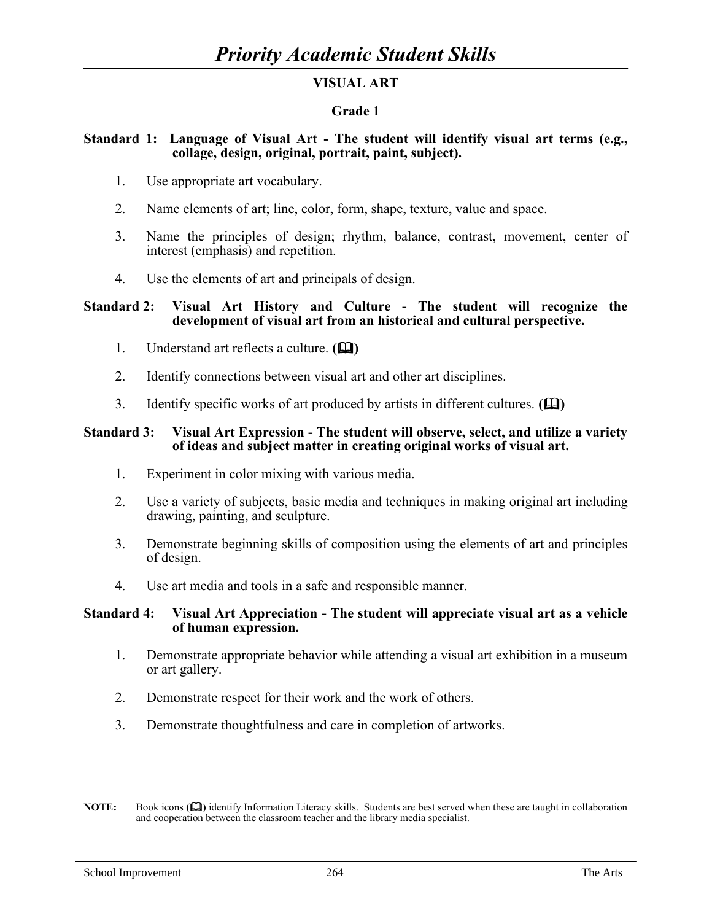# *Priority Academic Student Skills*

## VISUAL ART

### Grade 1

**Standard 1: Language of Visual Art - The student will identify visual art terms (e.g., collage, design, original, portrait, paint, subject).**

1. Use appropriate art vocabulary.
2. Name elements of art; line, color, form, shape, texture, value and space.
3. Name the principles of design; rhythm, balance, contrast, movement, center of interest (emphasis) and repetition.
4. Use the elements of art and principals of design.

**Standard 2: Visual Art History and Culture - The student will recognize the development of visual art from an historical and cultural perspective.**

1. Understand art reflects a culture. **(🕮)**
2. Identify connections between visual art and other art disciplines.
3. Identify specific works of art produced by artists in different cultures. **(🕮)**

**Standard 3: Visual Art Expression - The student will observe, select, and utilize a variety of ideas and subject matter in creating original works of visual art.**

1. Experiment in color mixing with various media.
2. Use a variety of subjects, basic media and techniques in making original art including drawing, painting, and sculpture.
3. Demonstrate beginning skills of composition using the elements of art and principles of design.
4. Use art media and tools in a safe and responsible manner.

**Standard 4: Visual Art Appreciation - The student will appreciate visual art as a vehicle of human expression.**

1. Demonstrate appropriate behavior while attending a visual art exhibition in a museum or art gallery.
2. Demonstrate respect for their work and the work of others.
3. Demonstrate thoughtfulness and care in completion of artworks.

**NOTE:** Book icons **(🕮)** identify Information Literacy skills. Students are best served when these are taught in collaboration and cooperation between the classroom teacher and the library media specialist.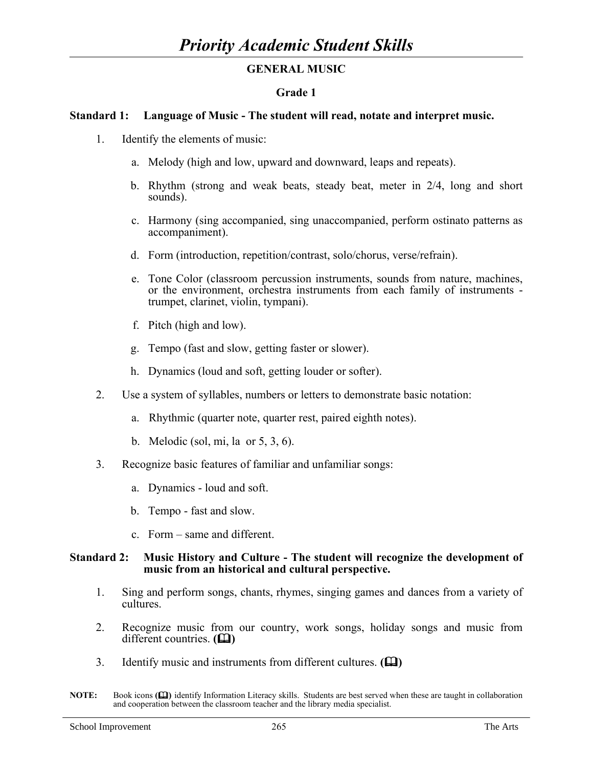# *Priority Academic Student Skills*

## GENERAL MUSIC

### Grade 1

**Standard 1: Language of Music - The student will read, notate and interpret music.**

1. Identify the elements of music:

   a. Melody (high and low, upward and downward, leaps and repeats).

   b. Rhythm (strong and weak beats, steady beat, meter in 2/4, long and short sounds).

   c. Harmony (sing accompanied, sing unaccompanied, perform ostinato patterns as accompaniment).

   d. Form (introduction, repetition/contrast, solo/chorus, verse/refrain).

   e. Tone Color (classroom percussion instruments, sounds from nature, machines, or the environment, orchestra instruments from each family of instruments - trumpet, clarinet, violin, tympani).

   f. Pitch (high and low).

   g. Tempo (fast and slow, getting faster or slower).

   h. Dynamics (loud and soft, getting louder or softer).

2. Use a system of syllables, numbers or letters to demonstrate basic notation:

   a. Rhythmic (quarter note, quarter rest, paired eighth notes).

   b. Melodic (sol, mi, la or 5, 3, 6).

3. Recognize basic features of familiar and unfamiliar songs:

   a. Dynamics - loud and soft.

   b. Tempo - fast and slow.

   c. Form – same and different.

**Standard 2: Music History and Culture - The student will recognize the development of music from an historical and cultural perspective.**

1. Sing and perform songs, chants, rhymes, singing games and dances from a variety of cultures.

2. Recognize music from our country, work songs, holiday songs and music from different countries. **(🕮)**

3. Identify music and instruments from different cultures. **(🕮)**

**NOTE:** Book icons **(🕮)** identify Information Literacy skills. Students are best served when these are taught in collaboration and cooperation between the classroom teacher and the library media specialist.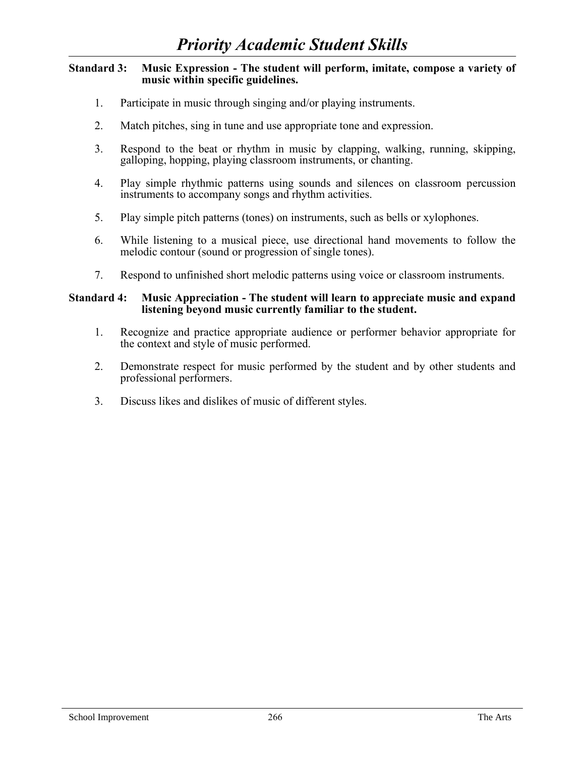# *Priority Academic Student Skills*

**Standard 3: Music Expression - The student will perform, imitate, compose a variety of music within specific guidelines.**

1. Participate in music through singing and/or playing instruments.

2. Match pitches, sing in tune and use appropriate tone and expression.

3. Respond to the beat or rhythm in music by clapping, walking, running, skipping, galloping, hopping, playing classroom instruments, or chanting.

4. Play simple rhythmic patterns using sounds and silences on classroom percussion instruments to accompany songs and rhythm activities.

5. Play simple pitch patterns (tones) on instruments, such as bells or xylophones.

6. While listening to a musical piece, use directional hand movements to follow the melodic contour (sound or progression of single tones).

7. Respond to unfinished short melodic patterns using voice or classroom instruments.

**Standard 4: Music Appreciation - The student will learn to appreciate music and expand listening beyond music currently familiar to the student.**

1. Recognize and practice appropriate audience or performer behavior appropriate for the context and style of music performed.

2. Demonstrate respect for music performed by the student and by other students and professional performers.

3. Discuss likes and dislikes of music of different styles.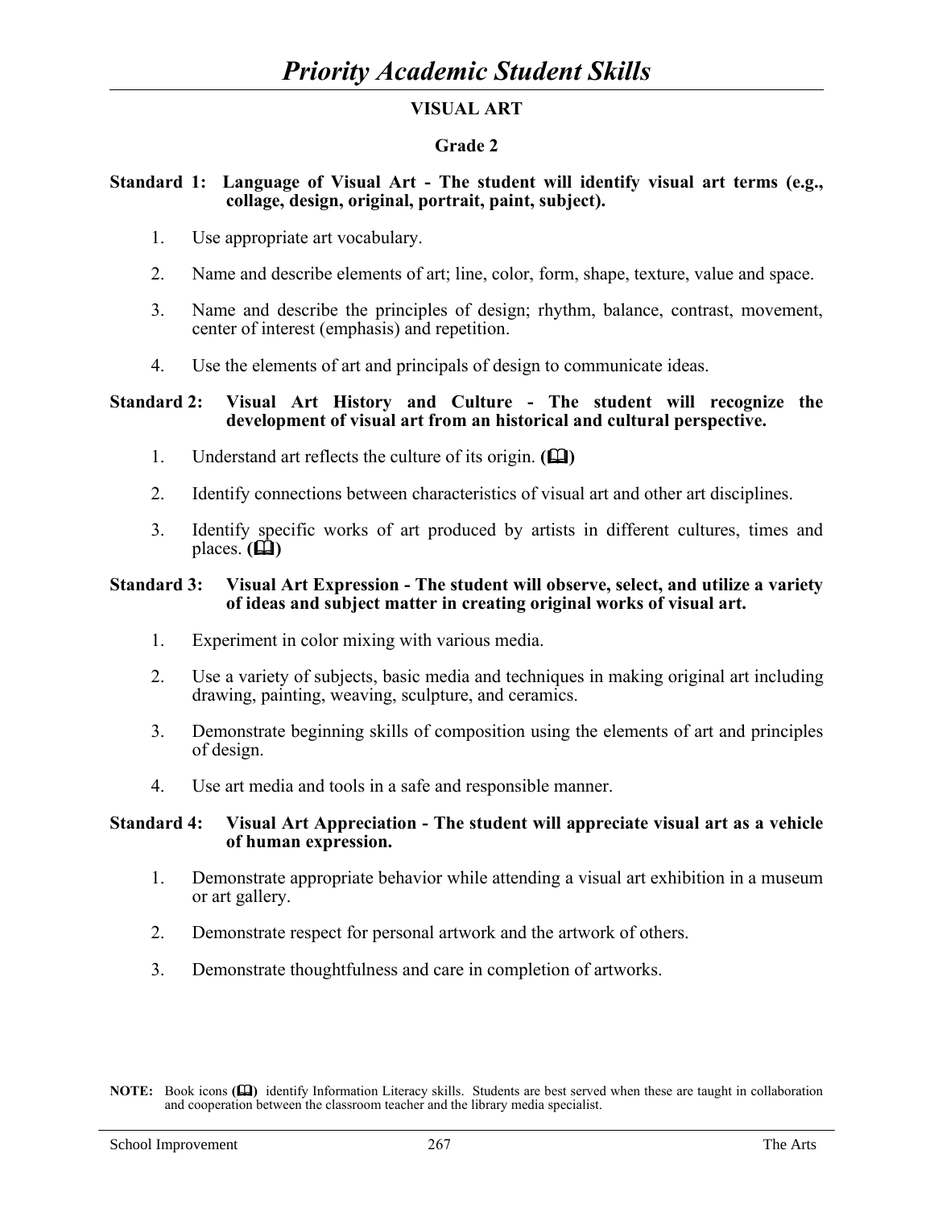# *Priority Academic Student Skills*

## VISUAL ART

### Grade 2

**Standard 1: Language of Visual Art - The student will identify visual art terms (e.g., collage, design, original, portrait, paint, subject).**

1. Use appropriate art vocabulary.
2. Name and describe elements of art; line, color, form, shape, texture, value and space.
3. Name and describe the principles of design; rhythm, balance, contrast, movement, center of interest (emphasis) and repetition.
4. Use the elements of art and principals of design to communicate ideas.

**Standard 2: Visual Art History and Culture - The student will recognize the development of visual art from an historical and cultural perspective.**

1. Understand art reflects the culture of its origin. **(📖)**
2. Identify connections between characteristics of visual art and other art disciplines.
3. Identify specific works of art produced by artists in different cultures, times and places. **(📖)**

**Standard 3: Visual Art Expression - The student will observe, select, and utilize a variety of ideas and subject matter in creating original works of visual art.**

1. Experiment in color mixing with various media.
2. Use a variety of subjects, basic media and techniques in making original art including drawing, painting, weaving, sculpture, and ceramics.
3. Demonstrate beginning skills of composition using the elements of art and principles of design.
4. Use art media and tools in a safe and responsible manner.

**Standard 4: Visual Art Appreciation - The student will appreciate visual art as a vehicle of human expression.**

1. Demonstrate appropriate behavior while attending a visual art exhibition in a museum or art gallery.
2. Demonstrate respect for personal artwork and the artwork of others.
3. Demonstrate thoughtfulness and care in completion of artworks.

**NOTE:** Book icons **(📖)** identify Information Literacy skills. Students are best served when these are taught in collaboration and cooperation between the classroom teacher and the library media specialist.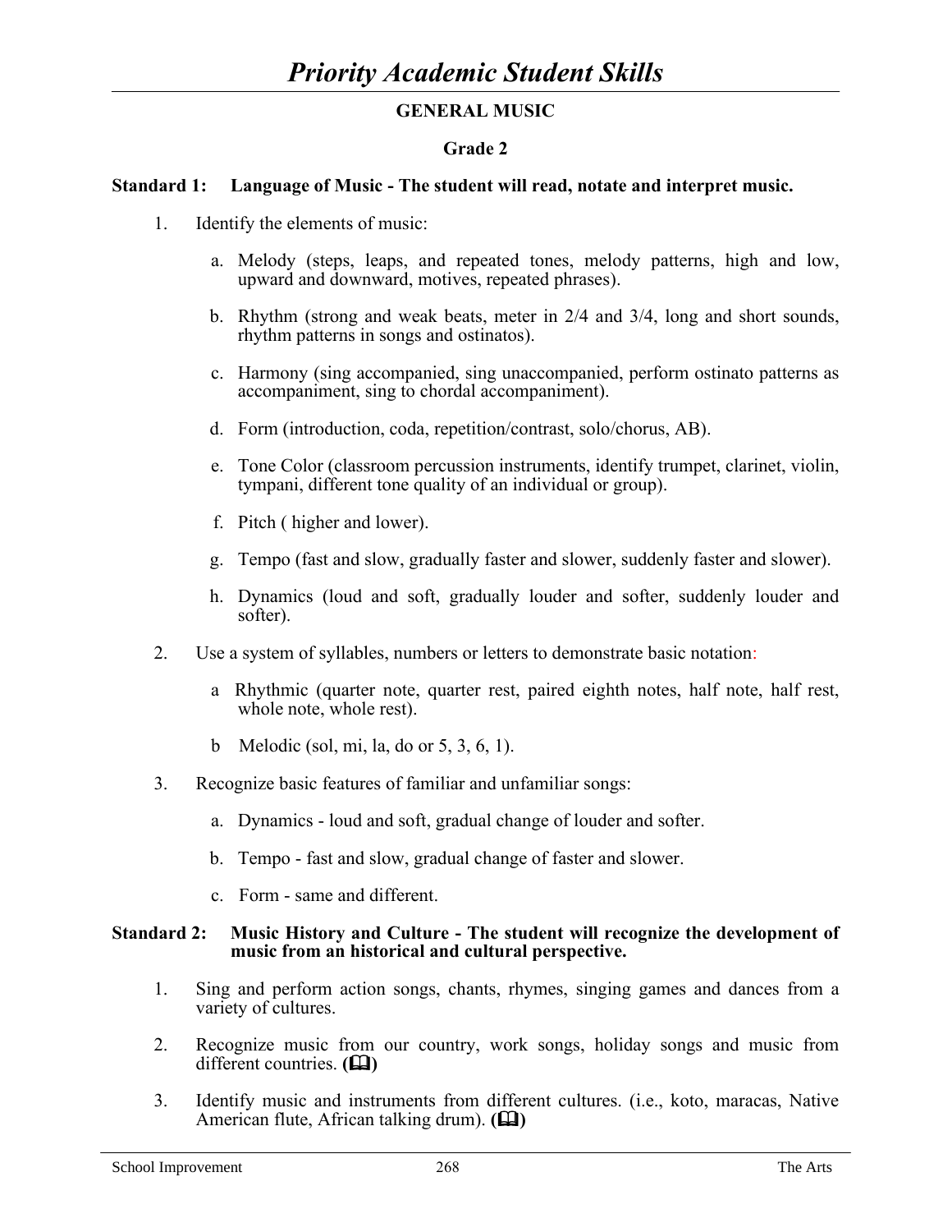# *Priority Academic Student Skills*

## GENERAL MUSIC

### Grade 2

**Standard 1: Language of Music - The student will read, notate and interpret music.**

1. Identify the elements of music:

    a. Melody (steps, leaps, and repeated tones, melody patterns, high and low, upward and downward, motives, repeated phrases).

    b. Rhythm (strong and weak beats, meter in 2/4 and 3/4, long and short sounds, rhythm patterns in songs and ostinatos).

    c. Harmony (sing accompanied, sing unaccompanied, perform ostinato patterns as accompaniment, sing to chordal accompaniment).

    d. Form (introduction, coda, repetition/contrast, solo/chorus, AB).

    e. Tone Color (classroom percussion instruments, identify trumpet, clarinet, violin, tympani, different tone quality of an individual or group).

    f. Pitch ( higher and lower).

    g. Tempo (fast and slow, gradually faster and slower, suddenly faster and slower).

    h. Dynamics (loud and soft, gradually louder and softer, suddenly louder and softer).

2. Use a system of syllables, numbers or letters to demonstrate basic notation:

    a Rhythmic (quarter note, quarter rest, paired eighth notes, half note, half rest, whole note, whole rest).

    b Melodic (sol, mi, la, do or 5, 3, 6, 1).

3. Recognize basic features of familiar and unfamiliar songs:

    a. Dynamics - loud and soft, gradual change of louder and softer.

    b. Tempo - fast and slow, gradual change of faster and slower.

    c. Form - same and different.

**Standard 2: Music History and Culture - The student will recognize the development of music from an historical and cultural perspective.**

1. Sing and perform action songs, chants, rhymes, singing games and dances from a variety of cultures.

2. Recognize music from our country, work songs, holiday songs and music from different countries. **(🕮)**

3. Identify music and instruments from different cultures. (i.e., koto, maracas, Native American flute, African talking drum). **(🕮)**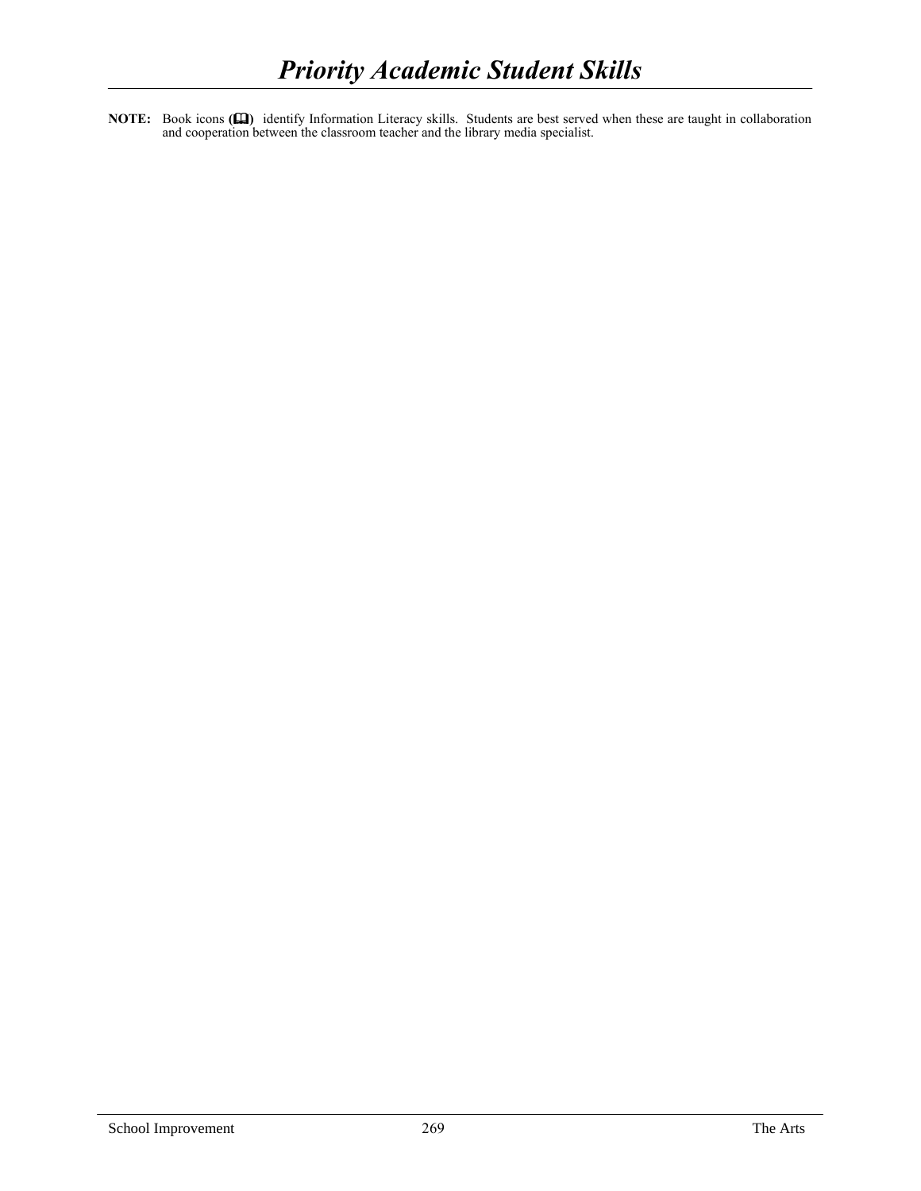# *Priority Academic Student Skills*

**NOTE:** Book icons **(📖)** identify Information Literacy skills. Students are best served when these are taught in collaboration and cooperation between the classroom teacher and the library media specialist.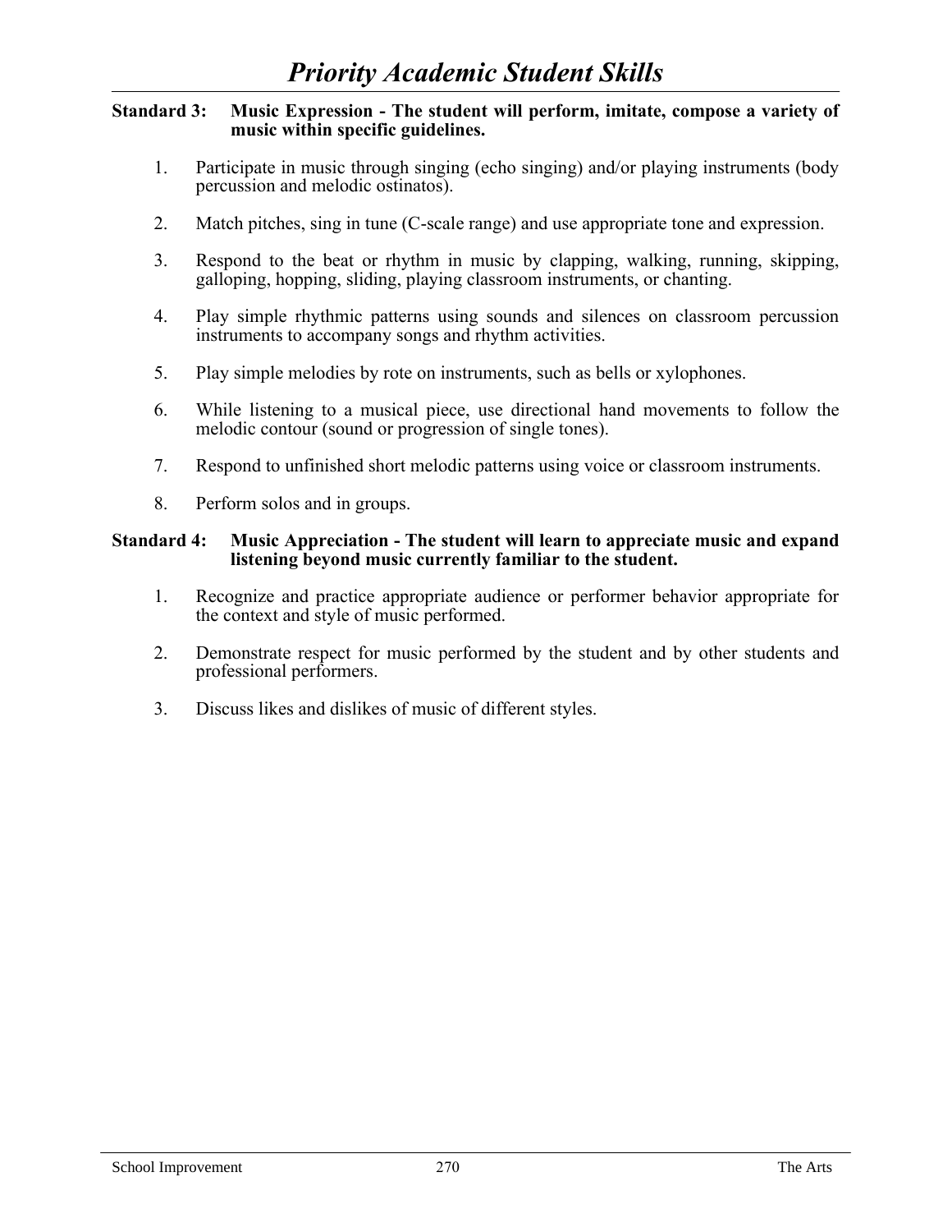# *Priority Academic Student Skills*

**Standard 3: Music Expression - The student will perform, imitate, compose a variety of music within specific guidelines.**

1. Participate in music through singing (echo singing) and/or playing instruments (body percussion and melodic ostinatos).

2. Match pitches, sing in tune (C-scale range) and use appropriate tone and expression.

3. Respond to the beat or rhythm in music by clapping, walking, running, skipping, galloping, hopping, sliding, playing classroom instruments, or chanting.

4. Play simple rhythmic patterns using sounds and silences on classroom percussion instruments to accompany songs and rhythm activities.

5. Play simple melodies by rote on instruments, such as bells or xylophones.

6. While listening to a musical piece, use directional hand movements to follow the melodic contour (sound or progression of single tones).

7. Respond to unfinished short melodic patterns using voice or classroom instruments.

8. Perform solos and in groups.

**Standard 4: Music Appreciation - The student will learn to appreciate music and expand listening beyond music currently familiar to the student.**

1. Recognize and practice appropriate audience or performer behavior appropriate for the context and style of music performed.

2. Demonstrate respect for music performed by the student and by other students and professional performers.

3. Discuss likes and dislikes of music of different styles.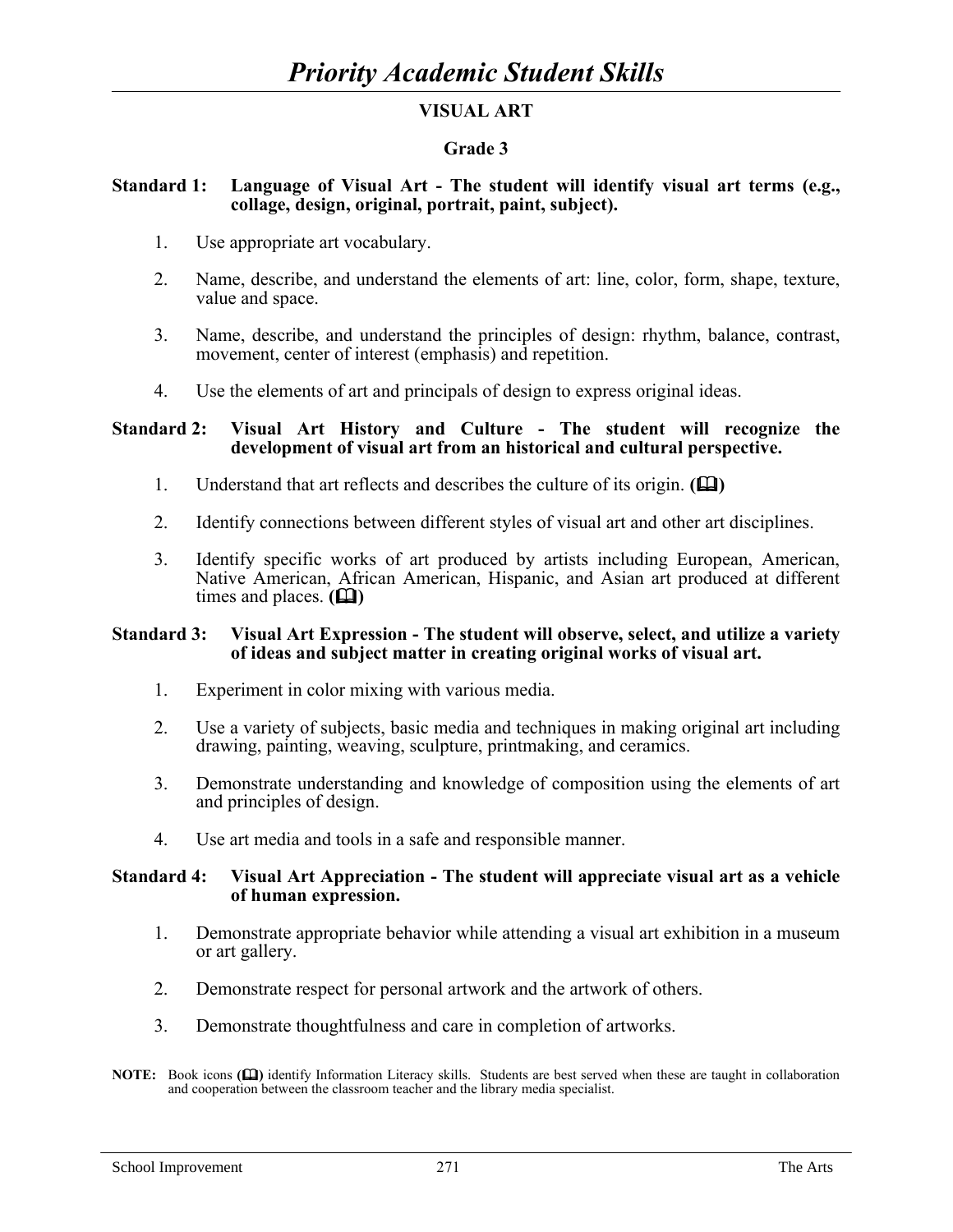# *Priority Academic Student Skills*

## VISUAL ART

### Grade 3

**Standard 1: Language of Visual Art - The student will identify visual art terms (e.g., collage, design, original, portrait, paint, subject).**

1. Use appropriate art vocabulary.
2. Name, describe, and understand the elements of art: line, color, form, shape, texture, value and space.
3. Name, describe, and understand the principles of design: rhythm, balance, contrast, movement, center of interest (emphasis) and repetition.
4. Use the elements of art and principals of design to express original ideas.

**Standard 2: Visual Art History and Culture - The student will recognize the development of visual art from an historical and cultural perspective.**

1. Understand that art reflects and describes the culture of its origin. **(📖)**
2. Identify connections between different styles of visual art and other art disciplines.
3. Identify specific works of art produced by artists including European, American, Native American, African American, Hispanic, and Asian art produced at different times and places. **(📖)**

**Standard 3: Visual Art Expression - The student will observe, select, and utilize a variety of ideas and subject matter in creating original works of visual art.**

1. Experiment in color mixing with various media.
2. Use a variety of subjects, basic media and techniques in making original art including drawing, painting, weaving, sculpture, printmaking, and ceramics.
3. Demonstrate understanding and knowledge of composition using the elements of art and principles of design.
4. Use art media and tools in a safe and responsible manner.

**Standard 4: Visual Art Appreciation - The student will appreciate visual art as a vehicle of human expression.**

1. Demonstrate appropriate behavior while attending a visual art exhibition in a museum or art gallery.
2. Demonstrate respect for personal artwork and the artwork of others.
3. Demonstrate thoughtfulness and care in completion of artworks.

**NOTE:** Book icons **(📖)** identify Information Literacy skills. Students are best served when these are taught in collaboration and cooperation between the classroom teacher and the library media specialist.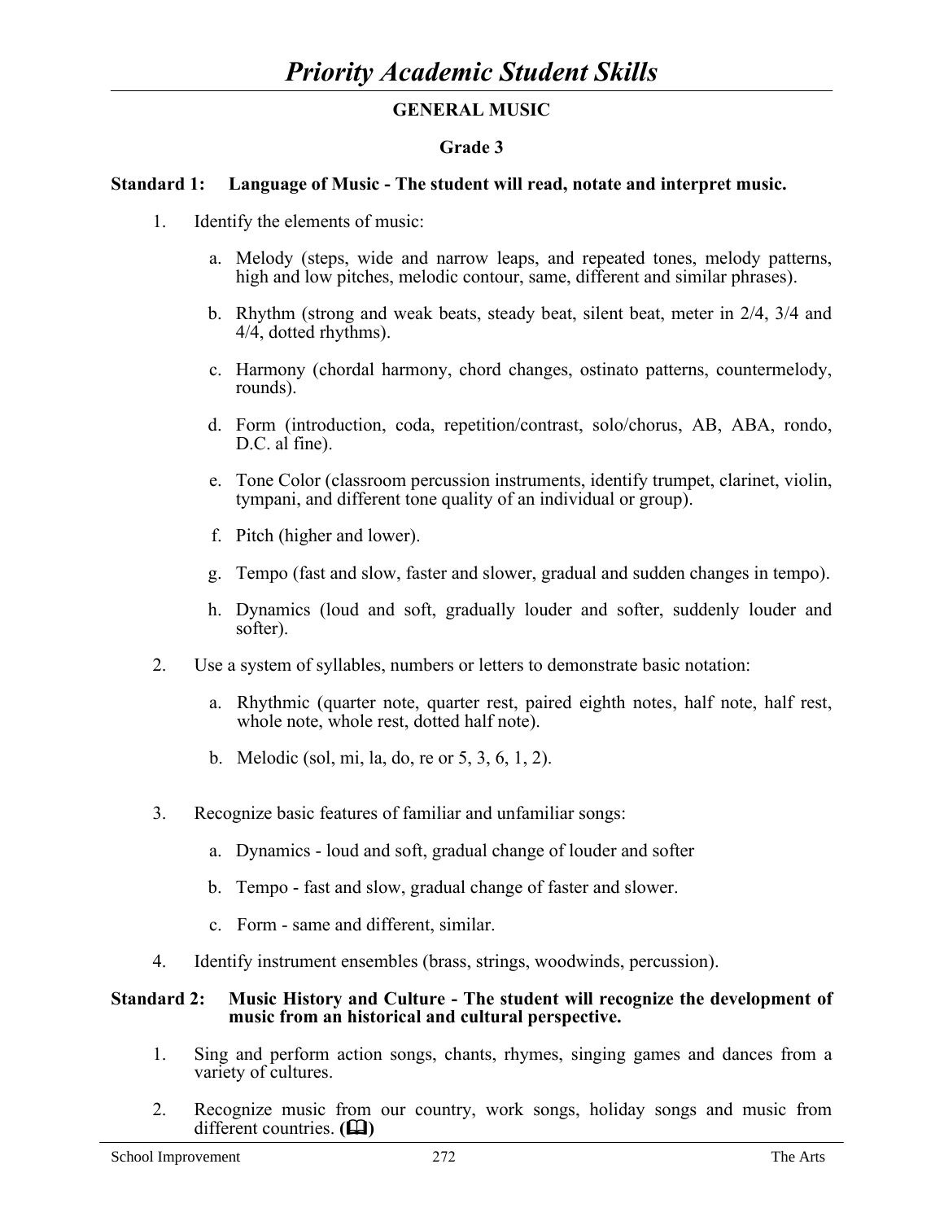# *Priority Academic Student Skills*

## GENERAL MUSIC

### Grade 3

**Standard 1: Language of Music - The student will read, notate and interpret music.**

1. Identify the elements of music:

   a. Melody (steps, wide and narrow leaps, and repeated tones, melody patterns, high and low pitches, melodic contour, same, different and similar phrases).

   b. Rhythm (strong and weak beats, steady beat, silent beat, meter in 2/4, 3/4 and 4/4, dotted rhythms).

   c. Harmony (chordal harmony, chord changes, ostinato patterns, countermelody, rounds).

   d. Form (introduction, coda, repetition/contrast, solo/chorus, AB, ABA, rondo, D.C. al fine).

   e. Tone Color (classroom percussion instruments, identify trumpet, clarinet, violin, tympani, and different tone quality of an individual or group).

   f. Pitch (higher and lower).

   g. Tempo (fast and slow, faster and slower, gradual and sudden changes in tempo).

   h. Dynamics (loud and soft, gradually louder and softer, suddenly louder and softer).

2. Use a system of syllables, numbers or letters to demonstrate basic notation:

   a. Rhythmic (quarter note, quarter rest, paired eighth notes, half note, half rest, whole note, whole rest, dotted half note).

   b. Melodic (sol, mi, la, do, re or 5, 3, 6, 1, 2).

3. Recognize basic features of familiar and unfamiliar songs:

   a. Dynamics - loud and soft, gradual change of louder and softer

   b. Tempo - fast and slow, gradual change of faster and slower.

   c. Form - same and different, similar.

4. Identify instrument ensembles (brass, strings, woodwinds, percussion).

**Standard 2: Music History and Culture - The student will recognize the development of music from an historical and cultural perspective.**

1. Sing and perform action songs, chants, rhymes, singing games and dances from a variety of cultures.

2. Recognize music from our country, work songs, holiday songs and music from different countries. **(📖)**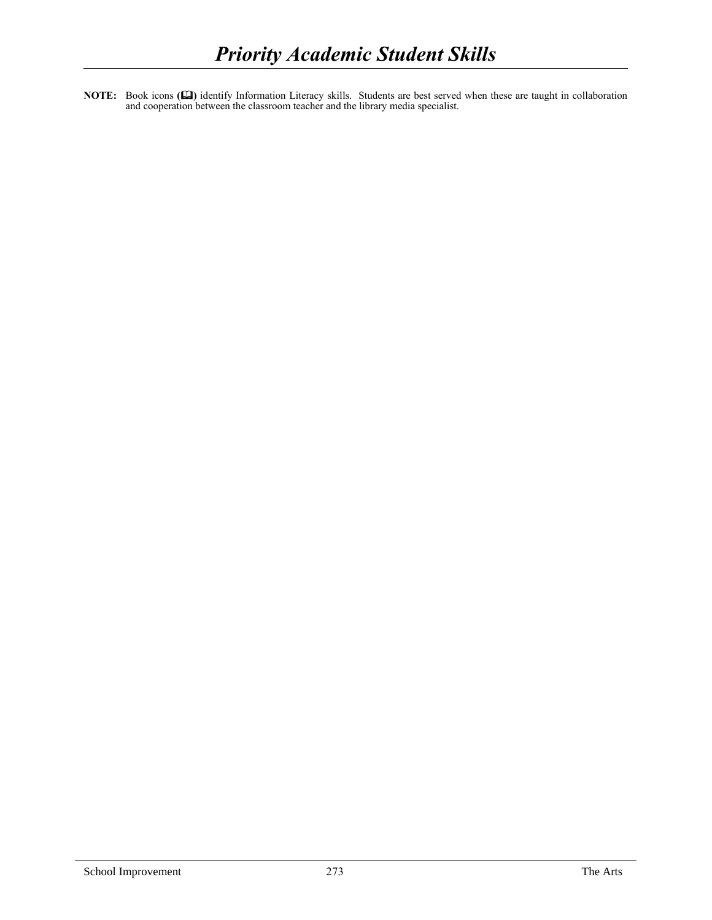# *Priority Academic Student Skills*

**NOTE:** Book icons (🕮) identify Information Literacy skills. Students are best served when these are taught in collaboration and cooperation between the classroom teacher and the library media specialist.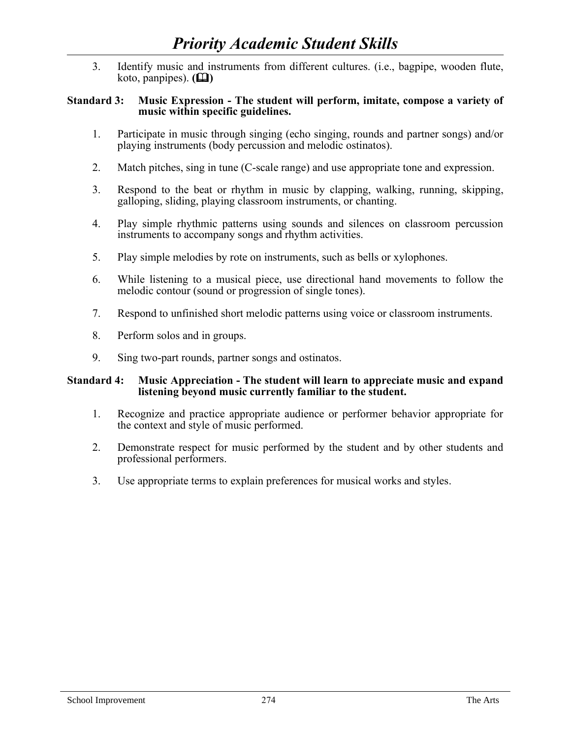3. Identify music and instruments from different cultures. (i.e., bagpipe, wooden flute, koto, panpipes). **(📖)**

**Standard 3: Music Expression - The student will perform, imitate, compose a variety of music within specific guidelines.**

1. Participate in music through singing (echo singing, rounds and partner songs) and/or playing instruments (body percussion and melodic ostinatos).

2. Match pitches, sing in tune (C-scale range) and use appropriate tone and expression.

3. Respond to the beat or rhythm in music by clapping, walking, running, skipping, galloping, sliding, playing classroom instruments, or chanting.

4. Play simple rhythmic patterns using sounds and silences on classroom percussion instruments to accompany songs and rhythm activities.

5. Play simple melodies by rote on instruments, such as bells or xylophones.

6. While listening to a musical piece, use directional hand movements to follow the melodic contour (sound or progression of single tones).

7. Respond to unfinished short melodic patterns using voice or classroom instruments.

8. Perform solos and in groups.

9. Sing two-part rounds, partner songs and ostinatos.

**Standard 4: Music Appreciation - The student will learn to appreciate music and expand listening beyond music currently familiar to the student.**

1. Recognize and practice appropriate audience or performer behavior appropriate for the context and style of music performed.

2. Demonstrate respect for music performed by the student and by other students and professional performers.

3. Use appropriate terms to explain preferences for musical works and styles.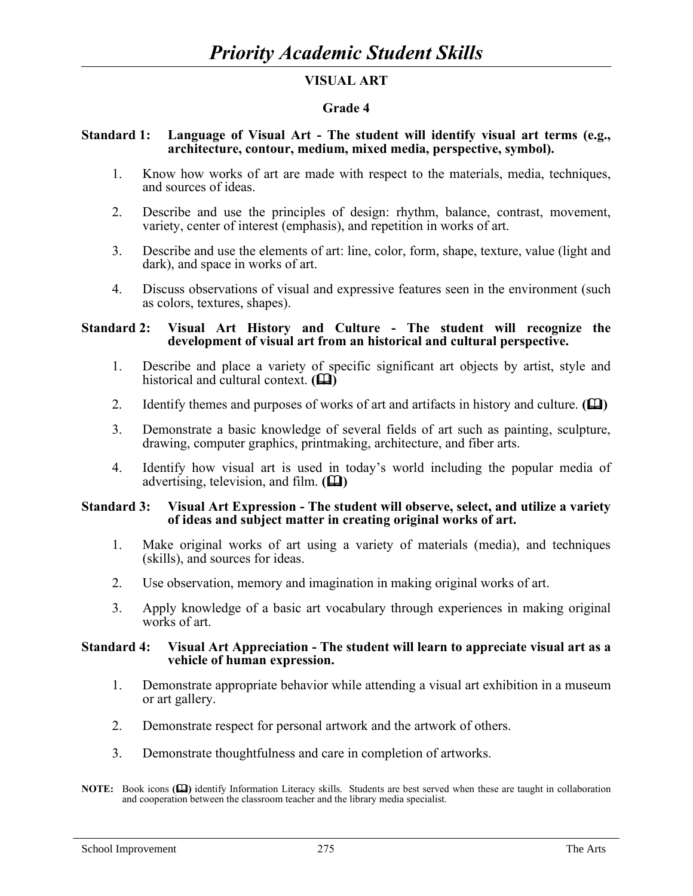# *Priority Academic Student Skills*

## VISUAL ART

### Grade 4

**Standard 1: Language of Visual Art - The student will identify visual art terms (e.g., architecture, contour, medium, mixed media, perspective, symbol).**

1. Know how works of art are made with respect to the materials, media, techniques, and sources of ideas.
2. Describe and use the principles of design: rhythm, balance, contrast, movement, variety, center of interest (emphasis), and repetition in works of art.
3. Describe and use the elements of art: line, color, form, shape, texture, value (light and dark), and space in works of art.
4. Discuss observations of visual and expressive features seen in the environment (such as colors, textures, shapes).

**Standard 2: Visual Art History and Culture - The student will recognize the development of visual art from an historical and cultural perspective.**

1. Describe and place a variety of specific significant art objects by artist, style and historical and cultural context. **(📖)**
2. Identify themes and purposes of works of art and artifacts in history and culture. **(📖)**
3. Demonstrate a basic knowledge of several fields of art such as painting, sculpture, drawing, computer graphics, printmaking, architecture, and fiber arts.
4. Identify how visual art is used in today's world including the popular media of advertising, television, and film. **(📖)**

**Standard 3: Visual Art Expression - The student will observe, select, and utilize a variety of ideas and subject matter in creating original works of art.**

1. Make original works of art using a variety of materials (media), and techniques (skills), and sources for ideas.
2. Use observation, memory and imagination in making original works of art.
3. Apply knowledge of a basic art vocabulary through experiences in making original works of art.

**Standard 4: Visual Art Appreciation - The student will learn to appreciate visual art as a vehicle of human expression.**

1. Demonstrate appropriate behavior while attending a visual art exhibition in a museum or art gallery.
2. Demonstrate respect for personal artwork and the artwork of others.
3. Demonstrate thoughtfulness and care in completion of artworks.

**NOTE:** Book icons **(📖)** identify Information Literacy skills. Students are best served when these are taught in collaboration and cooperation between the classroom teacher and the library media specialist.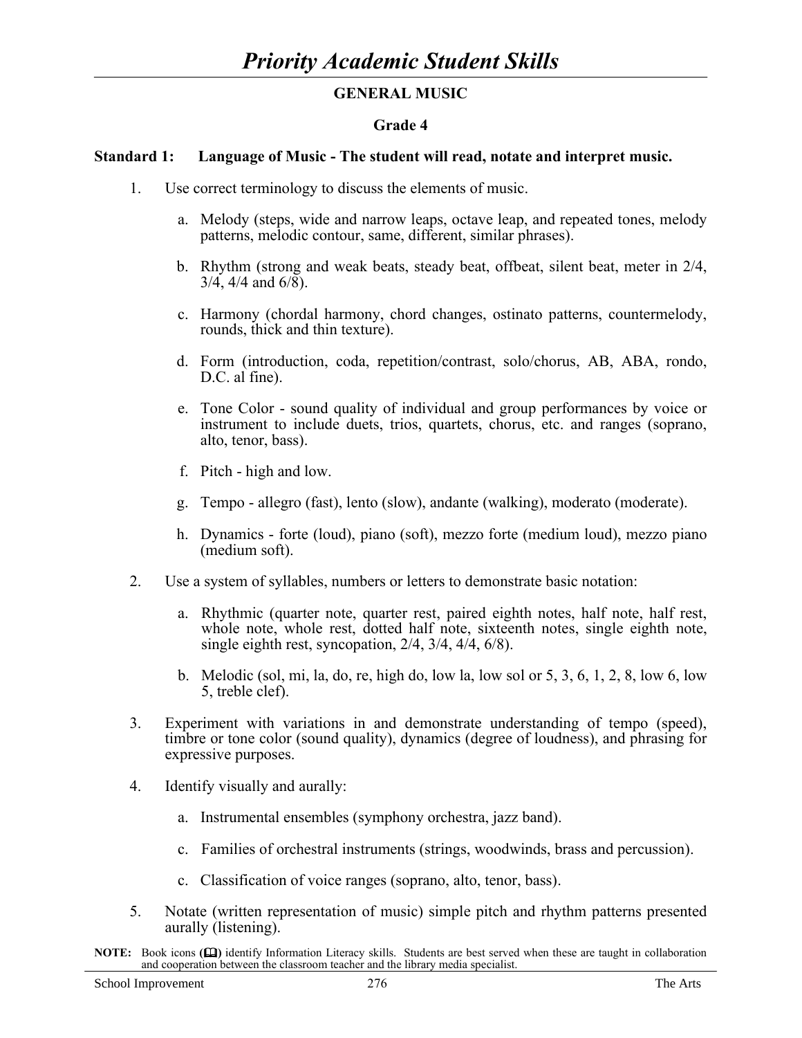# Priority Academic Student Skills

## GENERAL MUSIC

### Grade 4

**Standard 1: Language of Music - The student will read, notate and interpret music.**

1. Use correct terminology to discuss the elements of music.

   a. Melody (steps, wide and narrow leaps, octave leap, and repeated tones, melody patterns, melodic contour, same, different, similar phrases).

   b. Rhythm (strong and weak beats, steady beat, offbeat, silent beat, meter in 2/4, 3/4, 4/4 and 6/8).

   c. Harmony (chordal harmony, chord changes, ostinato patterns, countermelody, rounds, thick and thin texture).

   d. Form (introduction, coda, repetition/contrast, solo/chorus, AB, ABA, rondo, D.C. al fine).

   e. Tone Color - sound quality of individual and group performances by voice or instrument to include duets, trios, quartets, chorus, etc. and ranges (soprano, alto, tenor, bass).

   f. Pitch - high and low.

   g. Tempo - allegro (fast), lento (slow), andante (walking), moderato (moderate).

   h. Dynamics - forte (loud), piano (soft), mezzo forte (medium loud), mezzo piano (medium soft).

2. Use a system of syllables, numbers or letters to demonstrate basic notation:

   a. Rhythmic (quarter note, quarter rest, paired eighth notes, half note, half rest, whole note, whole rest, dotted half note, sixteenth notes, single eighth note, single eighth rest, syncopation, 2/4, 3/4, 4/4, 6/8).

   b. Melodic (sol, mi, la, do, re, high do, low la, low sol or 5, 3, 6, 1, 2, 8, low 6, low 5, treble clef).

3. Experiment with variations in and demonstrate understanding of tempo (speed), timbre or tone color (sound quality), dynamics (degree of loudness), and phrasing for expressive purposes.

4. Identify visually and aurally:

   a. Instrumental ensembles (symphony orchestra, jazz band).

   c. Families of orchestral instruments (strings, woodwinds, brass and percussion).

   c. Classification of voice ranges (soprano, alto, tenor, bass).

5. Notate (written representation of music) simple pitch and rhythm patterns presented aurally (listening).

**NOTE:** Book icons (🕮) identify Information Literacy skills. Students are best served when these are taught in collaboration and cooperation between the classroom teacher and the library media specialist.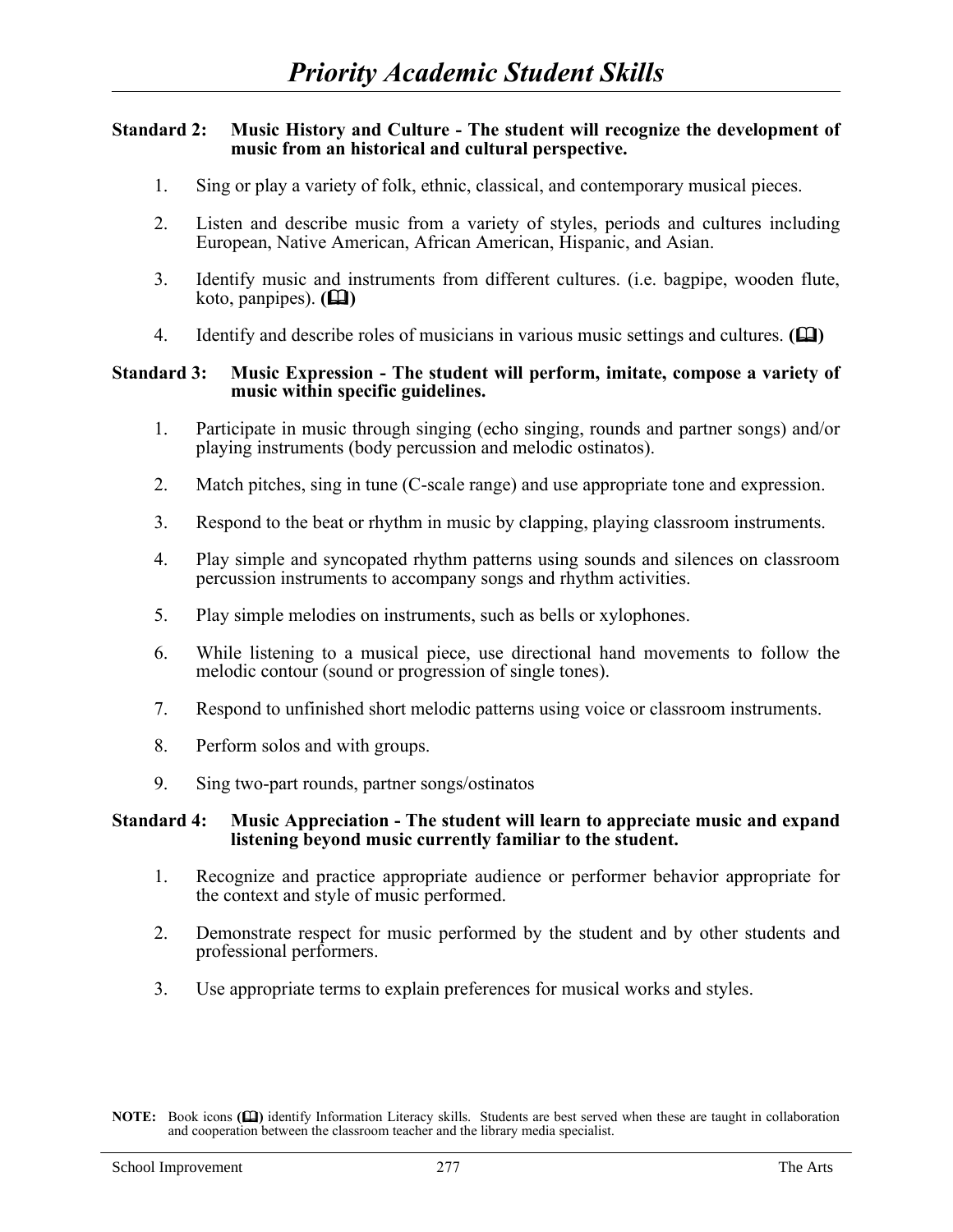# *Priority Academic Student Skills*

**Standard 2: Music History and Culture - The student will recognize the development of music from an historical and cultural perspective.**

1. Sing or play a variety of folk, ethnic, classical, and contemporary musical pieces.
2. Listen and describe music from a variety of styles, periods and cultures including European, Native American, African American, Hispanic, and Asian.
3. Identify music and instruments from different cultures. (i.e. bagpipe, wooden flute, koto, panpipes). **(📖)**
4. Identify and describe roles of musicians in various music settings and cultures. **(📖)**

**Standard 3: Music Expression - The student will perform, imitate, compose a variety of music within specific guidelines.**

1. Participate in music through singing (echo singing, rounds and partner songs) and/or playing instruments (body percussion and melodic ostinatos).
2. Match pitches, sing in tune (C-scale range) and use appropriate tone and expression.
3. Respond to the beat or rhythm in music by clapping, playing classroom instruments.
4. Play simple and syncopated rhythm patterns using sounds and silences on classroom percussion instruments to accompany songs and rhythm activities.
5. Play simple melodies on instruments, such as bells or xylophones.
6. While listening to a musical piece, use directional hand movements to follow the melodic contour (sound or progression of single tones).
7. Respond to unfinished short melodic patterns using voice or classroom instruments.
8. Perform solos and with groups.
9. Sing two-part rounds, partner songs/ostinatos

**Standard 4: Music Appreciation - The student will learn to appreciate music and expand listening beyond music currently familiar to the student.**

1. Recognize and practice appropriate audience or performer behavior appropriate for the context and style of music performed.
2. Demonstrate respect for music performed by the student and by other students and professional performers.
3. Use appropriate terms to explain preferences for musical works and styles.

**NOTE:** Book icons **(📖)** identify Information Literacy skills. Students are best served when these are taught in collaboration and cooperation between the classroom teacher and the library media specialist.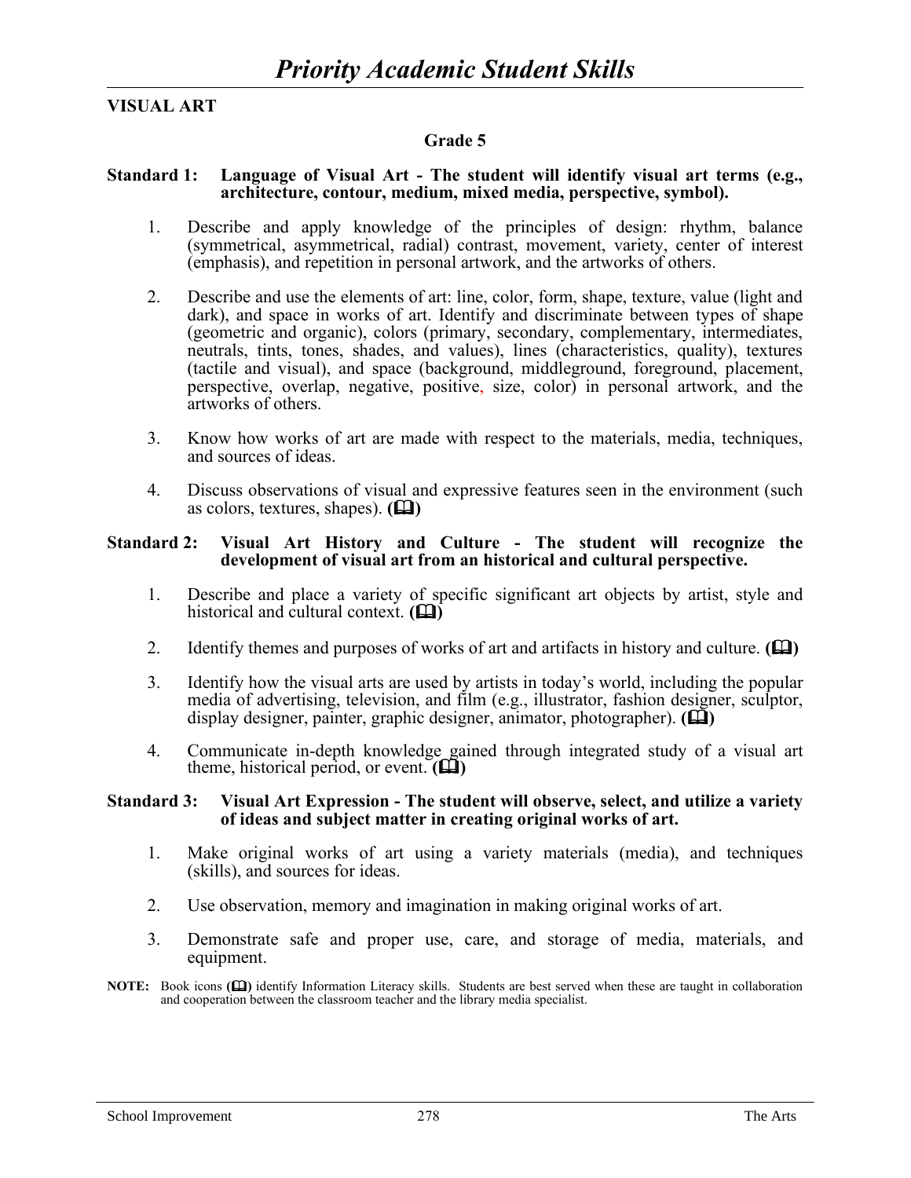# *Priority Academic Student Skills*

**VISUAL ART**

### Grade 5

**Standard 1: Language of Visual Art - The student will identify visual art terms (e.g., architecture, contour, medium, mixed media, perspective, symbol).**

1. Describe and apply knowledge of the principles of design: rhythm, balance (symmetrical, asymmetrical, radial) contrast, movement, variety, center of interest (emphasis), and repetition in personal artwork, and the artworks of others.

2. Describe and use the elements of art: line, color, form, shape, texture, value (light and dark), and space in works of art. Identify and discriminate between types of shape (geometric and organic), colors (primary, secondary, complementary, intermediates, neutrals, tints, tones, shades, and values), lines (characteristics, quality), textures (tactile and visual), and space (background, middleground, foreground, placement, perspective, overlap, negative, positive, size, color) in personal artwork, and the artworks of others.

3. Know how works of art are made with respect to the materials, media, techniques, and sources of ideas.

4. Discuss observations of visual and expressive features seen in the environment (such as colors, textures, shapes). **(📖)**

**Standard 2: Visual Art History and Culture - The student will recognize the development of visual art from an historical and cultural perspective.**

1. Describe and place a variety of specific significant art objects by artist, style and historical and cultural context. **(📖)**

2. Identify themes and purposes of works of art and artifacts in history and culture. **(📖)**

3. Identify how the visual arts are used by artists in today's world, including the popular media of advertising, television, and film (e.g., illustrator, fashion designer, sculptor, display designer, painter, graphic designer, animator, photographer). **(📖)**

4. Communicate in-depth knowledge gained through integrated study of a visual art theme, historical period, or event. **(📖)**

**Standard 3: Visual Art Expression - The student will observe, select, and utilize a variety of ideas and subject matter in creating original works of art.**

1. Make original works of art using a variety materials (media), and techniques (skills), and sources for ideas.

2. Use observation, memory and imagination in making original works of art.

3. Demonstrate safe and proper use, care, and storage of media, materials, and equipment.

**NOTE:** Book icons **(📖)** identify Information Literacy skills. Students are best served when these are taught in collaboration and cooperation between the classroom teacher and the library media specialist.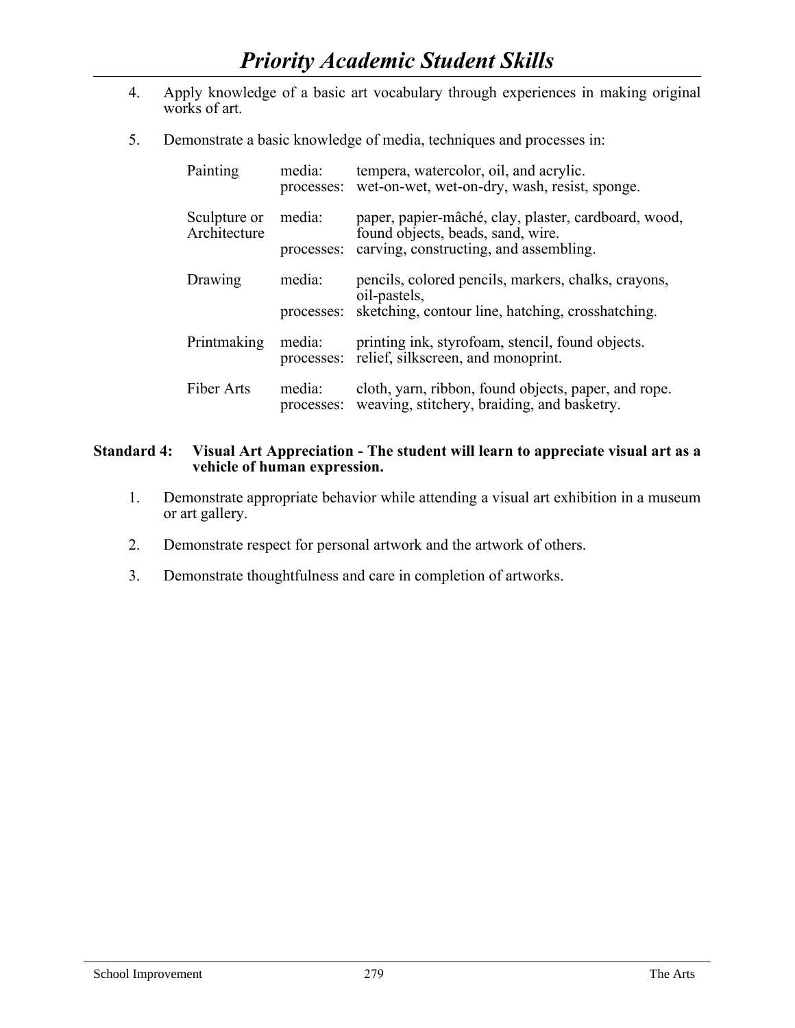4. Apply knowledge of a basic art vocabulary through experiences in making original works of art.

5. Demonstrate a basic knowledge of media, techniques and processes in:

| | | |
|---|---|---|
| Painting | media: | tempera, watercolor, oil, and acrylic. |
| | processes: | wet-on-wet, wet-on-dry, wash, resist, sponge. |
| Sculpture or Architecture | media: | paper, papier-mâché, clay, plaster, cardboard, wood, found objects, beads, sand, wire. |
| | processes: | carving, constructing, and assembling. |
| Drawing | media: | pencils, colored pencils, markers, chalks, crayons, oil-pastels, |
| | processes: | sketching, contour line, hatching, crosshatching. |
| Printmaking | media: | printing ink, styrofoam, stencil, found objects. |
| | processes: | relief, silkscreen, and monoprint. |
| Fiber Arts | media: | cloth, yarn, ribbon, found objects, paper, and rope. |
| | processes: | weaving, stitchery, braiding, and basketry. |

**Standard 4: Visual Art Appreciation - The student will learn to appreciate visual art as a vehicle of human expression.**

1. Demonstrate appropriate behavior while attending a visual art exhibition in a museum or art gallery.

2. Demonstrate respect for personal artwork and the artwork of others.

3. Demonstrate thoughtfulness and care in completion of artworks.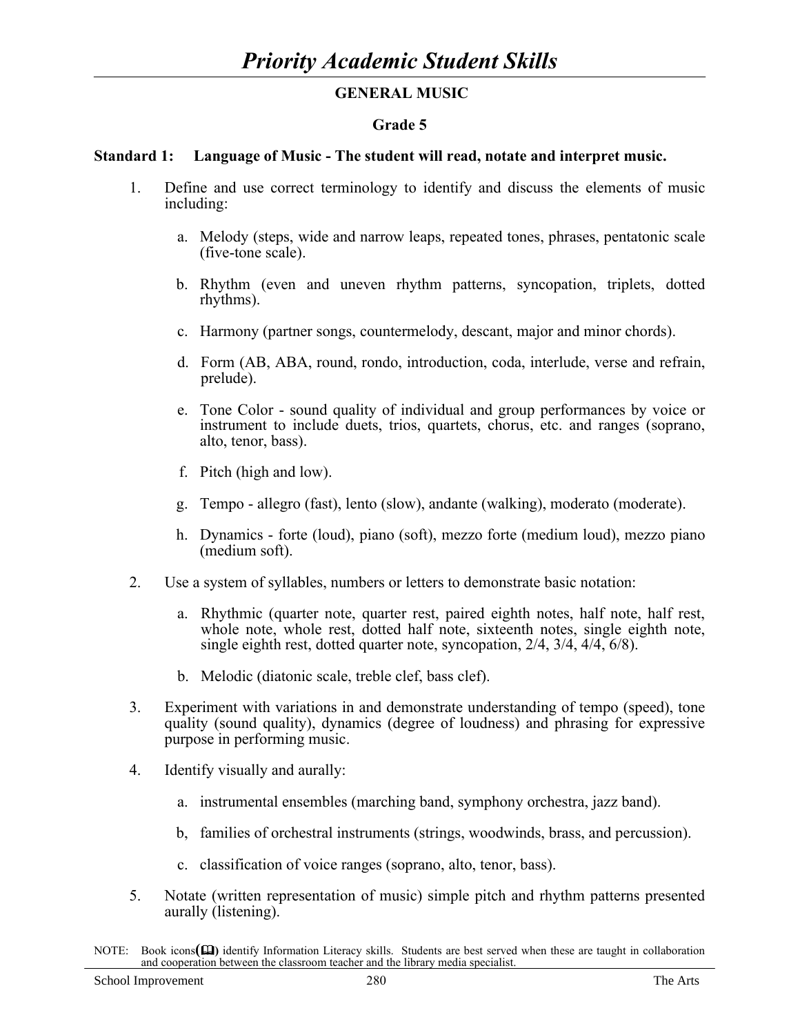# *Priority Academic Student Skills*

## GENERAL MUSIC

### Grade 5

**Standard 1: Language of Music - The student will read, notate and interpret music.**

1. Define and use correct terminology to identify and discuss the elements of music including:

   a. Melody (steps, wide and narrow leaps, repeated tones, phrases, pentatonic scale (five-tone scale).

   b. Rhythm (even and uneven rhythm patterns, syncopation, triplets, dotted rhythms).

   c. Harmony (partner songs, countermelody, descant, major and minor chords).

   d. Form (AB, ABA, round, rondo, introduction, coda, interlude, verse and refrain, prelude).

   e. Tone Color - sound quality of individual and group performances by voice or instrument to include duets, trios, quartets, chorus, etc. and ranges (soprano, alto, tenor, bass).

   f. Pitch (high and low).

   g. Tempo - allegro (fast), lento (slow), andante (walking), moderato (moderate).

   h. Dynamics - forte (loud), piano (soft), mezzo forte (medium loud), mezzo piano (medium soft).

2. Use a system of syllables, numbers or letters to demonstrate basic notation:

   a. Rhythmic (quarter note, quarter rest, paired eighth notes, half note, half rest, whole note, whole rest, dotted half note, sixteenth notes, single eighth note, single eighth rest, dotted quarter note, syncopation, 2/4, 3/4, 4/4, 6/8).

   b. Melodic (diatonic scale, treble clef, bass clef).

3. Experiment with variations in and demonstrate understanding of tempo (speed), tone quality (sound quality), dynamics (degree of loudness) and phrasing for expressive purpose in performing music.

4. Identify visually and aurally:

   a. instrumental ensembles (marching band, symphony orchestra, jazz band).

   b, families of orchestral instruments (strings, woodwinds, brass, and percussion).

   c. classification of voice ranges (soprano, alto, tenor, bass).

5. Notate (written representation of music) simple pitch and rhythm patterns presented aurally (listening).

NOTE: Book icons(📖) identify Information Literacy skills. Students are best served when these are taught in collaboration and cooperation between the classroom teacher and the library media specialist.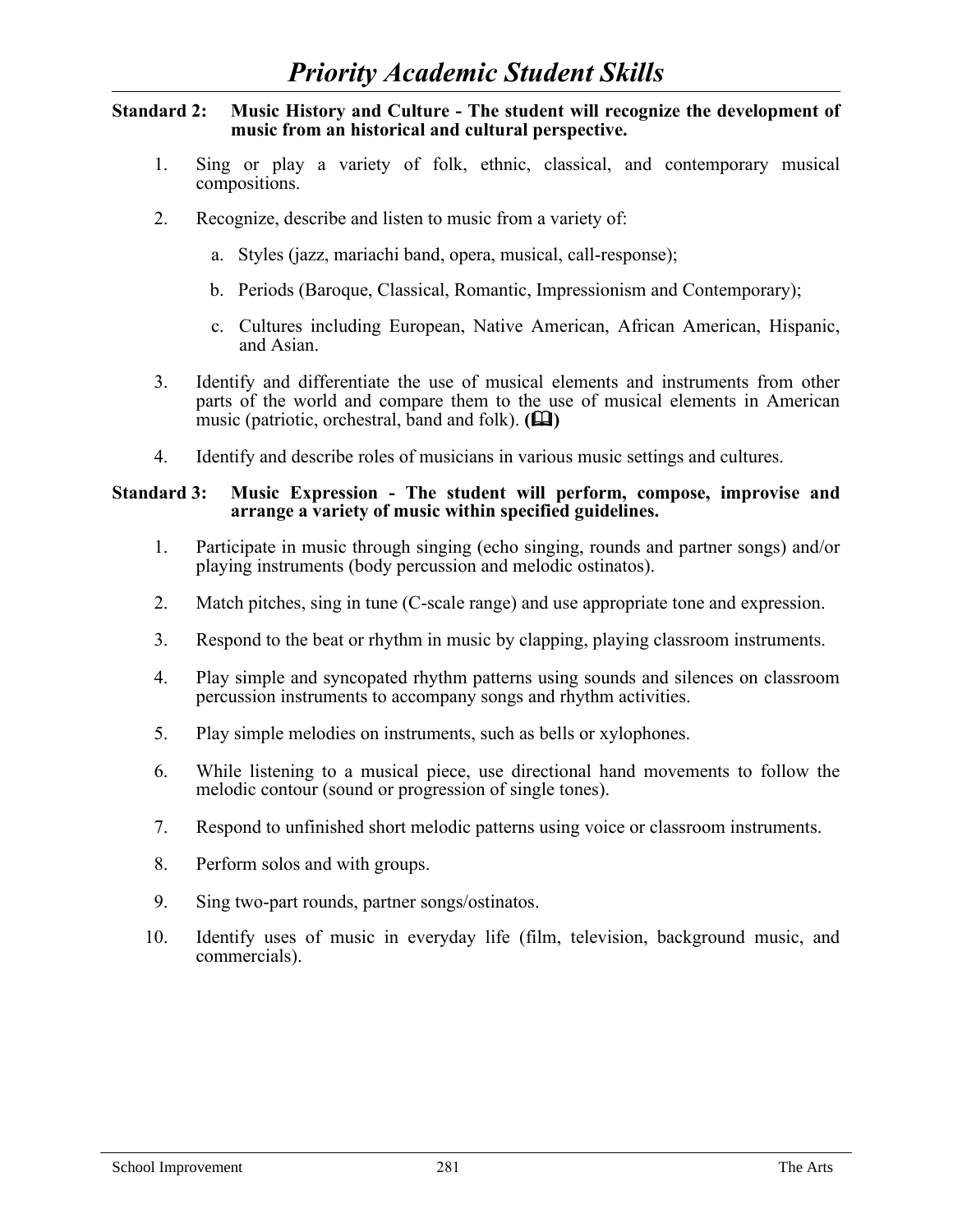# *Priority Academic Student Skills*

**Standard 2: Music History and Culture - The student will recognize the development of music from an historical and cultural perspective.**

1. Sing or play a variety of folk, ethnic, classical, and contemporary musical compositions.

2. Recognize, describe and listen to music from a variety of:

   a. Styles (jazz, mariachi band, opera, musical, call-response);

   b. Periods (Baroque, Classical, Romantic, Impressionism and Contemporary);

   c. Cultures including European, Native American, African American, Hispanic, and Asian.

3. Identify and differentiate the use of musical elements and instruments from other parts of the world and compare them to the use of musical elements in American music (patriotic, orchestral, band and folk). **(🕮)**

4. Identify and describe roles of musicians in various music settings and cultures.

**Standard 3: Music Expression - The student will perform, compose, improvise and arrange a variety of music within specified guidelines.**

1. Participate in music through singing (echo singing, rounds and partner songs) and/or playing instruments (body percussion and melodic ostinatos).

2. Match pitches, sing in tune (C-scale range) and use appropriate tone and expression.

3. Respond to the beat or rhythm in music by clapping, playing classroom instruments.

4. Play simple and syncopated rhythm patterns using sounds and silences on classroom percussion instruments to accompany songs and rhythm activities.

5. Play simple melodies on instruments, such as bells or xylophones.

6. While listening to a musical piece, use directional hand movements to follow the melodic contour (sound or progression of single tones).

7. Respond to unfinished short melodic patterns using voice or classroom instruments.

8. Perform solos and with groups.

9. Sing two-part rounds, partner songs/ostinatos.

10. Identify uses of music in everyday life (film, television, background music, and commercials).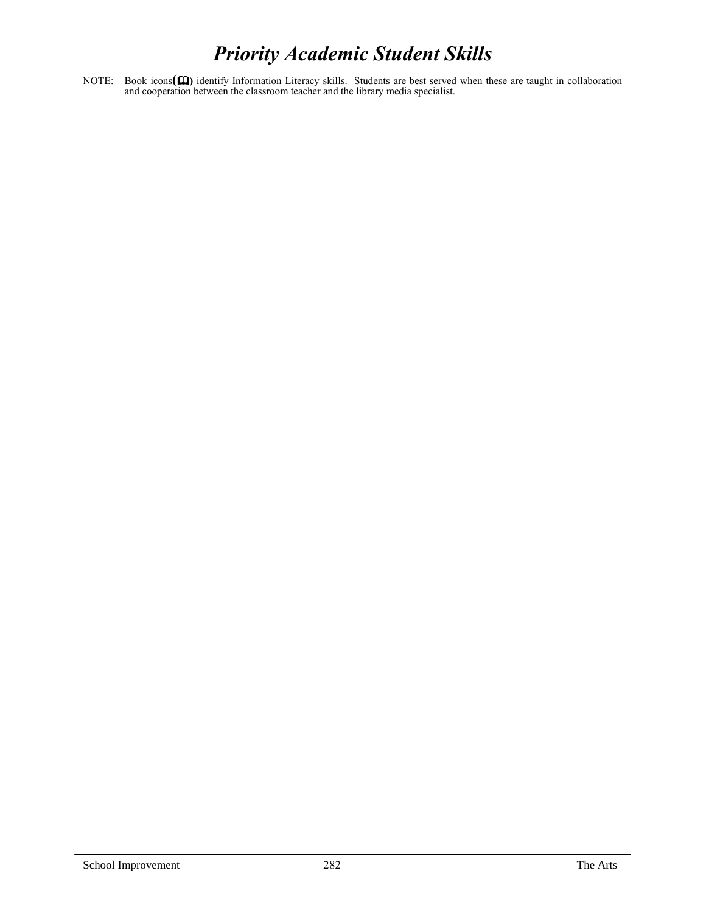# *Priority Academic Student Skills*

NOTE: Book icons(🕮) identify Information Literacy skills. Students are best served when these are taught in collaboration and cooperation between the classroom teacher and the library media specialist.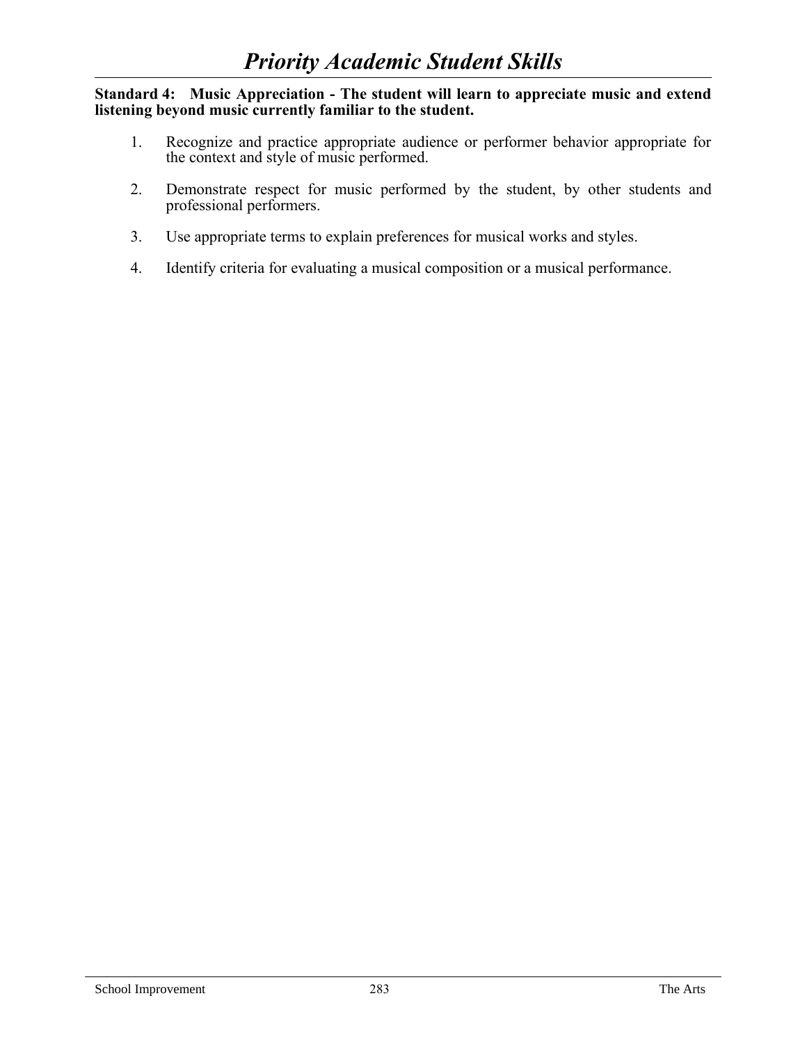# *Priority Academic Student Skills*

**Standard 4: Music Appreciation - The student will learn to appreciate music and extend listening beyond music currently familiar to the student.**

1. Recognize and practice appropriate audience or performer behavior appropriate for the context and style of music performed.

2. Demonstrate respect for music performed by the student, by other students and professional performers.

3. Use appropriate terms to explain preferences for musical works and styles.

4. Identify criteria for evaluating a musical composition or a musical performance.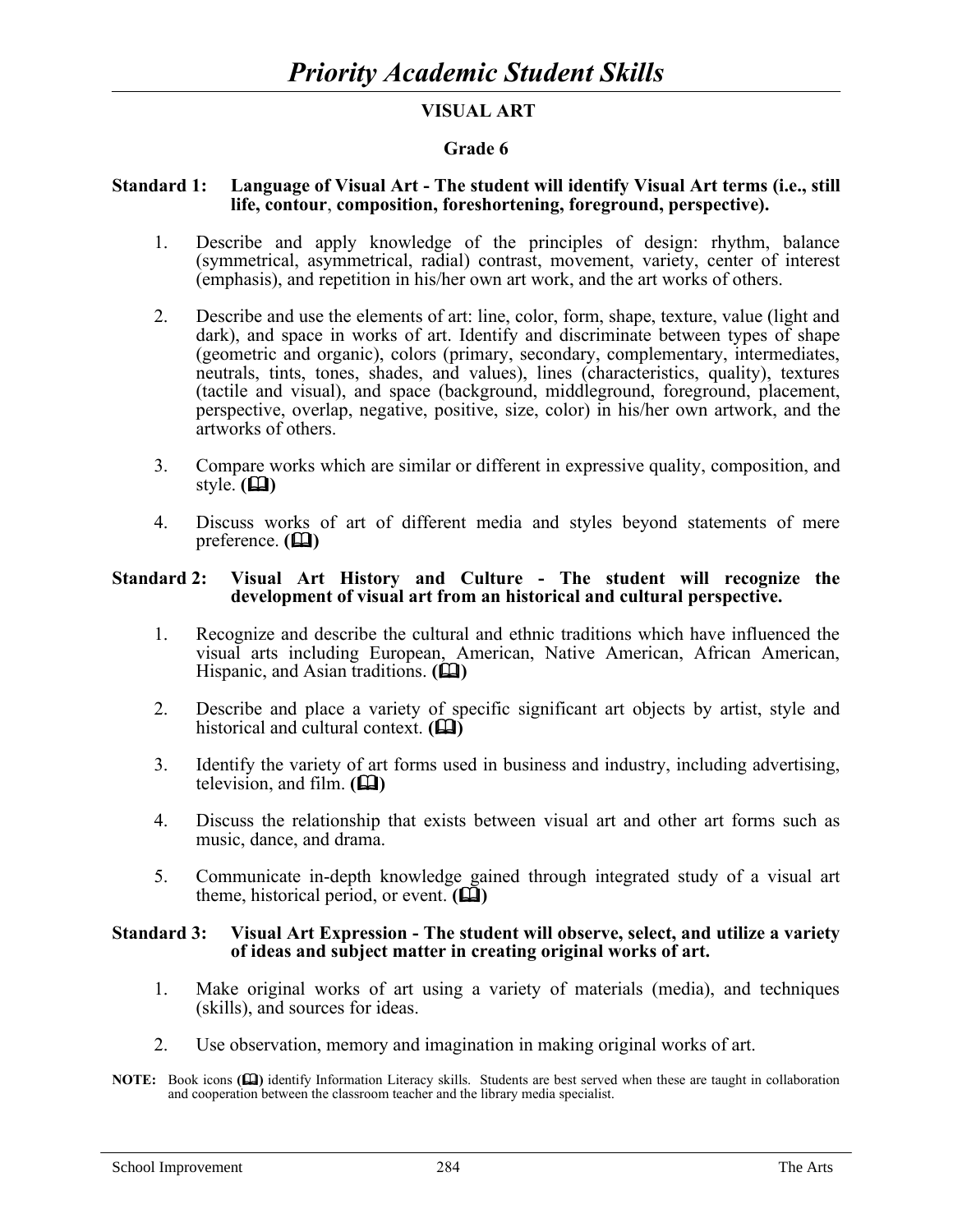# *Priority Academic Student Skills*

## VISUAL ART

### Grade 6

**Standard 1: Language of Visual Art - The student will identify Visual Art terms (i.e., still life, contour, composition, foreshortening, foreground, perspective).**

1. Describe and apply knowledge of the principles of design: rhythm, balance (symmetrical, asymmetrical, radial) contrast, movement, variety, center of interest (emphasis), and repetition in his/her own art work, and the art works of others.

2. Describe and use the elements of art: line, color, form, shape, texture, value (light and dark), and space in works of art. Identify and discriminate between types of shape (geometric and organic), colors (primary, secondary, complementary, intermediates, neutrals, tints, tones, shades, and values), lines (characteristics, quality), textures (tactile and visual), and space (background, middleground, foreground, placement, perspective, overlap, negative, positive, size, color) in his/her own artwork, and the artworks of others.

3. Compare works which are similar or different in expressive quality, composition, and style. **(🕮)**

4. Discuss works of art of different media and styles beyond statements of mere preference. **(🕮)**

**Standard 2: Visual Art History and Culture - The student will recognize the development of visual art from an historical and cultural perspective.**

1. Recognize and describe the cultural and ethnic traditions which have influenced the visual arts including European, American, Native American, African American, Hispanic, and Asian traditions. **(🕮)**

2. Describe and place a variety of specific significant art objects by artist, style and historical and cultural context. **(🕮)**

3. Identify the variety of art forms used in business and industry, including advertising, television, and film. **(🕮)**

4. Discuss the relationship that exists between visual art and other art forms such as music, dance, and drama.

5. Communicate in-depth knowledge gained through integrated study of a visual art theme, historical period, or event. **(🕮)**

**Standard 3: Visual Art Expression - The student will observe, select, and utilize a variety of ideas and subject matter in creating original works of art.**

1. Make original works of art using a variety of materials (media), and techniques (skills), and sources for ideas.

2. Use observation, memory and imagination in making original works of art.

**NOTE:** Book icons **(🕮)** identify Information Literacy skills. Students are best served when these are taught in collaboration and cooperation between the classroom teacher and the library media specialist.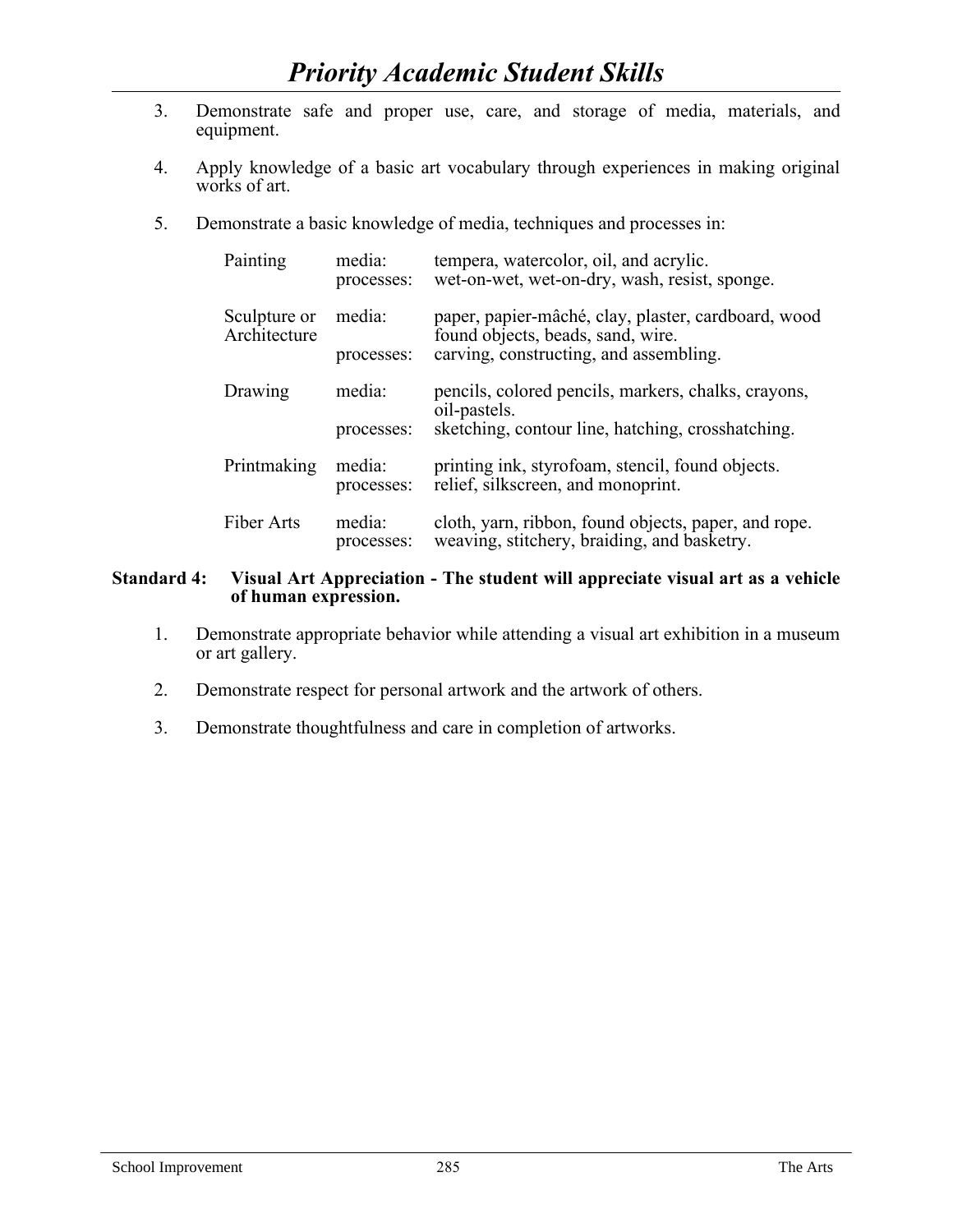# *Priority Academic Student Skills*

3. Demonstrate safe and proper use, care, and storage of media, materials, and equipment.

4. Apply knowledge of a basic art vocabulary through experiences in making original works of art.

5. Demonstrate a basic knowledge of media, techniques and processes in:

| | | |
|---|---|---|
| Painting | media: | tempera, watercolor, oil, and acrylic. |
| | processes: | wet-on-wet, wet-on-dry, wash, resist, sponge. |
| Sculpture or Architecture | media: | paper, papier-mâché, clay, plaster, cardboard, wood found objects, beads, sand, wire. |
| | processes: | carving, constructing, and assembling. |
| Drawing | media: | pencils, colored pencils, markers, chalks, crayons, oil-pastels. |
| | processes: | sketching, contour line, hatching, crosshatching. |
| Printmaking | media: | printing ink, styrofoam, stencil, found objects. |
| | processes: | relief, silkscreen, and monoprint. |
| Fiber Arts | media: | cloth, yarn, ribbon, found objects, paper, and rope. |
| | processes: | weaving, stitchery, braiding, and basketry. |

**Standard 4: Visual Art Appreciation - The student will appreciate visual art as a vehicle of human expression.**

1. Demonstrate appropriate behavior while attending a visual art exhibition in a museum or art gallery.

2. Demonstrate respect for personal artwork and the artwork of others.

3. Demonstrate thoughtfulness and care in completion of artworks.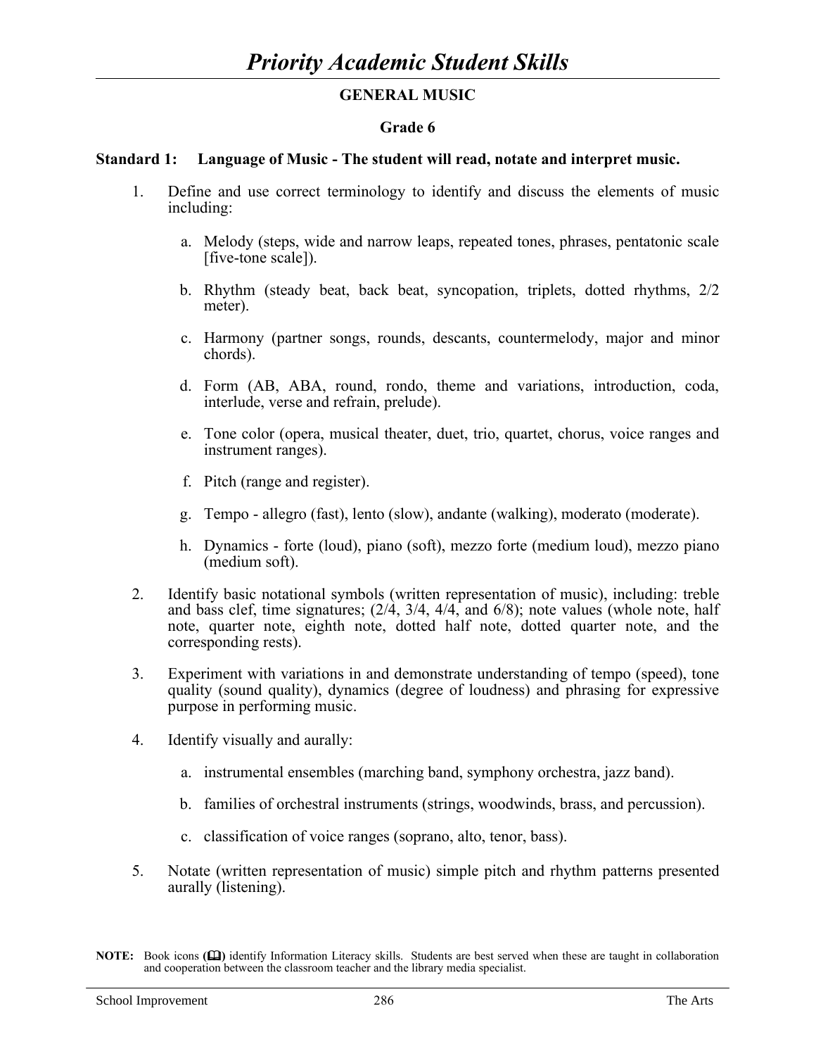# *Priority Academic Student Skills*

## GENERAL MUSIC

### Grade 6

**Standard 1: Language of Music - The student will read, notate and interpret music.**

1. Define and use correct terminology to identify and discuss the elements of music including:

   a. Melody (steps, wide and narrow leaps, repeated tones, phrases, pentatonic scale [five-tone scale]).

   b. Rhythm (steady beat, back beat, syncopation, triplets, dotted rhythms, 2/2 meter).

   c. Harmony (partner songs, rounds, descants, countermelody, major and minor chords).

   d. Form (AB, ABA, round, rondo, theme and variations, introduction, coda, interlude, verse and refrain, prelude).

   e. Tone color (opera, musical theater, duet, trio, quartet, chorus, voice ranges and instrument ranges).

   f. Pitch (range and register).

   g. Tempo - allegro (fast), lento (slow), andante (walking), moderato (moderate).

   h. Dynamics - forte (loud), piano (soft), mezzo forte (medium loud), mezzo piano (medium soft).

2. Identify basic notational symbols (written representation of music), including: treble and bass clef, time signatures; (2/4, 3/4, 4/4, and 6/8); note values (whole note, half note, quarter note, eighth note, dotted half note, dotted quarter note, and the corresponding rests).

3. Experiment with variations in and demonstrate understanding of tempo (speed), tone quality (sound quality), dynamics (degree of loudness) and phrasing for expressive purpose in performing music.

4. Identify visually and aurally:

   a. instrumental ensembles (marching band, symphony orchestra, jazz band).

   b. families of orchestral instruments (strings, woodwinds, brass, and percussion).

   c. classification of voice ranges (soprano, alto, tenor, bass).

5. Notate (written representation of music) simple pitch and rhythm patterns presented aurally (listening).

**NOTE:** Book icons (📖) identify Information Literacy skills. Students are best served when these are taught in collaboration and cooperation between the classroom teacher and the library media specialist.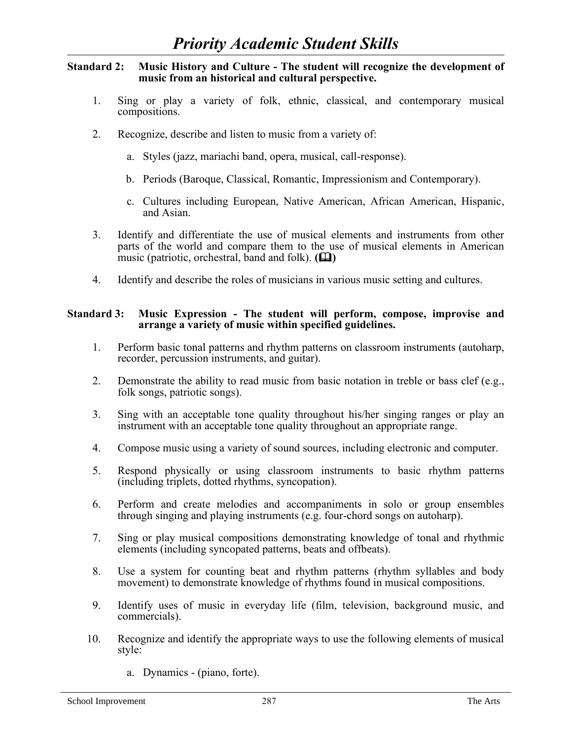# *Priority Academic Student Skills*

**Standard 2: Music History and Culture - The student will recognize the development of music from an historical and cultural perspective.**

1. Sing or play a variety of folk, ethnic, classical, and contemporary musical compositions.

2. Recognize, describe and listen to music from a variety of:

   a. Styles (jazz, mariachi band, opera, musical, call-response).

   b. Periods (Baroque, Classical, Romantic, Impressionism and Contemporary).

   c. Cultures including European, Native American, African American, Hispanic, and Asian.

3. Identify and differentiate the use of musical elements and instruments from other parts of the world and compare them to the use of musical elements in American music (patriotic, orchestral, band and folk). **(📖)**

4. Identify and describe the roles of musicians in various music setting and cultures.

**Standard 3: Music Expression - The student will perform, compose, improvise and arrange a variety of music within specified guidelines.**

1. Perform basic tonal patterns and rhythm patterns on classroom instruments (autoharp, recorder, percussion instruments, and guitar).

2. Demonstrate the ability to read music from basic notation in treble or bass clef (e.g., folk songs, patriotic songs).

3. Sing with an acceptable tone quality throughout his/her singing ranges or play an instrument with an acceptable tone quality throughout an appropriate range.

4. Compose music using a variety of sound sources, including electronic and computer.

5. Respond physically or using classroom instruments to basic rhythm patterns (including triplets, dotted rhythms, syncopation).

6. Perform and create melodies and accompaniments in solo or group ensembles through singing and playing instruments (e.g. four-chord songs on autoharp).

7. Sing or play musical compositions demonstrating knowledge of tonal and rhythmic elements (including syncopated patterns, beats and offbeats).

8. Use a system for counting beat and rhythm patterns (rhythm syllables and body movement) to demonstrate knowledge of rhythms found in musical compositions.

9. Identify uses of music in everyday life (film, television, background music, and commercials).

10. Recognize and identify the appropriate ways to use the following elements of musical style:

    a. Dynamics - (piano, forte).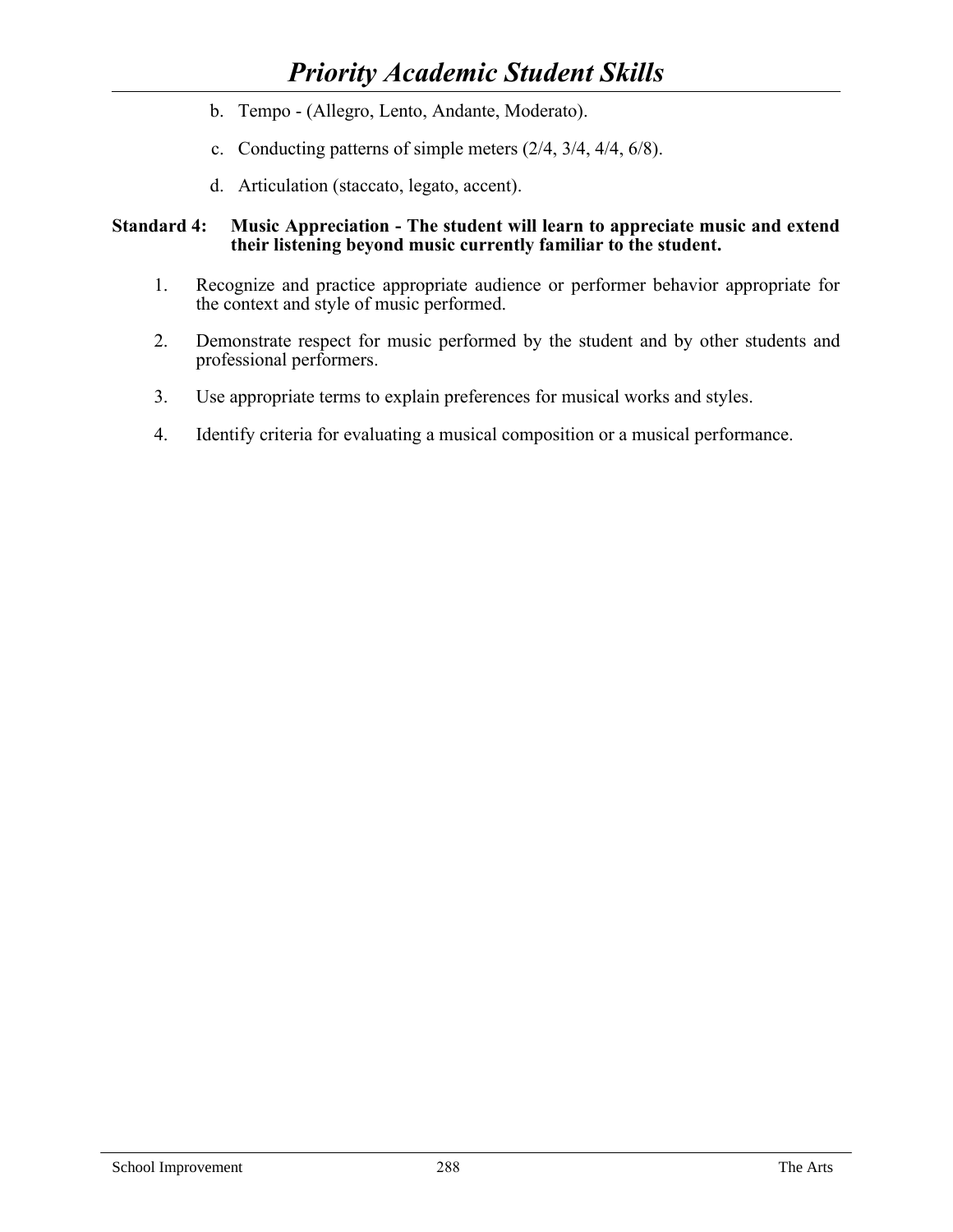b. Tempo - (Allegro, Lento, Andante, Moderato).

c. Conducting patterns of simple meters (2/4, 3/4, 4/4, 6/8).

d. Articulation (staccato, legato, accent).

**Standard 4: Music Appreciation - The student will learn to appreciate music and extend their listening beyond music currently familiar to the student.**

1. Recognize and practice appropriate audience or performer behavior appropriate for the context and style of music performed.

2. Demonstrate respect for music performed by the student and by other students and professional performers.

3. Use appropriate terms to explain preferences for musical works and styles.

4. Identify criteria for evaluating a musical composition or a musical performance.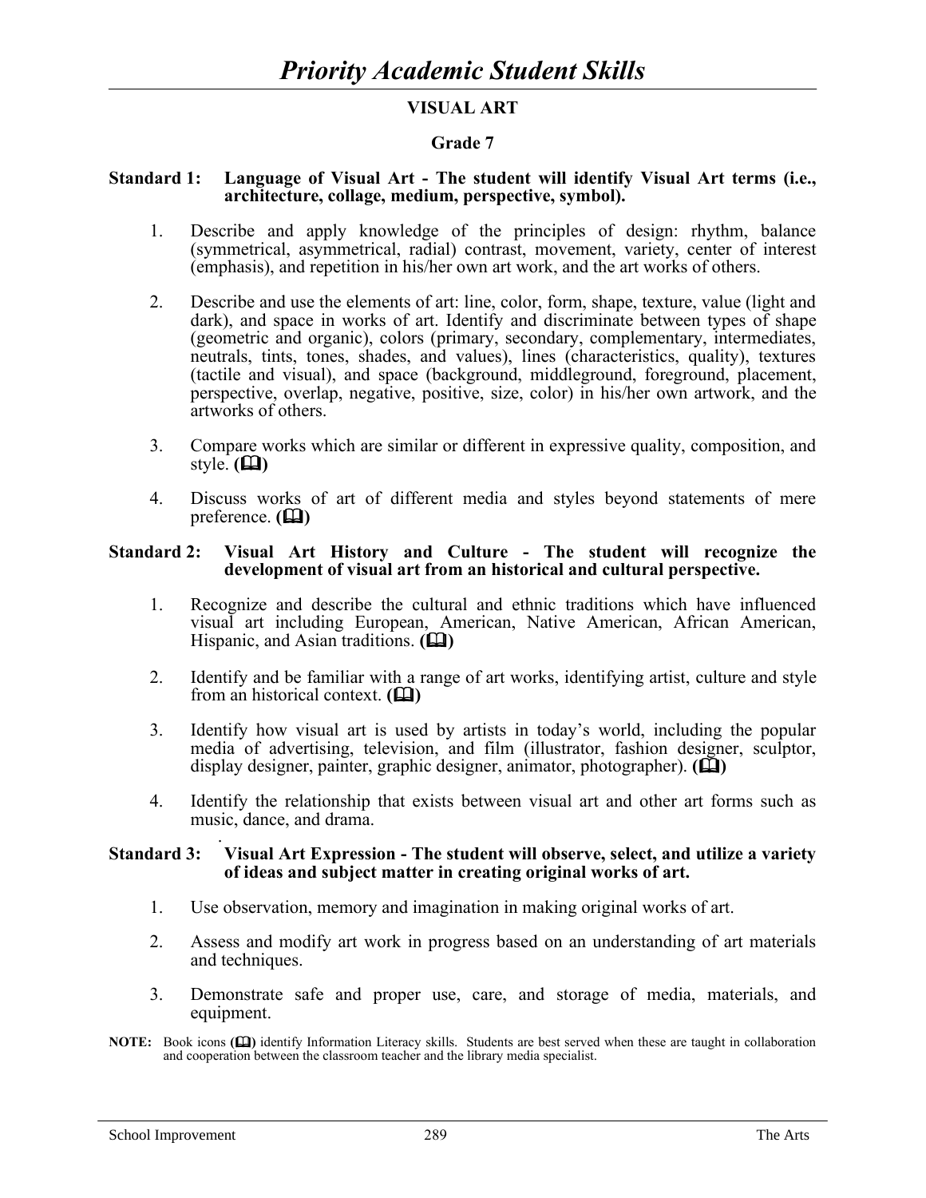# *Priority Academic Student Skills*

## VISUAL ART

### Grade 7

**Standard 1: Language of Visual Art - The student will identify Visual Art terms (i.e., architecture, collage, medium, perspective, symbol).**

1. Describe and apply knowledge of the principles of design: rhythm, balance (symmetrical, asymmetrical, radial) contrast, movement, variety, center of interest (emphasis), and repetition in his/her own art work, and the art works of others.

2. Describe and use the elements of art: line, color, form, shape, texture, value (light and dark), and space in works of art. Identify and discriminate between types of shape (geometric and organic), colors (primary, secondary, complementary, intermediates, neutrals, tints, tones, shades, and values), lines (characteristics, quality), textures (tactile and visual), and space (background, middleground, foreground, placement, perspective, overlap, negative, positive, size, color) in his/her own artwork, and the artworks of others.

3. Compare works which are similar or different in expressive quality, composition, and style. **(📖)**

4. Discuss works of art of different media and styles beyond statements of mere preference. **(📖)**

**Standard 2: Visual Art History and Culture - The student will recognize the development of visual art from an historical and cultural perspective.**

1. Recognize and describe the cultural and ethnic traditions which have influenced visual art including European, American, Native American, African American, Hispanic, and Asian traditions. **(📖)**

2. Identify and be familiar with a range of art works, identifying artist, culture and style from an historical context. **(📖)**

3. Identify how visual art is used by artists in today's world, including the popular media of advertising, television, and film (illustrator, fashion designer, sculptor, display designer, painter, graphic designer, animator, photographer). **(📖)**

4. Identify the relationship that exists between visual art and other art forms such as music, dance, and drama.

**Standard 3: Visual Art Expression - The student will observe, select, and utilize a variety of ideas and subject matter in creating original works of art.**

1. Use observation, memory and imagination in making original works of art.

2. Assess and modify art work in progress based on an understanding of art materials and techniques.

3. Demonstrate safe and proper use, care, and storage of media, materials, and equipment.

**NOTE:** Book icons **(📖)** identify Information Literacy skills. Students are best served when these are taught in collaboration and cooperation between the classroom teacher and the library media specialist.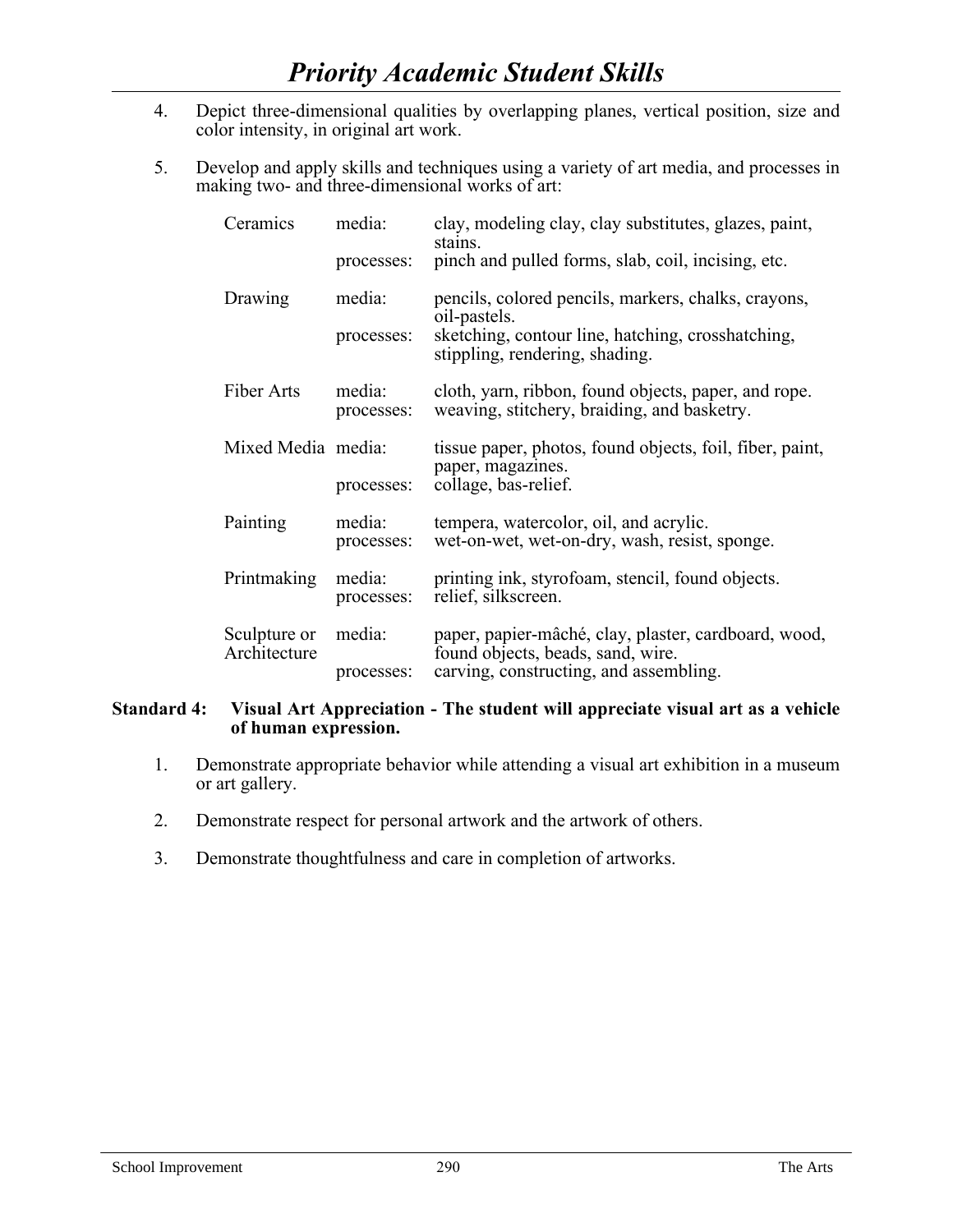# *Priority Academic Student Skills*

4. Depict three-dimensional qualities by overlapping planes, vertical position, size and color intensity, in original art work.

5. Develop and apply skills and techniques using a variety of art media, and processes in making two- and three-dimensional works of art:

| | | |
|---|---|---|
| Ceramics | media: | clay, modeling clay, clay substitutes, glazes, paint, stains. |
| | processes: | pinch and pulled forms, slab, coil, incising, etc. |
| Drawing | media: | pencils, colored pencils, markers, chalks, crayons, oil-pastels. |
| | processes: | sketching, contour line, hatching, crosshatching, stippling, rendering, shading. |
| Fiber Arts | media: | cloth, yarn, ribbon, found objects, paper, and rope. |
| | processes: | weaving, stitchery, braiding, and basketry. |
| Mixed Media | media: | tissue paper, photos, found objects, foil, fiber, paint, paper, magazines. |
| | processes: | collage, bas-relief. |
| Painting | media: | tempera, watercolor, oil, and acrylic. |
| | processes: | wet-on-wet, wet-on-dry, wash, resist, sponge. |
| Printmaking | media: | printing ink, styrofoam, stencil, found objects. |
| | processes: | relief, silkscreen. |
| Sculpture or Architecture | media: | paper, papier-mâché, clay, plaster, cardboard, wood, found objects, beads, sand, wire. |
| | processes: | carving, constructing, and assembling. |

**Standard 4: Visual Art Appreciation - The student will appreciate visual art as a vehicle of human expression.**

1. Demonstrate appropriate behavior while attending a visual art exhibition in a museum or art gallery.

2. Demonstrate respect for personal artwork and the artwork of others.

3. Demonstrate thoughtfulness and care in completion of artworks.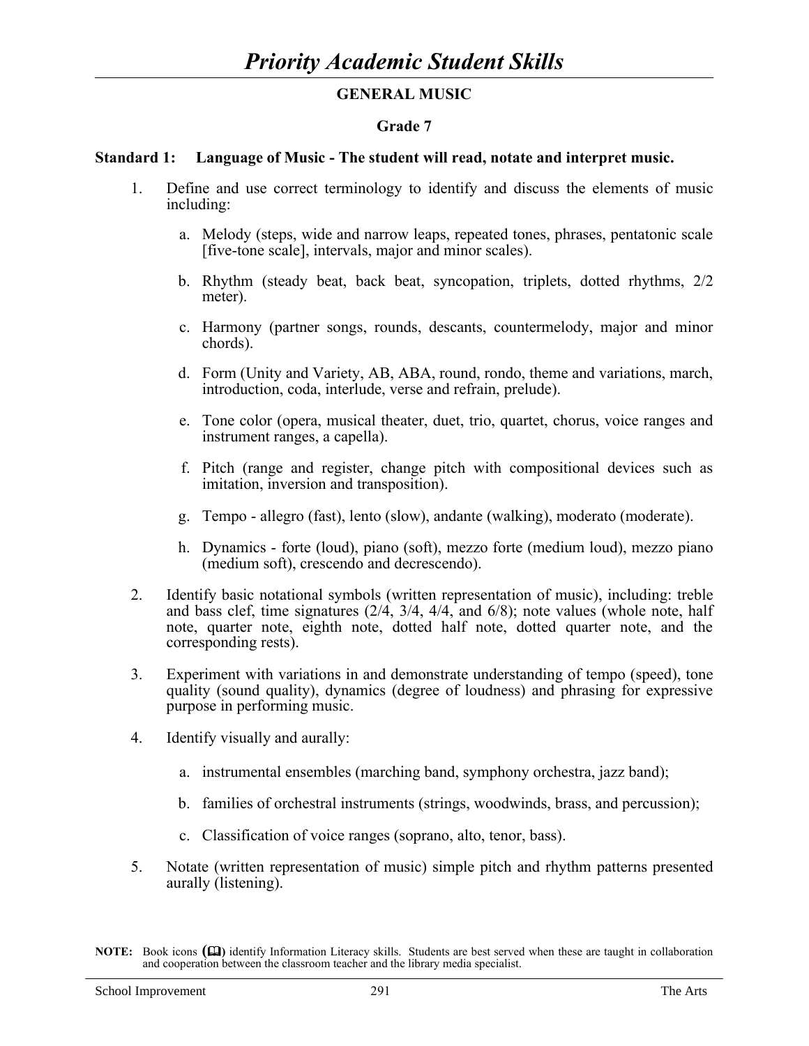# *Priority Academic Student Skills*

## GENERAL MUSIC

### Grade 7

**Standard 1: Language of Music - The student will read, notate and interpret music.**

1. Define and use correct terminology to identify and discuss the elements of music including:

   a. Melody (steps, wide and narrow leaps, repeated tones, phrases, pentatonic scale [five-tone scale], intervals, major and minor scales).

   b. Rhythm (steady beat, back beat, syncopation, triplets, dotted rhythms, 2/2 meter).

   c. Harmony (partner songs, rounds, descants, countermelody, major and minor chords).

   d. Form (Unity and Variety, AB, ABA, round, rondo, theme and variations, march, introduction, coda, interlude, verse and refrain, prelude).

   e. Tone color (opera, musical theater, duet, trio, quartet, chorus, voice ranges and instrument ranges, a capella).

   f. Pitch (range and register, change pitch with compositional devices such as imitation, inversion and transposition).

   g. Tempo - allegro (fast), lento (slow), andante (walking), moderato (moderate).

   h. Dynamics - forte (loud), piano (soft), mezzo forte (medium loud), mezzo piano (medium soft), crescendo and decrescendo).

2. Identify basic notational symbols (written representation of music), including: treble and bass clef, time signatures (2/4, 3/4, 4/4, and 6/8); note values (whole note, half note, quarter note, eighth note, dotted half note, dotted quarter note, and the corresponding rests).

3. Experiment with variations in and demonstrate understanding of tempo (speed), tone quality (sound quality), dynamics (degree of loudness) and phrasing for expressive purpose in performing music.

4. Identify visually and aurally:

   a. instrumental ensembles (marching band, symphony orchestra, jazz band);

   b. families of orchestral instruments (strings, woodwinds, brass, and percussion);

   c. Classification of voice ranges (soprano, alto, tenor, bass).

5. Notate (written representation of music) simple pitch and rhythm patterns presented aurally (listening).

**NOTE:** Book icons (📖) identify Information Literacy skills. Students are best served when these are taught in collaboration and cooperation between the classroom teacher and the library media specialist.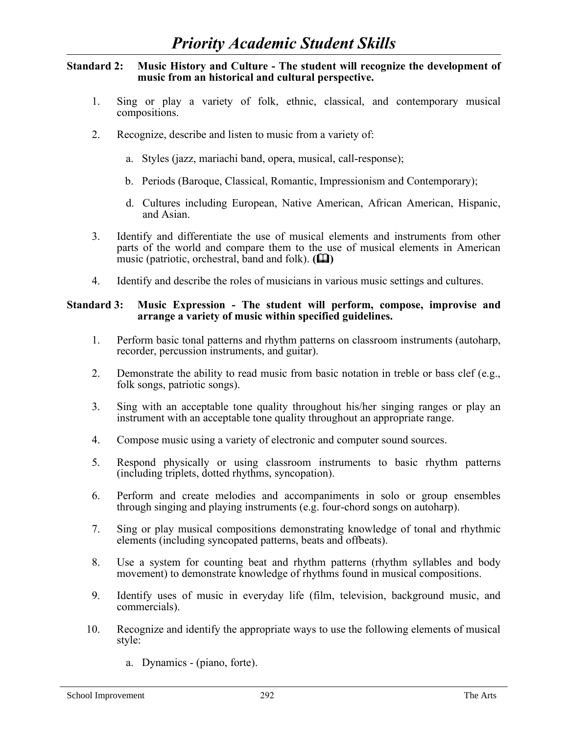# *Priority Academic Student Skills*

**Standard 2: Music History and Culture - The student will recognize the development of music from an historical and cultural perspective.**

1. Sing or play a variety of folk, ethnic, classical, and contemporary musical compositions.
2. Recognize, describe and listen to music from a variety of:
   a. Styles (jazz, mariachi band, opera, musical, call-response);
   b. Periods (Baroque, Classical, Romantic, Impressionism and Contemporary);
   d. Cultures including European, Native American, African American, Hispanic, and Asian.
3. Identify and differentiate the use of musical elements and instruments from other parts of the world and compare them to the use of musical elements in American music (patriotic, orchestral, band and folk). **(🕮)**
4. Identify and describe the roles of musicians in various music settings and cultures.

**Standard 3: Music Expression - The student will perform, compose, improvise and arrange a variety of music within specified guidelines.**

1. Perform basic tonal patterns and rhythm patterns on classroom instruments (autoharp, recorder, percussion instruments, and guitar).
2. Demonstrate the ability to read music from basic notation in treble or bass clef (e.g., folk songs, patriotic songs).
3. Sing with an acceptable tone quality throughout his/her singing ranges or play an instrument with an acceptable tone quality throughout an appropriate range.
4. Compose music using a variety of electronic and computer sound sources.
5. Respond physically or using classroom instruments to basic rhythm patterns (including triplets, dotted rhythms, syncopation).
6. Perform and create melodies and accompaniments in solo or group ensembles through singing and playing instruments (e.g. four-chord songs on autoharp).
7. Sing or play musical compositions demonstrating knowledge of tonal and rhythmic elements (including syncopated patterns, beats and offbeats).
8. Use a system for counting beat and rhythm patterns (rhythm syllables and body movement) to demonstrate knowledge of rhythms found in musical compositions.
9. Identify uses of music in everyday life (film, television, background music, and commercials).
10. Recognize and identify the appropriate ways to use the following elements of musical style:
    a. Dynamics - (piano, forte).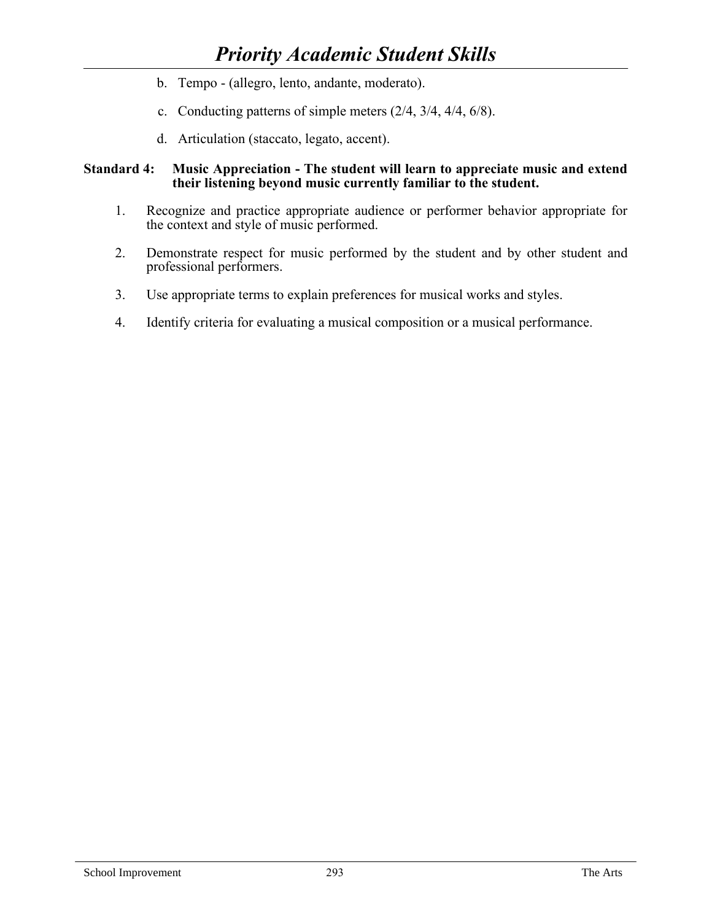b. Tempo - (allegro, lento, andante, moderato).

c. Conducting patterns of simple meters (2/4, 3/4, 4/4, 6/8).

d. Articulation (staccato, legato, accent).

**Standard 4: Music Appreciation - The student will learn to appreciate music and extend their listening beyond music currently familiar to the student.**

1. Recognize and practice appropriate audience or performer behavior appropriate for the context and style of music performed.

2. Demonstrate respect for music performed by the student and by other student and professional performers.

3. Use appropriate terms to explain preferences for musical works and styles.

4. Identify criteria for evaluating a musical composition or a musical performance.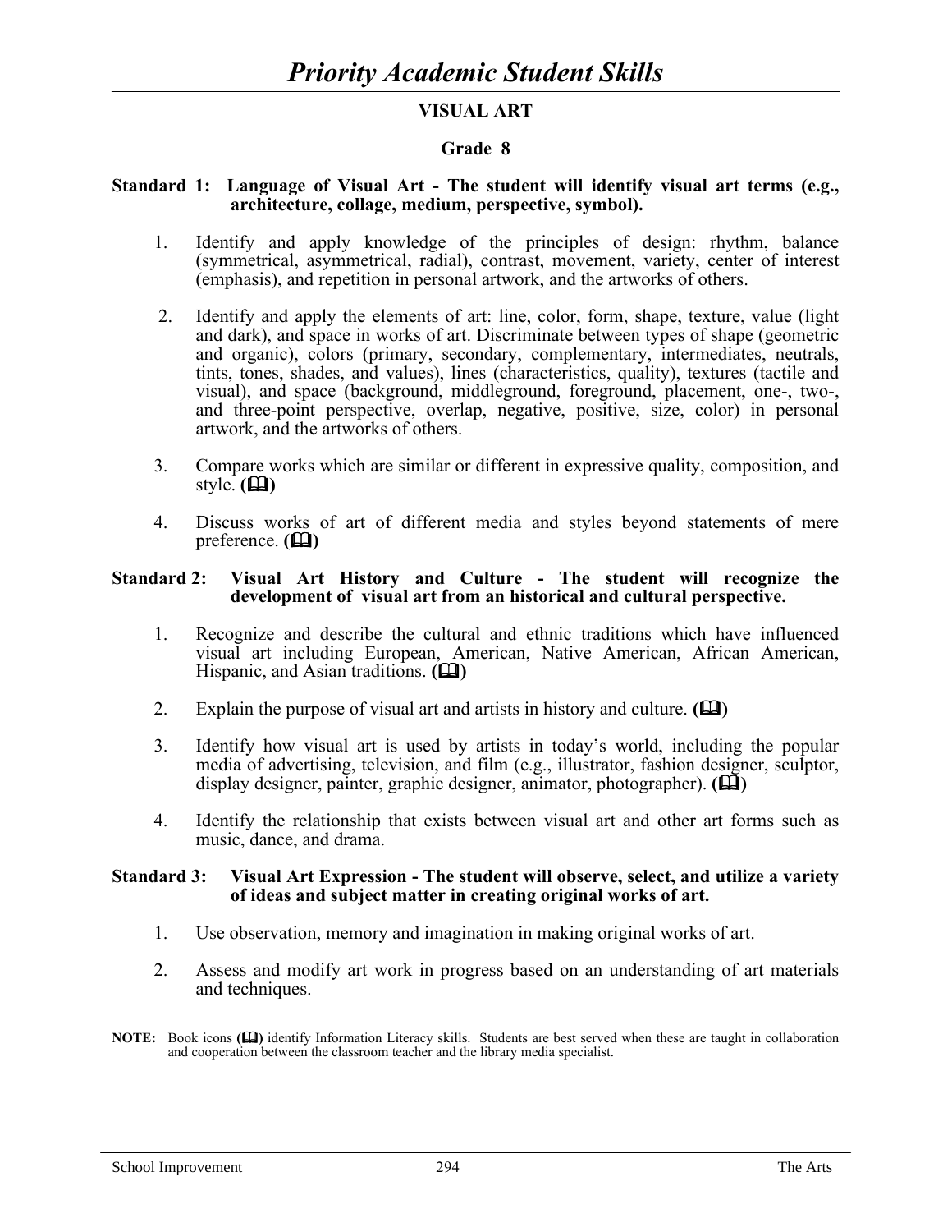# *Priority Academic Student Skills*

## VISUAL ART

### Grade 8

**Standard 1: Language of Visual Art - The student will identify visual art terms (e.g., architecture, collage, medium, perspective, symbol).**

1. Identify and apply knowledge of the principles of design: rhythm, balance (symmetrical, asymmetrical, radial), contrast, movement, variety, center of interest (emphasis), and repetition in personal artwork, and the artworks of others.

2. Identify and apply the elements of art: line, color, form, shape, texture, value (light and dark), and space in works of art. Discriminate between types of shape (geometric and organic), colors (primary, secondary, complementary, intermediates, neutrals, tints, tones, shades, and values), lines (characteristics, quality), textures (tactile and visual), and space (background, middleground, foreground, placement, one-, two-, and three-point perspective, overlap, negative, positive, size, color) in personal artwork, and the artworks of others.

3. Compare works which are similar or different in expressive quality, composition, and style. **(📖)**

4. Discuss works of art of different media and styles beyond statements of mere preference. **(📖)**

**Standard 2: Visual Art History and Culture - The student will recognize the development of visual art from an historical and cultural perspective.**

1. Recognize and describe the cultural and ethnic traditions which have influenced visual art including European, American, Native American, African American, Hispanic, and Asian traditions. **(📖)**

2. Explain the purpose of visual art and artists in history and culture. **(📖)**

3. Identify how visual art is used by artists in today's world, including the popular media of advertising, television, and film (e.g., illustrator, fashion designer, sculptor, display designer, painter, graphic designer, animator, photographer). **(📖)**

4. Identify the relationship that exists between visual art and other art forms such as music, dance, and drama.

**Standard 3: Visual Art Expression - The student will observe, select, and utilize a variety of ideas and subject matter in creating original works of art.**

1. Use observation, memory and imagination in making original works of art.

2. Assess and modify art work in progress based on an understanding of art materials and techniques.

**NOTE:** Book icons **(📖)** identify Information Literacy skills. Students are best served when these are taught in collaboration and cooperation between the classroom teacher and the library media specialist.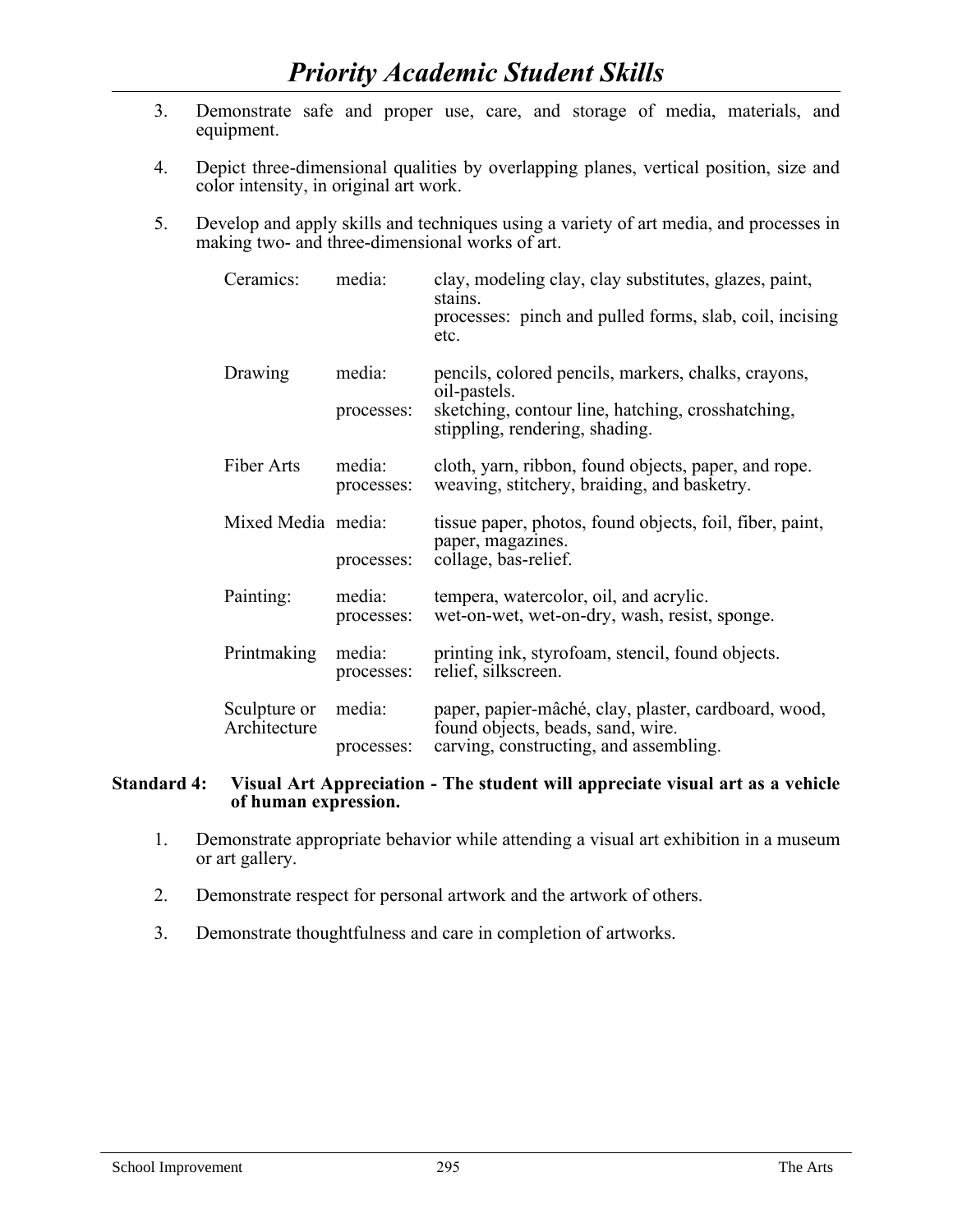# Priority Academic Student Skills

3. Demonstrate safe and proper use, care, and storage of media, materials, and equipment.

4. Depict three-dimensional qualities by overlapping planes, vertical position, size and color intensity, in original art work.

5. Develop and apply skills and techniques using a variety of art media, and processes in making two- and three-dimensional works of art.

| | | |
|---|---|---|
| Ceramics: | media: | clay, modeling clay, clay substitutes, glazes, paint, stains. |
| | | processes: pinch and pulled forms, slab, coil, incising etc. |
| Drawing | media: | pencils, colored pencils, markers, chalks, crayons, oil-pastels. |
| | processes: | sketching, contour line, hatching, crosshatching, stippling, rendering, shading. |
| Fiber Arts | media: | cloth, yarn, ribbon, found objects, paper, and rope. |
| | processes: | weaving, stitchery, braiding, and basketry. |
| Mixed Media | media: | tissue paper, photos, found objects, foil, fiber, paint, paper, magazines. |
| | processes: | collage, bas-relief. |
| Painting: | media: | tempera, watercolor, oil, and acrylic. |
| | processes: | wet-on-wet, wet-on-dry, wash, resist, sponge. |
| Printmaking | media: | printing ink, styrofoam, stencil, found objects. |
| | processes: | relief, silkscreen. |
| Sculpture or Architecture | media: | paper, papier-mâché, clay, plaster, cardboard, wood, found objects, beads, sand, wire. |
| | processes: | carving, constructing, and assembling. |

**Standard 4: Visual Art Appreciation - The student will appreciate visual art as a vehicle of human expression.**

1. Demonstrate appropriate behavior while attending a visual art exhibition in a museum or art gallery.

2. Demonstrate respect for personal artwork and the artwork of others.

3. Demonstrate thoughtfulness and care in completion of artworks.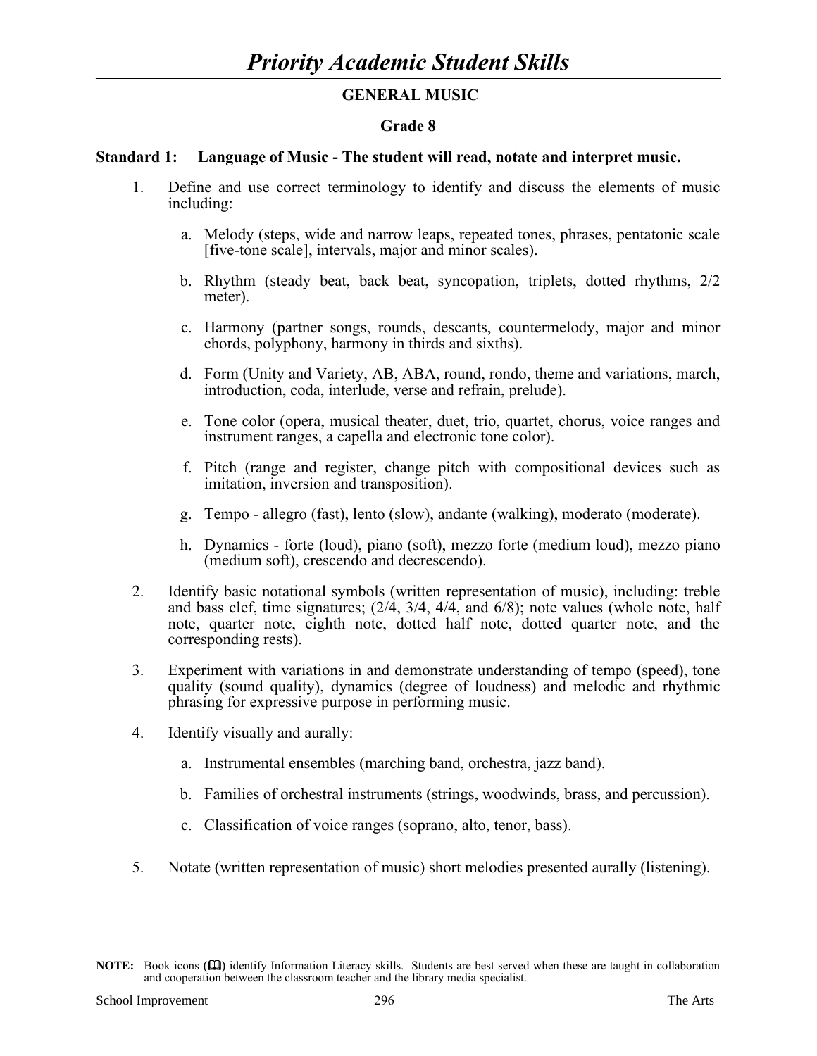# *Priority Academic Student Skills*

## GENERAL MUSIC

### Grade 8

**Standard 1: Language of Music - The student will read, notate and interpret music.**

1. Define and use correct terminology to identify and discuss the elements of music including:

   a. Melody (steps, wide and narrow leaps, repeated tones, phrases, pentatonic scale [five-tone scale], intervals, major and minor scales).

   b. Rhythm (steady beat, back beat, syncopation, triplets, dotted rhythms, 2/2 meter).

   c. Harmony (partner songs, rounds, descants, countermelody, major and minor chords, polyphony, harmony in thirds and sixths).

   d. Form (Unity and Variety, AB, ABA, round, rondo, theme and variations, march, introduction, coda, interlude, verse and refrain, prelude).

   e. Tone color (opera, musical theater, duet, trio, quartet, chorus, voice ranges and instrument ranges, a capella and electronic tone color).

   f. Pitch (range and register, change pitch with compositional devices such as imitation, inversion and transposition).

   g. Tempo - allegro (fast), lento (slow), andante (walking), moderato (moderate).

   h. Dynamics - forte (loud), piano (soft), mezzo forte (medium loud), mezzo piano (medium soft), crescendo and decrescendo).

2. Identify basic notational symbols (written representation of music), including: treble and bass clef, time signatures; (2/4, 3/4, 4/4, and 6/8); note values (whole note, half note, quarter note, eighth note, dotted half note, dotted quarter note, and the corresponding rests).

3. Experiment with variations in and demonstrate understanding of tempo (speed), tone quality (sound quality), dynamics (degree of loudness) and melodic and rhythmic phrasing for expressive purpose in performing music.

4. Identify visually and aurally:

   a. Instrumental ensembles (marching band, orchestra, jazz band).

   b. Families of orchestral instruments (strings, woodwinds, brass, and percussion).

   c. Classification of voice ranges (soprano, alto, tenor, bass).

5. Notate (written representation of music) short melodies presented aurally (listening).

**NOTE:** Book icons (🕮) identify Information Literacy skills. Students are best served when these are taught in collaboration and cooperation between the classroom teacher and the library media specialist.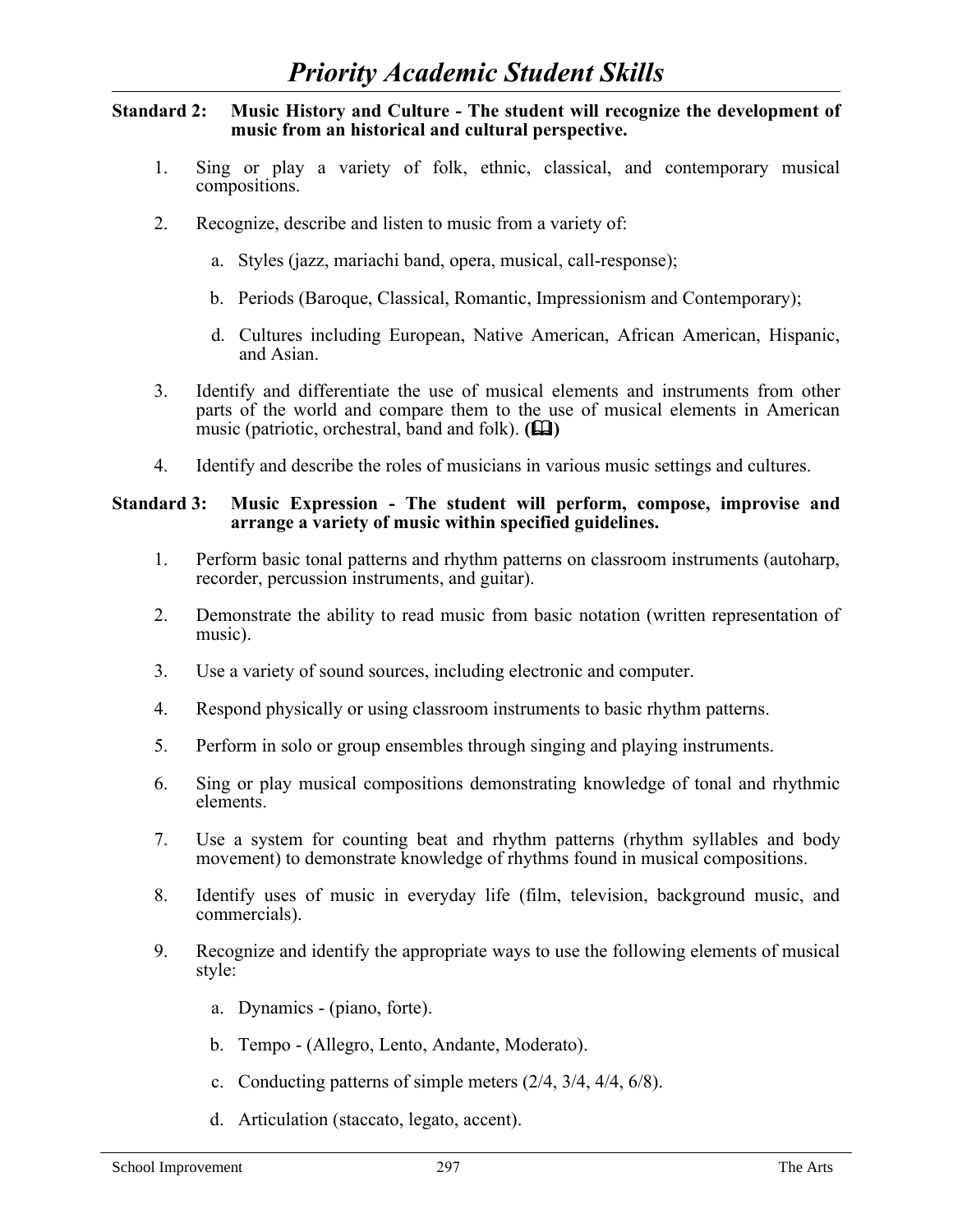# *Priority Academic Student Skills*

**Standard 2: Music History and Culture - The student will recognize the development of music from an historical and cultural perspective.**

1. Sing or play a variety of folk, ethnic, classical, and contemporary musical compositions.

2. Recognize, describe and listen to music from a variety of:

   a. Styles (jazz, mariachi band, opera, musical, call-response);

   b. Periods (Baroque, Classical, Romantic, Impressionism and Contemporary);

   d. Cultures including European, Native American, African American, Hispanic, and Asian.

3. Identify and differentiate the use of musical elements and instruments from other parts of the world and compare them to the use of musical elements in American music (patriotic, orchestral, band and folk). **(🕮)**

4. Identify and describe the roles of musicians in various music settings and cultures.

**Standard 3: Music Expression - The student will perform, compose, improvise and arrange a variety of music within specified guidelines.**

1. Perform basic tonal patterns and rhythm patterns on classroom instruments (autoharp, recorder, percussion instruments, and guitar).

2. Demonstrate the ability to read music from basic notation (written representation of music).

3. Use a variety of sound sources, including electronic and computer.

4. Respond physically or using classroom instruments to basic rhythm patterns.

5. Perform in solo or group ensembles through singing and playing instruments.

6. Sing or play musical compositions demonstrating knowledge of tonal and rhythmic elements.

7. Use a system for counting beat and rhythm patterns (rhythm syllables and body movement) to demonstrate knowledge of rhythms found in musical compositions.

8. Identify uses of music in everyday life (film, television, background music, and commercials).

9. Recognize and identify the appropriate ways to use the following elements of musical style:

   a. Dynamics - (piano, forte).

   b. Tempo - (Allegro, Lento, Andante, Moderato).

   c. Conducting patterns of simple meters (2/4, 3/4, 4/4, 6/8).

   d. Articulation (staccato, legato, accent).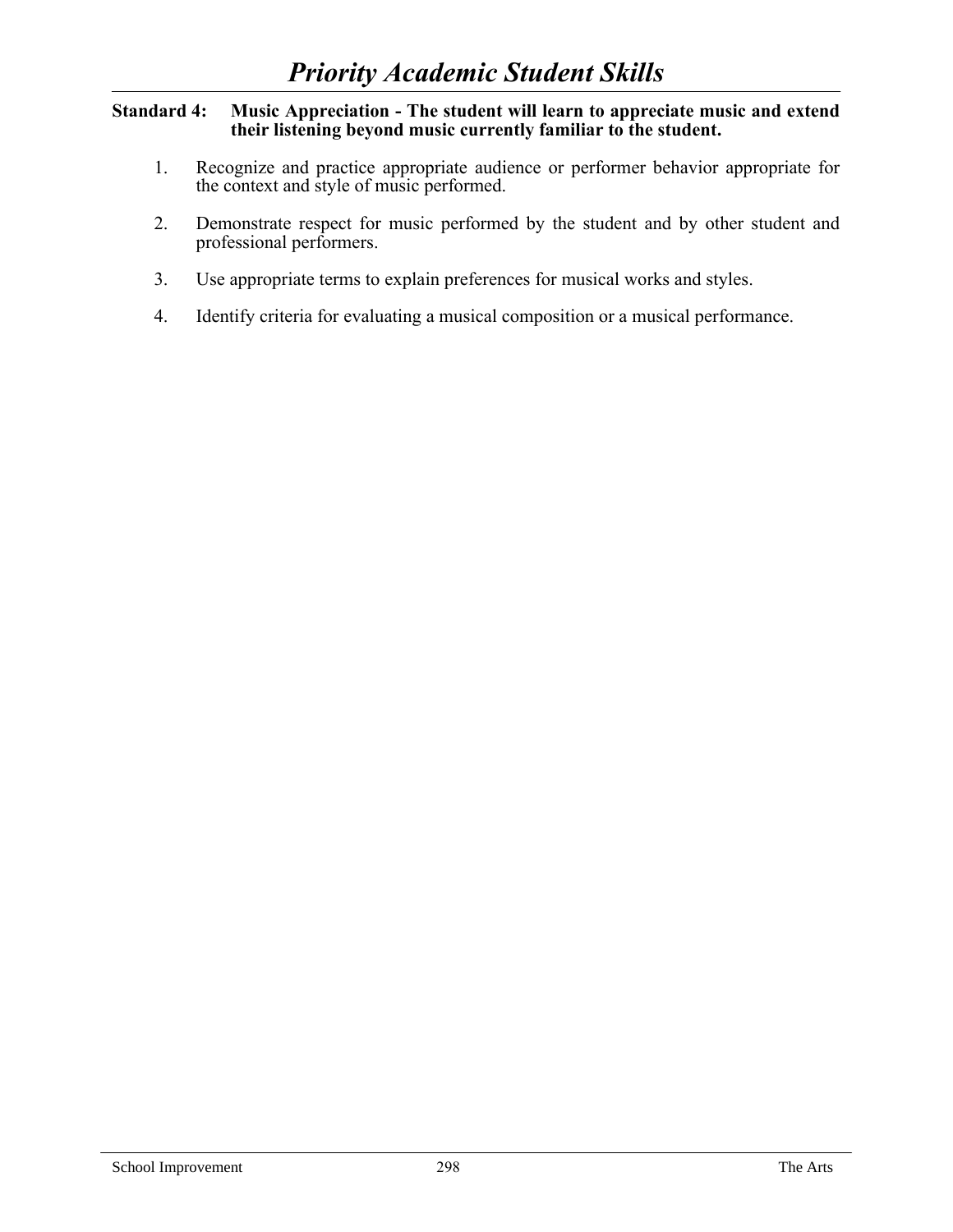# *Priority Academic Student Skills*

**Standard 4: Music Appreciation - The student will learn to appreciate music and extend their listening beyond music currently familiar to the student.**

1. Recognize and practice appropriate audience or performer behavior appropriate for the context and style of music performed.

2. Demonstrate respect for music performed by the student and by other student and professional performers.

3. Use appropriate terms to explain preferences for musical works and styles.

4. Identify criteria for evaluating a musical composition or a musical performance.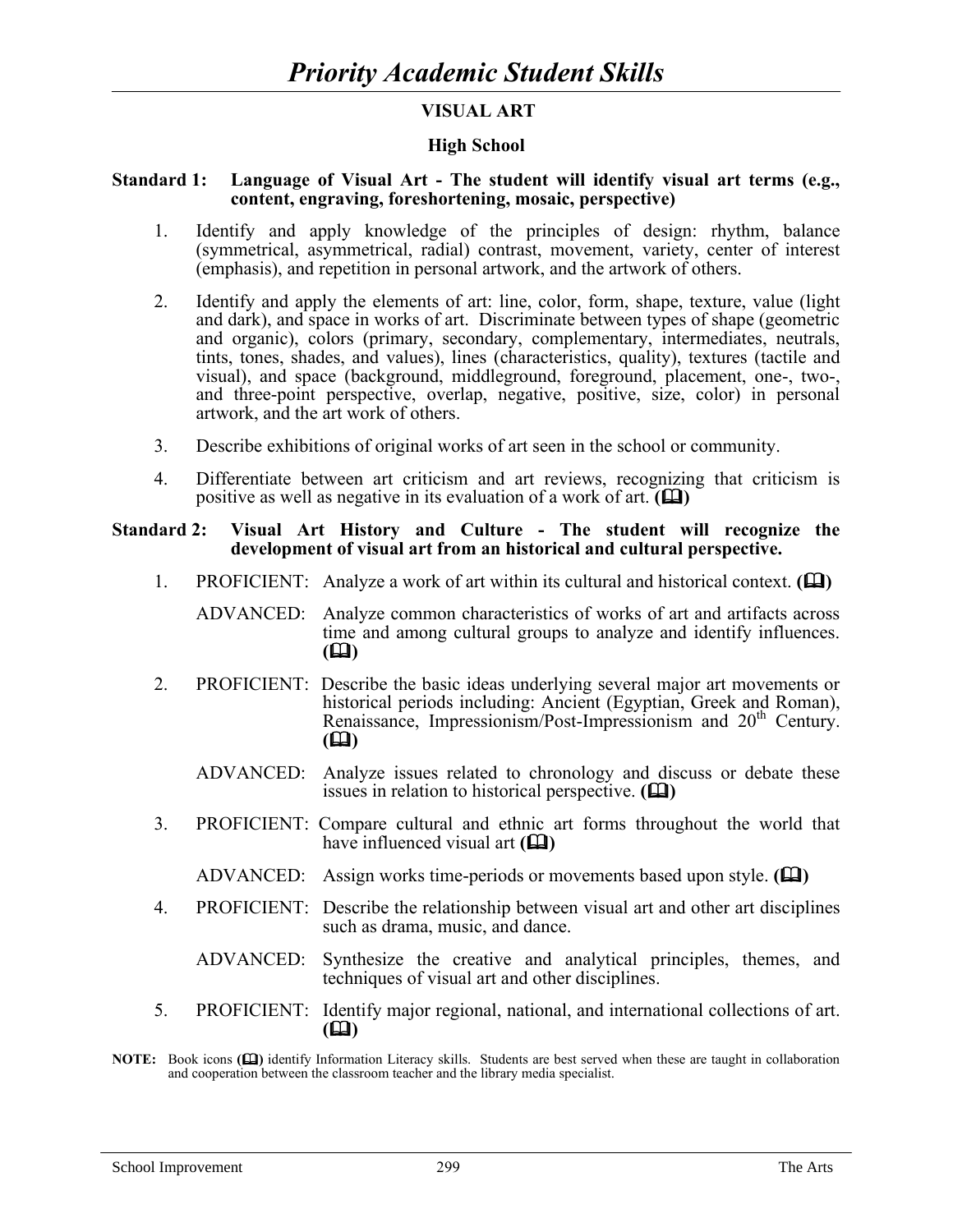# *Priority Academic Student Skills*

## VISUAL ART

### High School

**Standard 1: Language of Visual Art - The student will identify visual art terms (e.g., content, engraving, foreshortening, mosaic, perspective)**

1. Identify and apply knowledge of the principles of design: rhythm, balance (symmetrical, asymmetrical, radial) contrast, movement, variety, center of interest (emphasis), and repetition in personal artwork, and the artwork of others.

2. Identify and apply the elements of art: line, color, form, shape, texture, value (light and dark), and space in works of art. Discriminate between types of shape (geometric and organic), colors (primary, secondary, complementary, intermediates, neutrals, tints, tones, shades, and values), lines (characteristics, quality), textures (tactile and visual), and space (background, middleground, foreground, placement, one-, two-, and three-point perspective, overlap, negative, positive, size, color) in personal artwork, and the art work of others.

3. Describe exhibitions of original works of art seen in the school or community.

4. Differentiate between art criticism and art reviews, recognizing that criticism is positive as well as negative in its evaluation of a work of art. **(📖)**

**Standard 2: Visual Art History and Culture - The student will recognize the development of visual art from an historical and cultural perspective.**

1. PROFICIENT: Analyze a work of art within its cultural and historical context. **(📖)**

   ADVANCED: Analyze common characteristics of works of art and artifacts across time and among cultural groups to analyze and identify influences. **(📖)**

2. PROFICIENT: Describe the basic ideas underlying several major art movements or historical periods including: Ancient (Egyptian, Greek and Roman), Renaissance, Impressionism/Post-Impressionism and 20th Century. **(📖)**

   ADVANCED: Analyze issues related to chronology and discuss or debate these issues in relation to historical perspective. **(📖)**

3. PROFICIENT: Compare cultural and ethnic art forms throughout the world that have influenced visual art **(📖)**

   ADVANCED: Assign works time-periods or movements based upon style. **(📖)**

4. PROFICIENT: Describe the relationship between visual art and other art disciplines such as drama, music, and dance.

   ADVANCED: Synthesize the creative and analytical principles, themes, and techniques of visual art and other disciplines.

5. PROFICIENT: Identify major regional, national, and international collections of art. **(📖)**

**NOTE:** Book icons **(📖)** identify Information Literacy skills. Students are best served when these are taught in collaboration and cooperation between the classroom teacher and the library media specialist.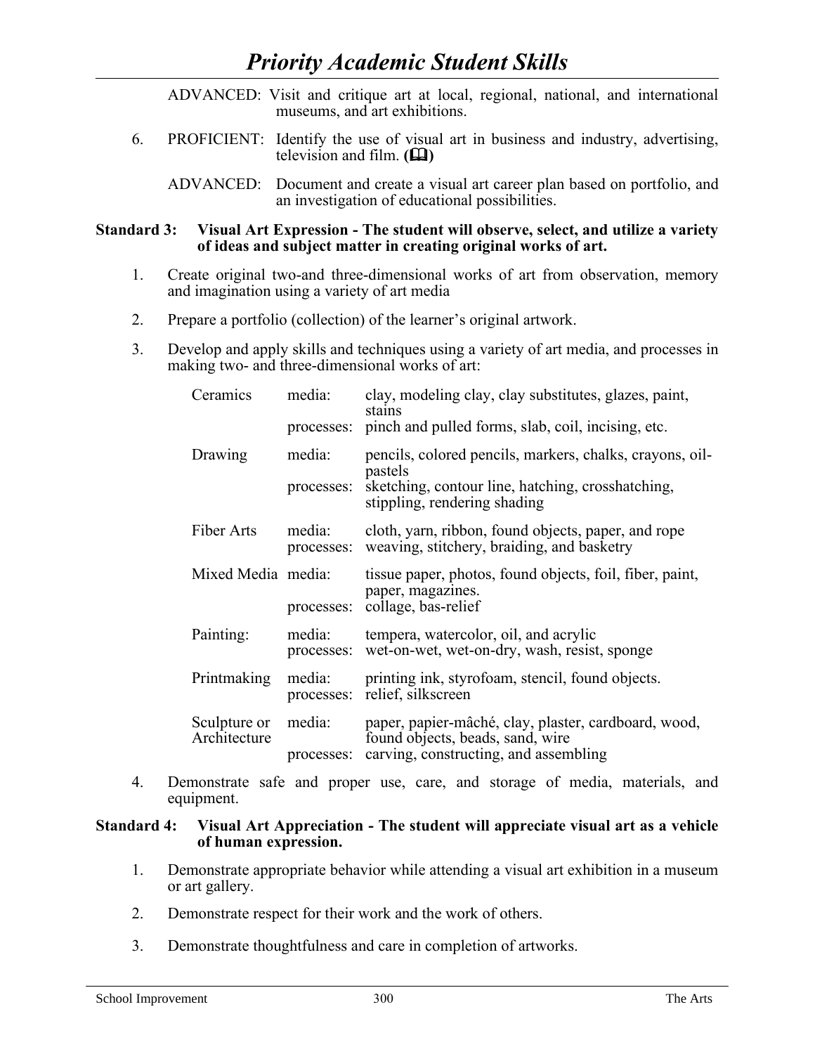ADVANCED: Visit and critique art at local, regional, national, and international museums, and art exhibitions.

6. PROFICIENT: Identify the use of visual art in business and industry, advertising, television and film. **(📖)**

   ADVANCED: Document and create a visual art career plan based on portfolio, and an investigation of educational possibilities.

**Standard 3: Visual Art Expression - The student will observe, select, and utilize a variety of ideas and subject matter in creating original works of art.**

1. Create original two-and three-dimensional works of art from observation, memory and imagination using a variety of art media

2. Prepare a portfolio (collection) of the learner's original artwork.

3. Develop and apply skills and techniques using a variety of art media, and processes in making two- and three-dimensional works of art:

| | | |
|---|---|---|
| Ceramics | media: | clay, modeling clay, clay substitutes, glazes, paint, stains |
| | processes: | pinch and pulled forms, slab, coil, incising, etc. |
| Drawing | media: | pencils, colored pencils, markers, chalks, crayons, oil-pastels |
| | processes: | sketching, contour line, hatching, crosshatching, stippling, rendering shading |
| Fiber Arts | media: | cloth, yarn, ribbon, found objects, paper, and rope |
| | processes: | weaving, stitchery, braiding, and basketry |
| Mixed Media | media: | tissue paper, photos, found objects, foil, fiber, paint, paper, magazines. |
| | processes: | collage, bas-relief |
| Painting: | media: | tempera, watercolor, oil, and acrylic |
| | processes: | wet-on-wet, wet-on-dry, wash, resist, sponge |
| Printmaking | media: | printing ink, styrofoam, stencil, found objects. |
| | processes: | relief, silkscreen |
| Sculpture or Architecture | media: | paper, papier-mâché, clay, plaster, cardboard, wood, found objects, beads, sand, wire |
| | processes: | carving, constructing, and assembling |

4. Demonstrate safe and proper use, care, and storage of media, materials, and equipment.

**Standard 4: Visual Art Appreciation - The student will appreciate visual art as a vehicle of human expression.**

1. Demonstrate appropriate behavior while attending a visual art exhibition in a museum or art gallery.

2. Demonstrate respect for their work and the work of others.

3. Demonstrate thoughtfulness and care in completion of artworks.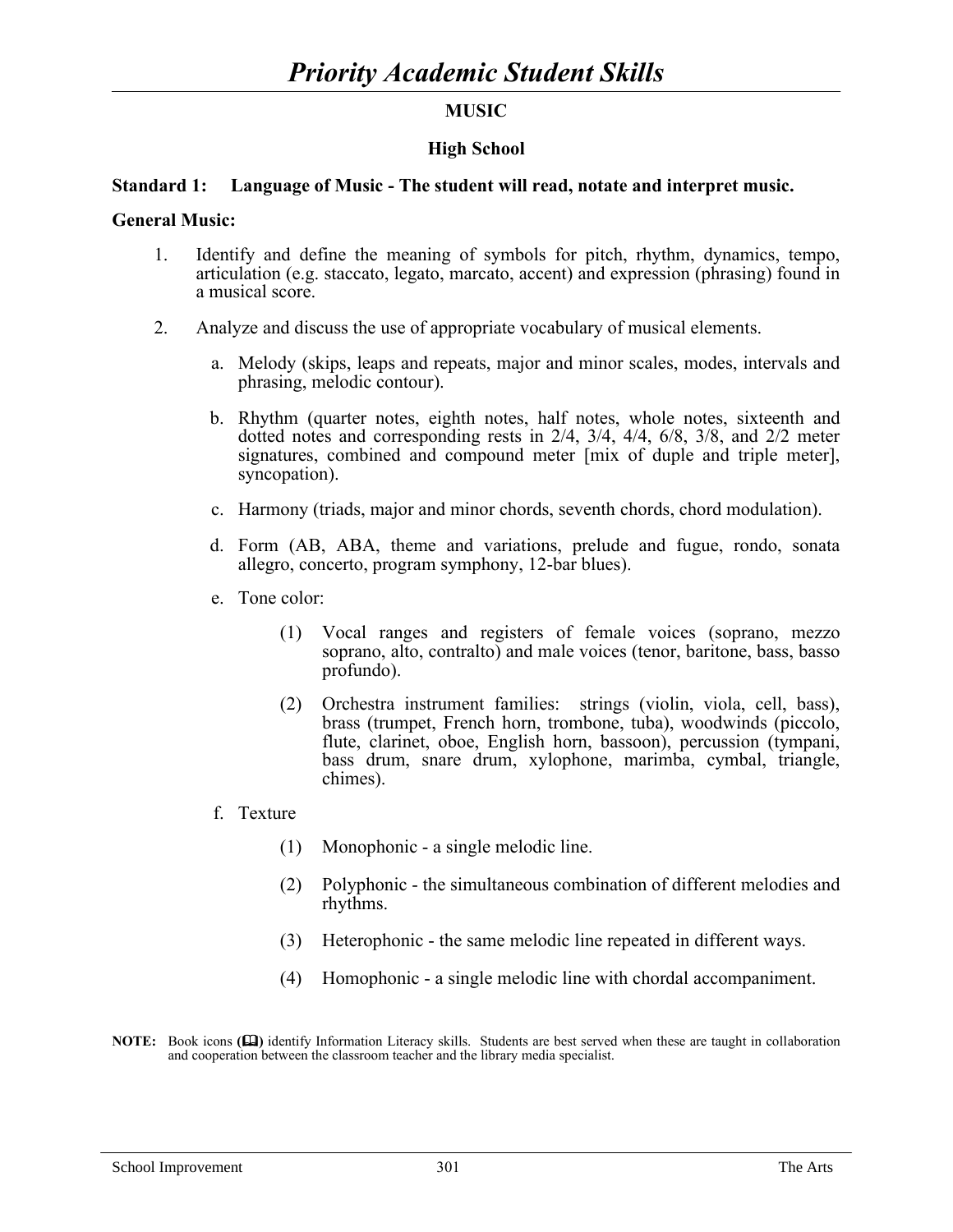# *Priority Academic Student Skills*

## MUSIC

### High School

**Standard 1: Language of Music - The student will read, notate and interpret music.**

**General Music:**

1. Identify and define the meaning of symbols for pitch, rhythm, dynamics, tempo, articulation (e.g. staccato, legato, marcato, accent) and expression (phrasing) found in a musical score.

2. Analyze and discuss the use of appropriate vocabulary of musical elements.

   a. Melody (skips, leaps and repeats, major and minor scales, modes, intervals and phrasing, melodic contour).

   b. Rhythm (quarter notes, eighth notes, half notes, whole notes, sixteenth and dotted notes and corresponding rests in 2/4, 3/4, 4/4, 6/8, 3/8, and 2/2 meter signatures, combined and compound meter [mix of duple and triple meter], syncopation).

   c. Harmony (triads, major and minor chords, seventh chords, chord modulation).

   d. Form (AB, ABA, theme and variations, prelude and fugue, rondo, sonata allegro, concerto, program symphony, 12-bar blues).

   e. Tone color:

      (1) Vocal ranges and registers of female voices (soprano, mezzo soprano, alto, contralto) and male voices (tenor, baritone, bass, basso profundo).

      (2) Orchestra instrument families: strings (violin, viola, cell, bass), brass (trumpet, French horn, trombone, tuba), woodwinds (piccolo, flute, clarinet, oboe, English horn, bassoon), percussion (tympani, bass drum, snare drum, xylophone, marimba, cymbal, triangle, chimes).

   f. Texture

      (1) Monophonic - a single melodic line.

      (2) Polyphonic - the simultaneous combination of different melodies and rhythms.

      (3) Heterophonic - the same melodic line repeated in different ways.

      (4) Homophonic - a single melodic line with chordal accompaniment.

**NOTE:** Book icons (🕮) identify Information Literacy skills. Students are best served when these are taught in collaboration and cooperation between the classroom teacher and the library media specialist.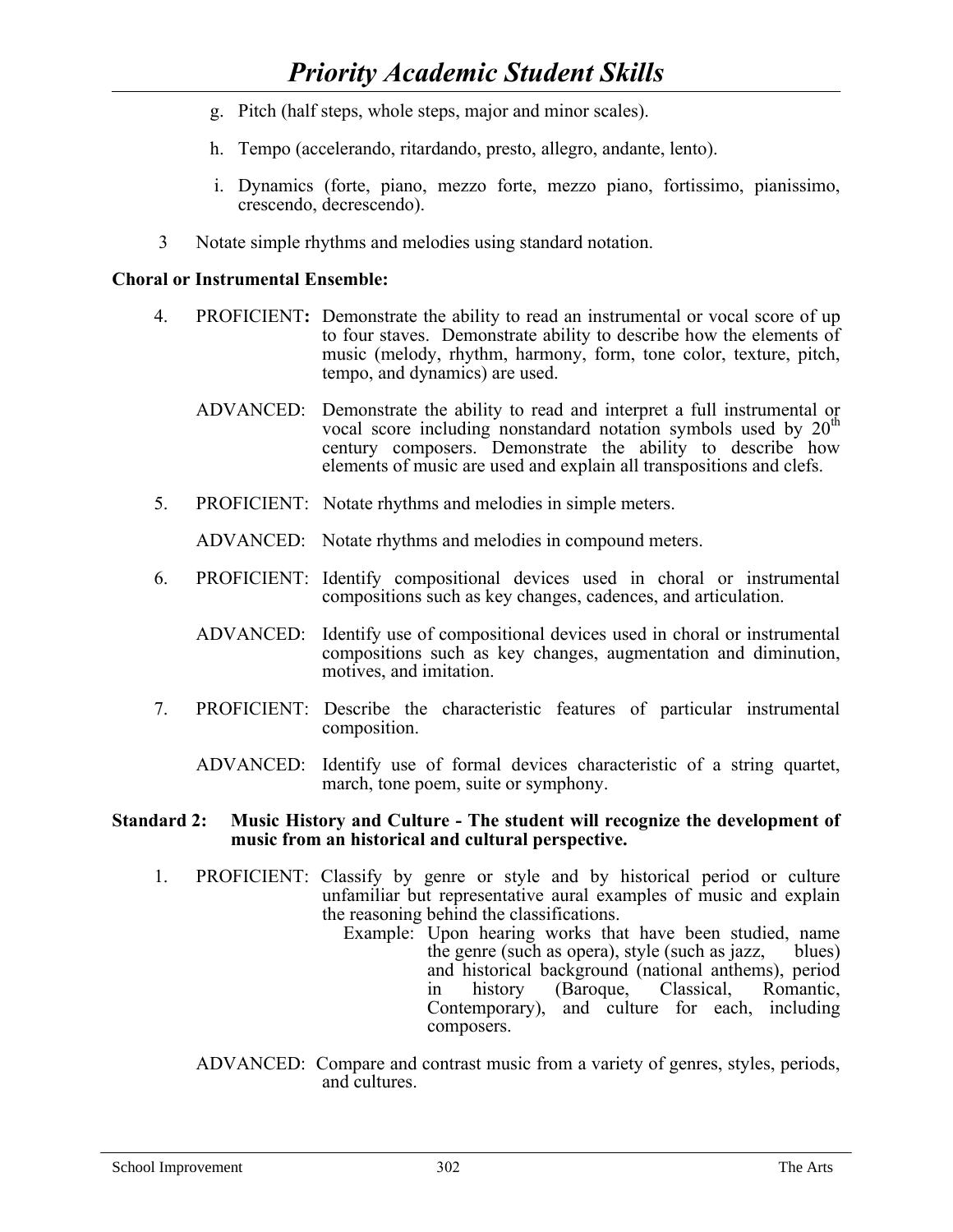g. Pitch (half steps, whole steps, major and minor scales).

h. Tempo (accelerando, ritardando, presto, allegro, andante, lento).

i. Dynamics (forte, piano, mezzo forte, mezzo piano, fortissimo, pianissimo, crescendo, decrescendo).

3 Notate simple rhythms and melodies using standard notation.

**Choral or Instrumental Ensemble:**

4. PROFICIENT**:** Demonstrate the ability to read an instrumental or vocal score of up to four staves. Demonstrate ability to describe how the elements of music (melody, rhythm, harmony, form, tone color, texture, pitch, tempo, and dynamics) are used.

   ADVANCED: Demonstrate the ability to read and interpret a full instrumental or vocal score including nonstandard notation symbols used by $20^{th}$ century composers. Demonstrate the ability to describe how elements of music are used and explain all transpositions and clefs.

5. PROFICIENT: Notate rhythms and melodies in simple meters.

   ADVANCED: Notate rhythms and melodies in compound meters.

6. PROFICIENT: Identify compositional devices used in choral or instrumental compositions such as key changes, cadences, and articulation.

   ADVANCED: Identify use of compositional devices used in choral or instrumental compositions such as key changes, augmentation and diminution, motives, and imitation.

7. PROFICIENT: Describe the characteristic features of particular instrumental composition.

   ADVANCED: Identify use of formal devices characteristic of a string quartet, march, tone poem, suite or symphony.

**Standard 2: Music History and Culture - The student will recognize the development of music from an historical and cultural perspective.**

1. PROFICIENT: Classify by genre or style and by historical period or culture unfamiliar but representative aural examples of music and explain the reasoning behind the classifications.

   Example: Upon hearing works that have been studied, name the genre (such as opera), style (such as jazz, blues) and historical background (national anthems), period in history (Baroque, Classical, Romantic, Contemporary), and culture for each, including composers.

   ADVANCED: Compare and contrast music from a variety of genres, styles, periods, and cultures.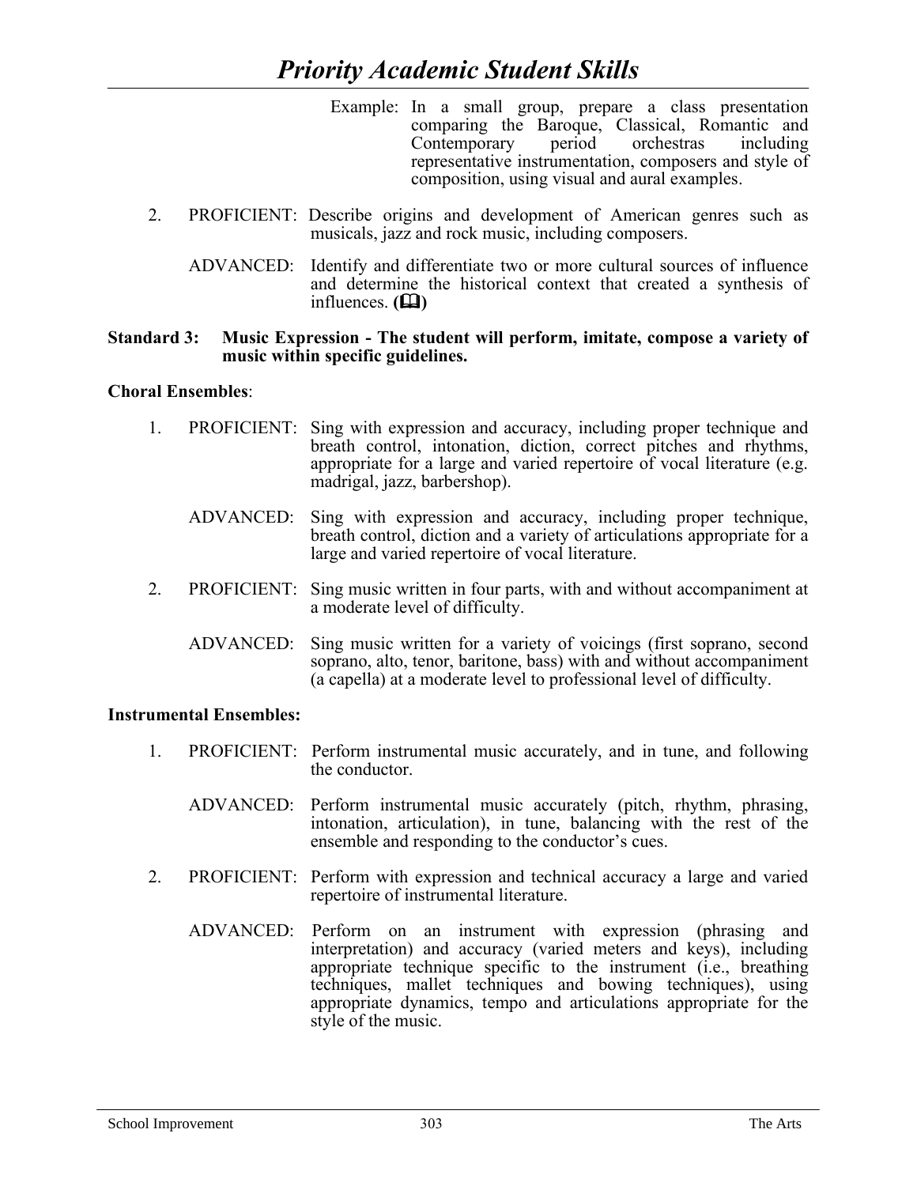Example: In a small group, prepare a class presentation comparing the Baroque, Classical, Romantic and Contemporary period orchestras including representative instrumentation, composers and style of composition, using visual and aural examples.

2. PROFICIENT: Describe origins and development of American genres such as musicals, jazz and rock music, including composers.

   ADVANCED: Identify and differentiate two or more cultural sources of influence and determine the historical context that created a synthesis of influences. **(🕮)**

**Standard 3: Music Expression - The student will perform, imitate, compose a variety of music within specific guidelines.**

**Choral Ensembles**:

1. PROFICIENT: Sing with expression and accuracy, including proper technique and breath control, intonation, diction, correct pitches and rhythms, appropriate for a large and varied repertoire of vocal literature (e.g. madrigal, jazz, barbershop).

   ADVANCED: Sing with expression and accuracy, including proper technique, breath control, diction and a variety of articulations appropriate for a large and varied repertoire of vocal literature.

2. PROFICIENT: Sing music written in four parts, with and without accompaniment at a moderate level of difficulty.

   ADVANCED: Sing music written for a variety of voicings (first soprano, second soprano, alto, tenor, baritone, bass) with and without accompaniment (a capella) at a moderate level to professional level of difficulty.

**Instrumental Ensembles:**

1. PROFICIENT: Perform instrumental music accurately, and in tune, and following the conductor.

   ADVANCED: Perform instrumental music accurately (pitch, rhythm, phrasing, intonation, articulation), in tune, balancing with the rest of the ensemble and responding to the conductor's cues.

2. PROFICIENT: Perform with expression and technical accuracy a large and varied repertoire of instrumental literature.

   ADVANCED: Perform on an instrument with expression (phrasing and interpretation) and accuracy (varied meters and keys), including appropriate technique specific to the instrument (i.e., breathing techniques, mallet techniques and bowing techniques), using appropriate dynamics, tempo and articulations appropriate for the style of the music.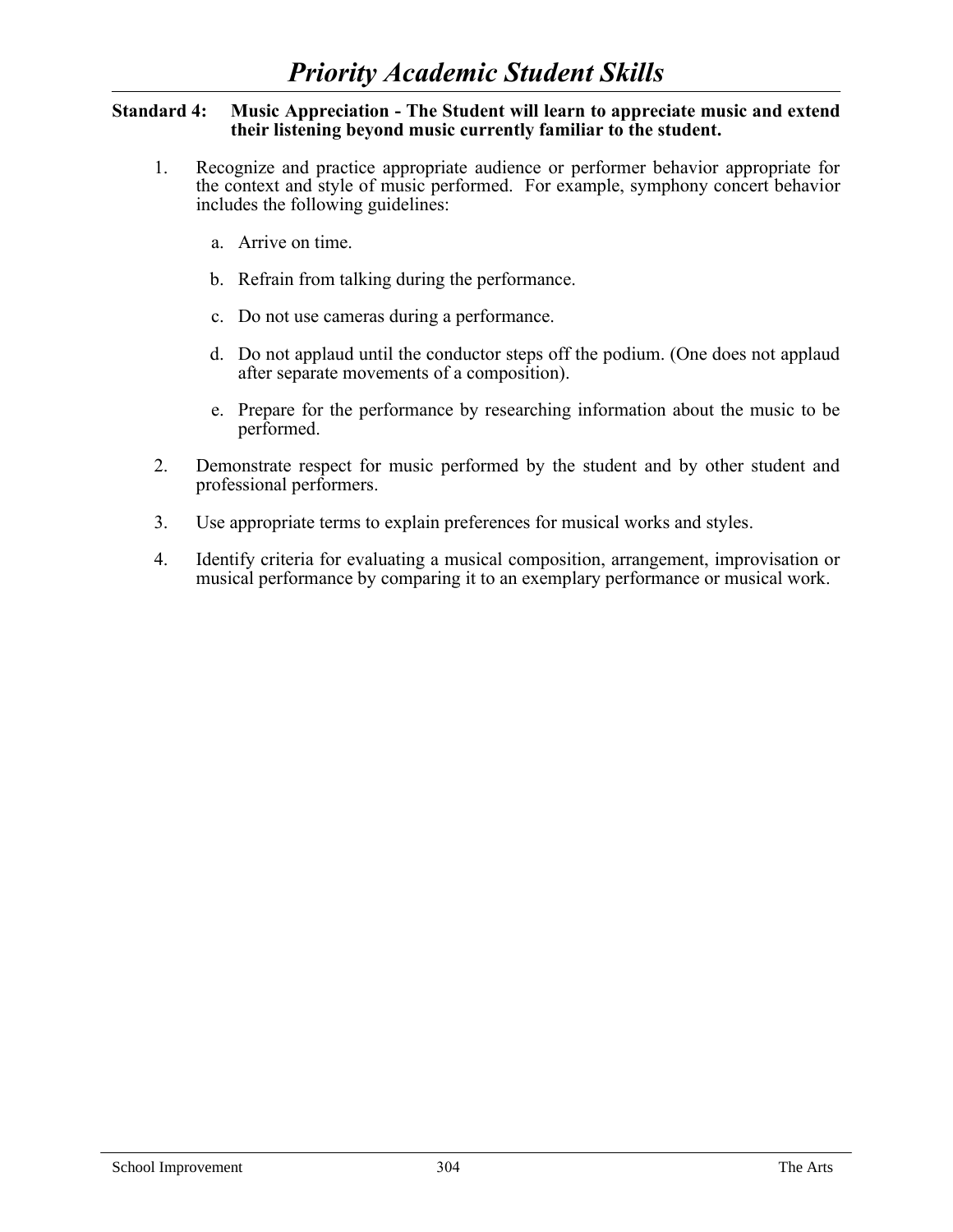# *Priority Academic Student Skills*

**Standard 4: Music Appreciation - The Student will learn to appreciate music and extend their listening beyond music currently familiar to the student.**

1. Recognize and practice appropriate audience or performer behavior appropriate for the context and style of music performed. For example, symphony concert behavior includes the following guidelines:

   a. Arrive on time.

   b. Refrain from talking during the performance.

   c. Do not use cameras during a performance.

   d. Do not applaud until the conductor steps off the podium. (One does not applaud after separate movements of a composition).

   e. Prepare for the performance by researching information about the music to be performed.

2. Demonstrate respect for music performed by the student and by other student and professional performers.

3. Use appropriate terms to explain preferences for musical works and styles.

4. Identify criteria for evaluating a musical composition, arrangement, improvisation or musical performance by comparing it to an exemplary performance or musical work.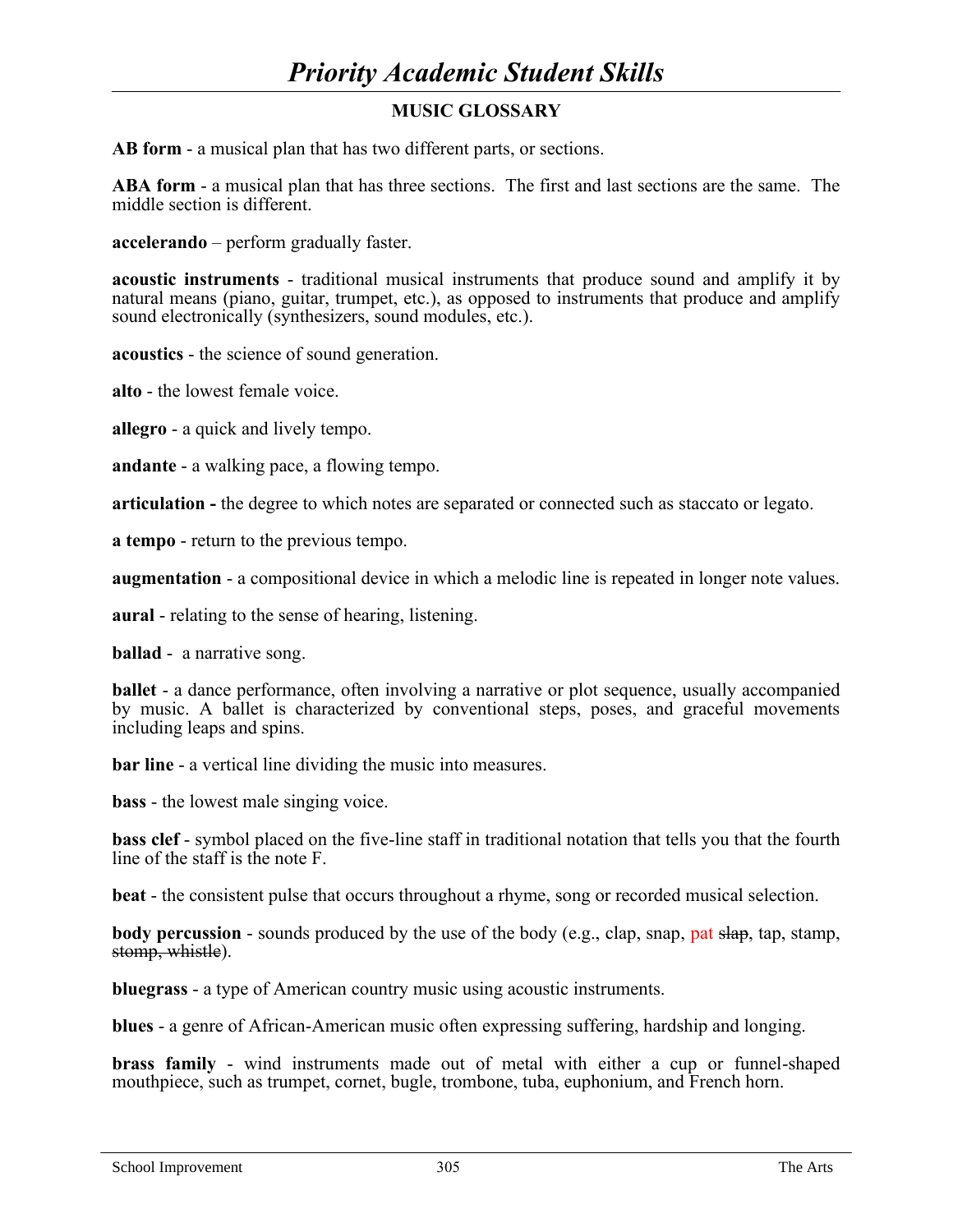## MUSIC GLOSSARY

**AB form** - a musical plan that has two different parts, or sections.

**ABA form** - a musical plan that has three sections. The first and last sections are the same. The middle section is different.

**accelerando** – perform gradually faster.

**acoustic instruments** - traditional musical instruments that produce sound and amplify it by natural means (piano, guitar, trumpet, etc.), as opposed to instruments that produce and amplify sound electronically (synthesizers, sound modules, etc.).

**acoustics** - the science of sound generation.

**alto** - the lowest female voice.

**allegro** - a quick and lively tempo.

**andante** - a walking pace, a flowing tempo.

**articulation -** the degree to which notes are separated or connected such as staccato or legato.

**a tempo** - return to the previous tempo.

**augmentation** - a compositional device in which a melodic line is repeated in longer note values.

**aural** - relating to the sense of hearing, listening.

**ballad** - a narrative song.

**ballet** - a dance performance, often involving a narrative or plot sequence, usually accompanied by music. A ballet is characterized by conventional steps, poses, and graceful movements including leaps and spins.

**bar line** - a vertical line dividing the music into measures.

**bass** - the lowest male singing voice.

**bass clef** - symbol placed on the five-line staff in traditional notation that tells you that the fourth line of the staff is the note F.

**beat** - the consistent pulse that occurs throughout a rhyme, song or recorded musical selection.

**body percussion** - sounds produced by the use of the body (e.g., clap, snap, pat ~~slap~~, tap, stamp, ~~stomp, whistle~~).

**bluegrass** - a type of American country music using acoustic instruments.

**blues** - a genre of African-American music often expressing suffering, hardship and longing.

**brass family** - wind instruments made out of metal with either a cup or funnel-shaped mouthpiece, such as trumpet, cornet, bugle, trombone, tuba, euphonium, and French horn.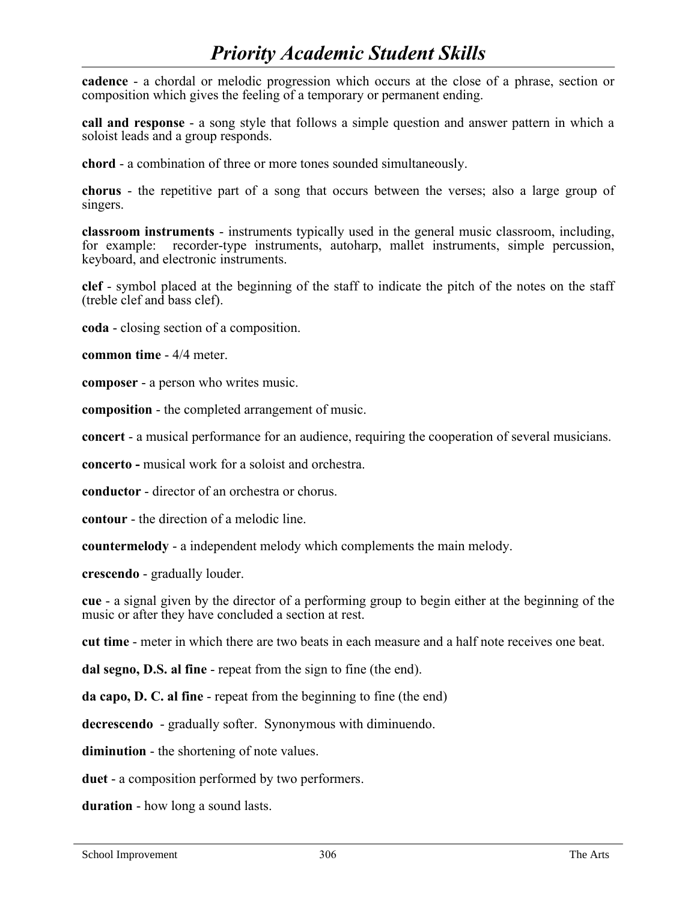**cadence** - a chordal or melodic progression which occurs at the close of a phrase, section or composition which gives the feeling of a temporary or permanent ending.

**call and response** - a song style that follows a simple question and answer pattern in which a soloist leads and a group responds.

**chord** - a combination of three or more tones sounded simultaneously.

**chorus** - the repetitive part of a song that occurs between the verses; also a large group of singers.

**classroom instruments** - instruments typically used in the general music classroom, including, for example: recorder-type instruments, autoharp, mallet instruments, simple percussion, keyboard, and electronic instruments.

**clef** - symbol placed at the beginning of the staff to indicate the pitch of the notes on the staff (treble clef and bass clef).

**coda** - closing section of a composition.

**common time** - 4/4 meter.

**composer** - a person who writes music.

**composition** - the completed arrangement of music.

**concert** - a musical performance for an audience, requiring the cooperation of several musicians.

**concerto -** musical work for a soloist and orchestra.

**conductor** - director of an orchestra or chorus.

**contour** - the direction of a melodic line.

**countermelody** - a independent melody which complements the main melody.

**crescendo** - gradually louder.

**cue** - a signal given by the director of a performing group to begin either at the beginning of the music or after they have concluded a section at rest.

**cut time** - meter in which there are two beats in each measure and a half note receives one beat.

**dal segno, D.S. al fine** - repeat from the sign to fine (the end).

**da capo, D. C. al fine** - repeat from the beginning to fine (the end)

**decrescendo** - gradually softer. Synonymous with diminuendo.

**diminution** - the shortening of note values.

**duet** - a composition performed by two performers.

**duration** - how long a sound lasts.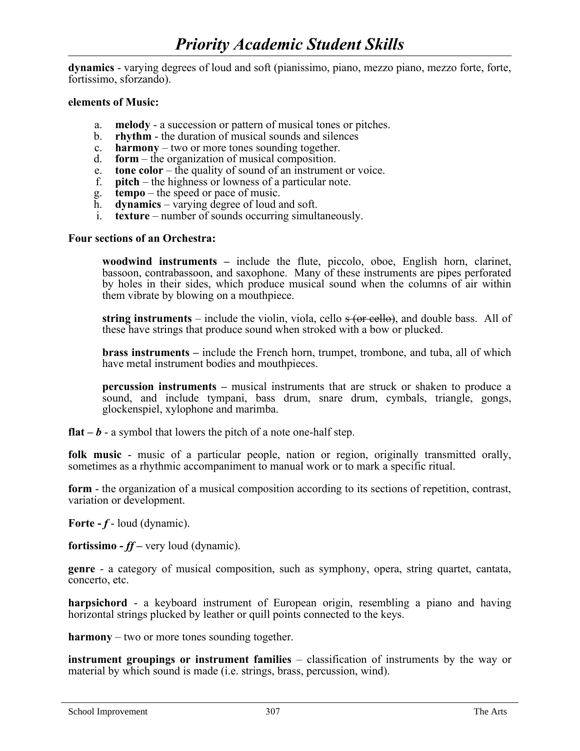**dynamics** - varying degrees of loud and soft (pianissimo, piano, mezzo piano, mezzo forte, forte, fortissimo, sforzando).

**elements of Music:**

a. **melody** - a succession or pattern of musical tones or pitches.
b. **rhythm** - the duration of musical sounds and silences
c. **harmony** – two or more tones sounding together.
d. **form** – the organization of musical composition.
e. **tone color** – the quality of sound of an instrument or voice.
f. **pitch** – the highness or lowness of a particular note.
g. **tempo** – the speed or pace of music.
h. **dynamics** – varying degree of loud and soft.
i. **texture** – number of sounds occurring simultaneously.

**Four sections of an Orchestra:**

**woodwind instruments –** include the flute, piccolo, oboe, English horn, clarinet, bassoon, contrabassoon, and saxophone. Many of these instruments are pipes perforated by holes in their sides, which produce musical sound when the columns of air within them vibrate by blowing on a mouthpiece.

**string instruments** – include the violin, viola, cello ~~s (or cello)~~, and double bass. All of these have strings that produce sound when stroked with a bow or plucked.

**brass instruments –** include the French horn, trumpet, trombone, and tuba, all of which have metal instrument bodies and mouthpieces.

**percussion instruments –** musical instruments that are struck or shaken to produce a sound, and include tympani, bass drum, snare drum, cymbals, triangle, gongs, glockenspiel, xylophone and marimba.

**flat – *b*** - a symbol that lowers the pitch of a note one-half step.

**folk music** - music of a particular people, nation or region, originally transmitted orally, sometimes as a rhythmic accompaniment to manual work or to mark a specific ritual.

**form** - the organization of a musical composition according to its sections of repetition, contrast, variation or development.

**Forte - *f*** - loud (dynamic).

**fortissimo - *ff* –** very loud (dynamic).

**genre** - a category of musical composition, such as symphony, opera, string quartet, cantata, concerto, etc.

**harpsichord** - a keyboard instrument of European origin, resembling a piano and having horizontal strings plucked by leather or quill points connected to the keys.

**harmony** – two or more tones sounding together.

**instrument groupings or instrument families** – classification of instruments by the way or material by which sound is made (i.e. strings, brass, percussion, wind).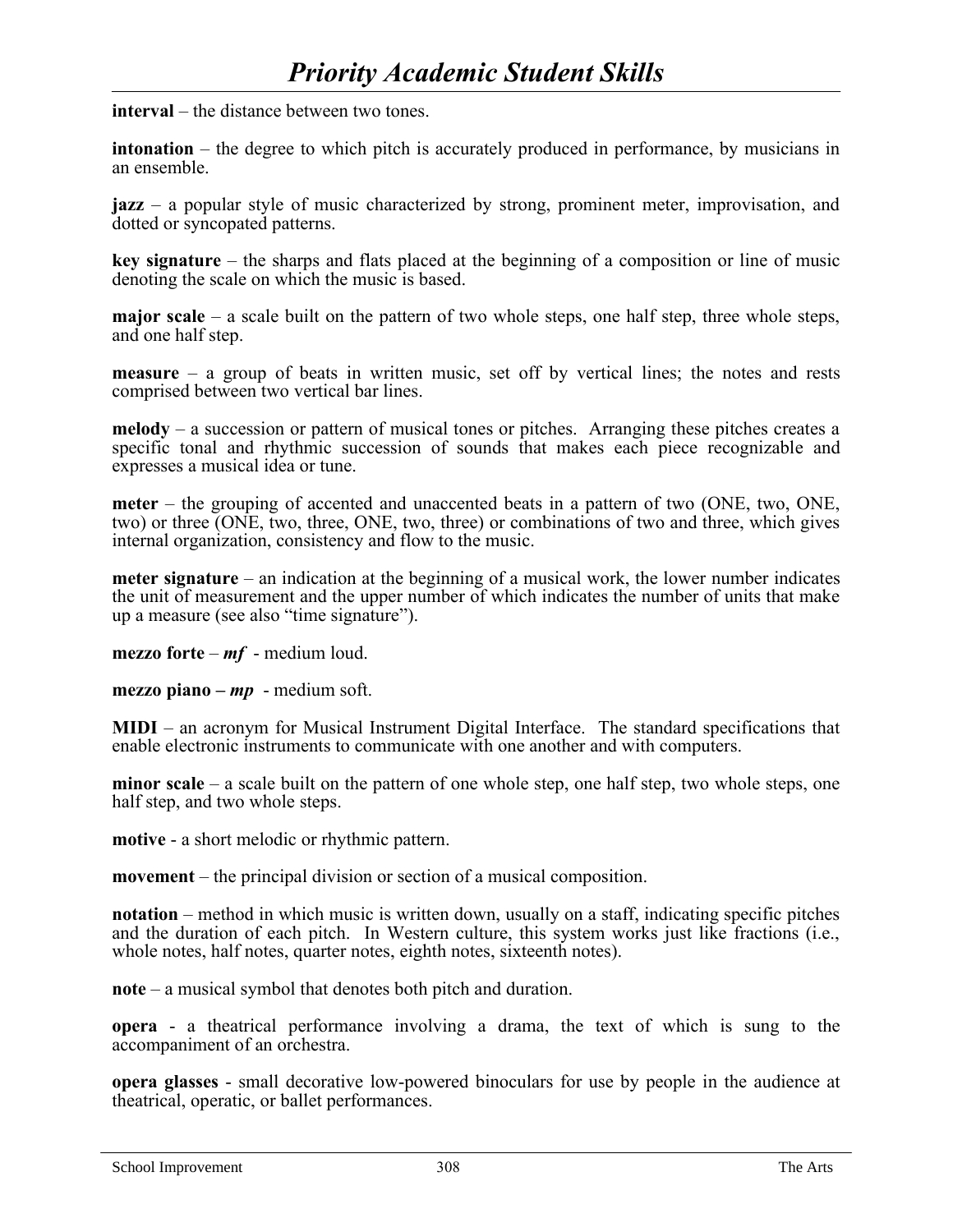**interval** – the distance between two tones.

**intonation** – the degree to which pitch is accurately produced in performance, by musicians in an ensemble.

**jazz** – a popular style of music characterized by strong, prominent meter, improvisation, and dotted or syncopated patterns.

**key signature** – the sharps and flats placed at the beginning of a composition or line of music denoting the scale on which the music is based.

**major scale** – a scale built on the pattern of two whole steps, one half step, three whole steps, and one half step.

**measure** – a group of beats in written music, set off by vertical lines; the notes and rests comprised between two vertical bar lines.

**melody** – a succession or pattern of musical tones or pitches. Arranging these pitches creates a specific tonal and rhythmic succession of sounds that makes each piece recognizable and expresses a musical idea or tune.

**meter** – the grouping of accented and unaccented beats in a pattern of two (ONE, two, ONE, two) or three (ONE, two, three, ONE, two, three) or combinations of two and three, which gives internal organization, consistency and flow to the music.

**meter signature** – an indication at the beginning of a musical work, the lower number indicates the unit of measurement and the upper number of which indicates the number of units that make up a measure (see also "time signature").

**mezzo forte** – ***mf*** - medium loud.

**mezzo piano – *mp*** - medium soft.

**MIDI** – an acronym for Musical Instrument Digital Interface. The standard specifications that enable electronic instruments to communicate with one another and with computers.

**minor scale** – a scale built on the pattern of one whole step, one half step, two whole steps, one half step, and two whole steps.

**motive** - a short melodic or rhythmic pattern.

**movement** – the principal division or section of a musical composition.

**notation** – method in which music is written down, usually on a staff, indicating specific pitches and the duration of each pitch. In Western culture, this system works just like fractions (i.e., whole notes, half notes, quarter notes, eighth notes, sixteenth notes).

**note** – a musical symbol that denotes both pitch and duration.

**opera** - a theatrical performance involving a drama, the text of which is sung to the accompaniment of an orchestra.

**opera glasses** - small decorative low-powered binoculars for use by people in the audience at theatrical, operatic, or ballet performances.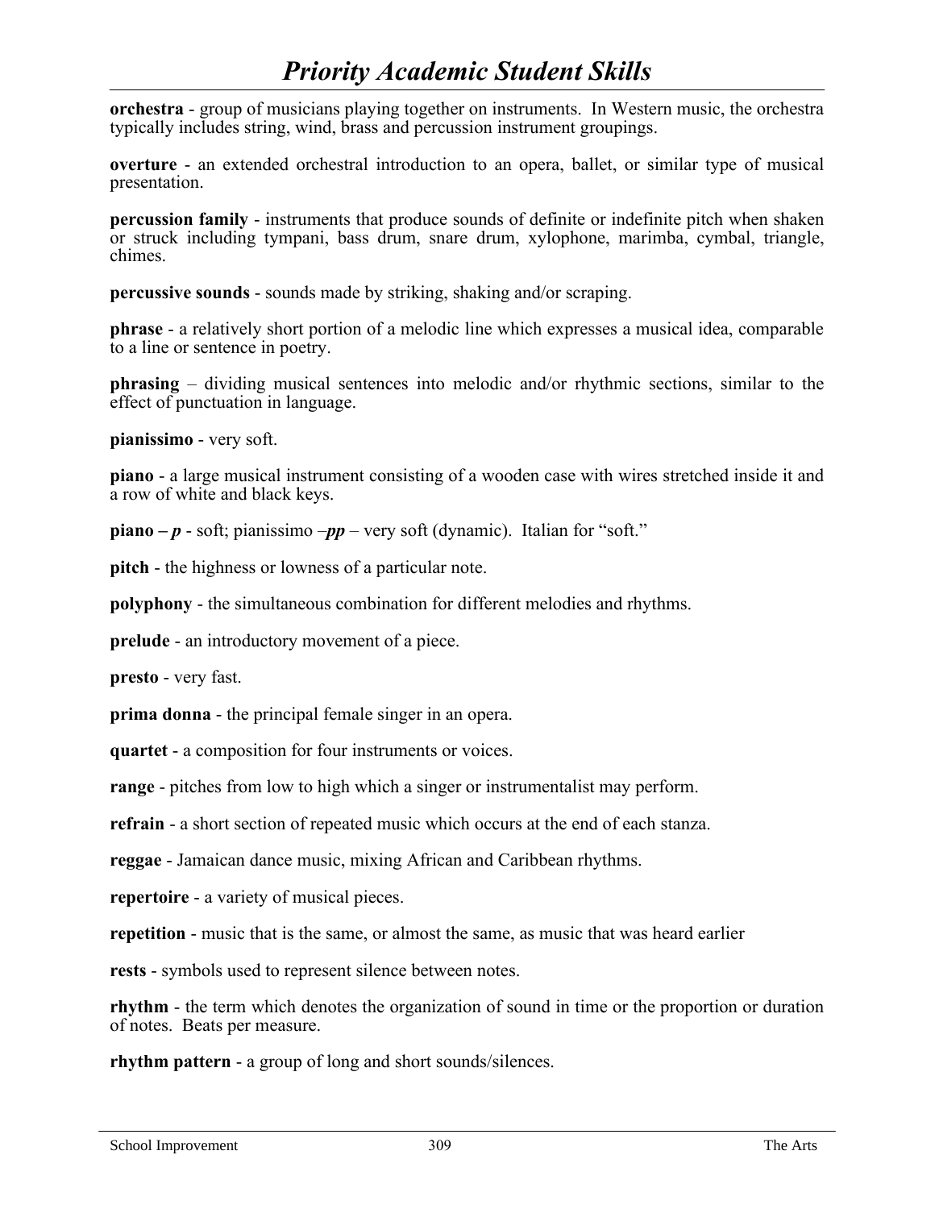**orchestra** - group of musicians playing together on instruments. In Western music, the orchestra typically includes string, wind, brass and percussion instrument groupings.

**overture** - an extended orchestral introduction to an opera, ballet, or similar type of musical presentation.

**percussion family** - instruments that produce sounds of definite or indefinite pitch when shaken or struck including tympani, bass drum, snare drum, xylophone, marimba, cymbal, triangle, chimes.

**percussive sounds** - sounds made by striking, shaking and/or scraping.

**phrase** - a relatively short portion of a melodic line which expresses a musical idea, comparable to a line or sentence in poetry.

**phrasing** – dividing musical sentences into melodic and/or rhythmic sections, similar to the effect of punctuation in language.

**pianissimo** - very soft.

**piano** - a large musical instrument consisting of a wooden case with wires stretched inside it and a row of white and black keys.

**piano – *p*** - soft; pianissimo –***pp*** – very soft (dynamic). Italian for "soft."

**pitch** - the highness or lowness of a particular note.

**polyphony** - the simultaneous combination for different melodies and rhythms.

**prelude** - an introductory movement of a piece.

**presto** - very fast.

**prima donna** - the principal female singer in an opera.

**quartet** - a composition for four instruments or voices.

**range** - pitches from low to high which a singer or instrumentalist may perform.

**refrain** - a short section of repeated music which occurs at the end of each stanza.

**reggae** - Jamaican dance music, mixing African and Caribbean rhythms.

**repertoire** - a variety of musical pieces.

**repetition** - music that is the same, or almost the same, as music that was heard earlier

**rests** - symbols used to represent silence between notes.

**rhythm** - the term which denotes the organization of sound in time or the proportion or duration of notes. Beats per measure.

**rhythm pattern** - a group of long and short sounds/silences.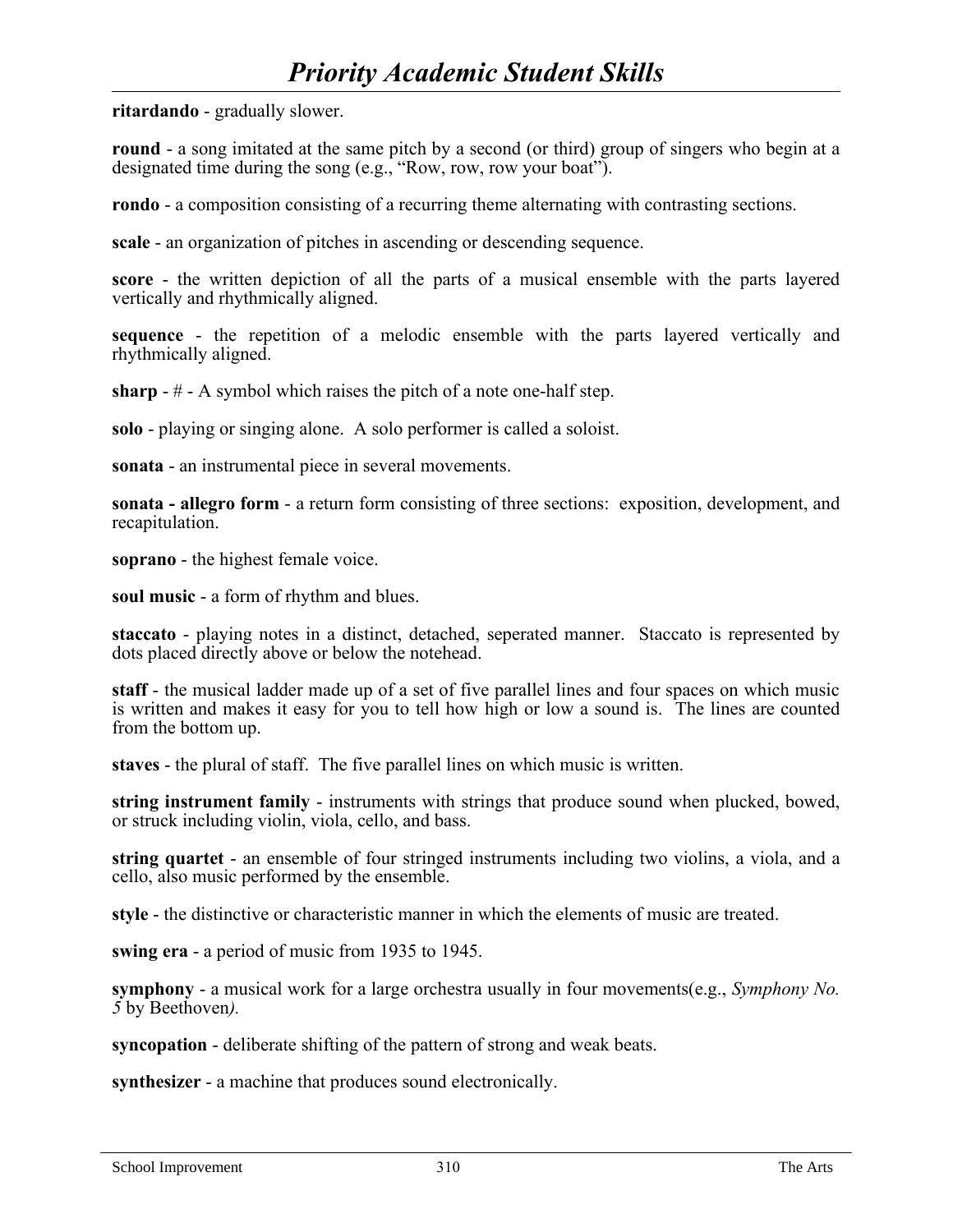**ritardando** - gradually slower.

**round** - a song imitated at the same pitch by a second (or third) group of singers who begin at a designated time during the song (e.g., “Row, row, row your boat”).

**rondo** - a composition consisting of a recurring theme alternating with contrasting sections.

**scale** - an organization of pitches in ascending or descending sequence.

**score** - the written depiction of all the parts of a musical ensemble with the parts layered vertically and rhythmically aligned.

**sequence** - the repetition of a melodic ensemble with the parts layered vertically and rhythmically aligned.

**sharp** - # - A symbol which raises the pitch of a note one-half step.

**solo** - playing or singing alone. A solo performer is called a soloist.

**sonata** - an instrumental piece in several movements.

**sonata - allegro form** - a return form consisting of three sections: exposition, development, and recapitulation.

**soprano** - the highest female voice.

**soul music** - a form of rhythm and blues.

**staccato** - playing notes in a distinct, detached, seperated manner. Staccato is represented by dots placed directly above or below the notehead.

**staff** - the musical ladder made up of a set of five parallel lines and four spaces on which music is written and makes it easy for you to tell how high or low a sound is. The lines are counted from the bottom up.

**staves** - the plural of staff. The five parallel lines on which music is written.

**string instrument family** - instruments with strings that produce sound when plucked, bowed, or struck including violin, viola, cello, and bass.

**string quartet** - an ensemble of four stringed instruments including two violins, a viola, and a cello, also music performed by the ensemble.

**style** - the distinctive or characteristic manner in which the elements of music are treated.

**swing era** - a period of music from 1935 to 1945.

**symphony** - a musical work for a large orchestra usually in four movements(e.g., *Symphony No. 5* by Beethoven*).*

**syncopation** - deliberate shifting of the pattern of strong and weak beats.

**synthesizer** - a machine that produces sound electronically.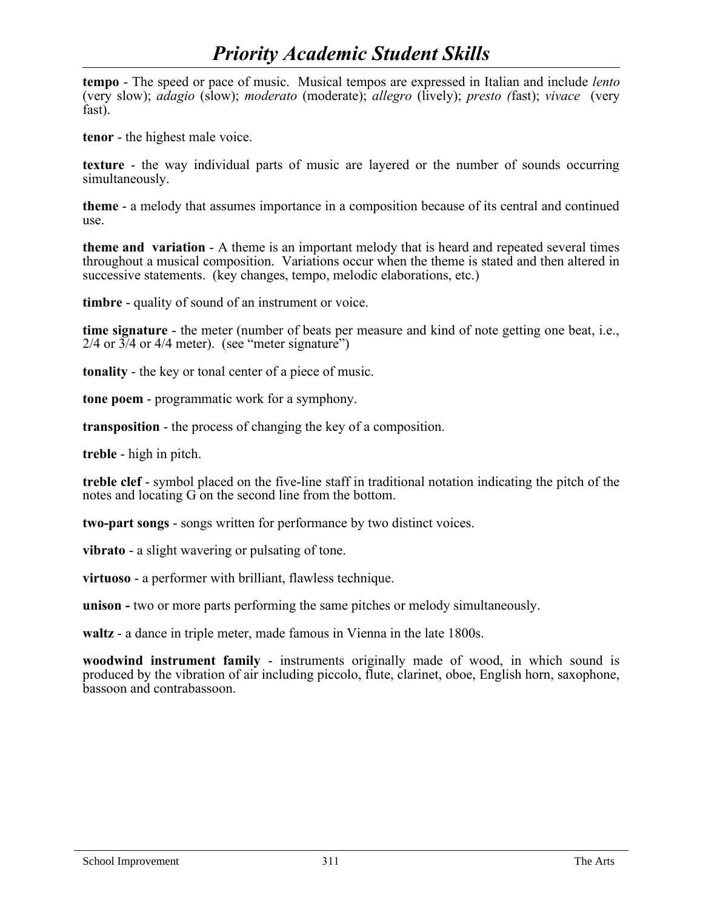**tempo** - The speed or pace of music. Musical tempos are expressed in Italian and include *lento* (very slow); *adagio* (slow); *moderato* (moderate); *allegro* (lively); *presto (*fast); *vivace* (very fast).

**tenor** - the highest male voice.

**texture** - the way individual parts of music are layered or the number of sounds occurring simultaneously.

**theme** - a melody that assumes importance in a composition because of its central and continued use.

**theme and variation** - A theme is an important melody that is heard and repeated several times throughout a musical composition. Variations occur when the theme is stated and then altered in successive statements. (key changes, tempo, melodic elaborations, etc.)

**timbre** - quality of sound of an instrument or voice.

**time signature** - the meter (number of beats per measure and kind of note getting one beat, i.e., 2/4 or 3/4 or 4/4 meter). (see "meter signature")

**tonality** - the key or tonal center of a piece of music.

**tone poem** - programmatic work for a symphony.

**transposition** - the process of changing the key of a composition.

**treble** - high in pitch.

**treble clef** - symbol placed on the five-line staff in traditional notation indicating the pitch of the notes and locating G on the second line from the bottom.

**two-part songs** - songs written for performance by two distinct voices.

**vibrato** - a slight wavering or pulsating of tone.

**virtuoso** - a performer with brilliant, flawless technique.

**unison -** two or more parts performing the same pitches or melody simultaneously.

**waltz** - a dance in triple meter, made famous in Vienna in the late 1800s.

**woodwind instrument family** - instruments originally made of wood, in which sound is produced by the vibration of air including piccolo, flute, clarinet, oboe, English horn, saxophone, bassoon and contrabassoon.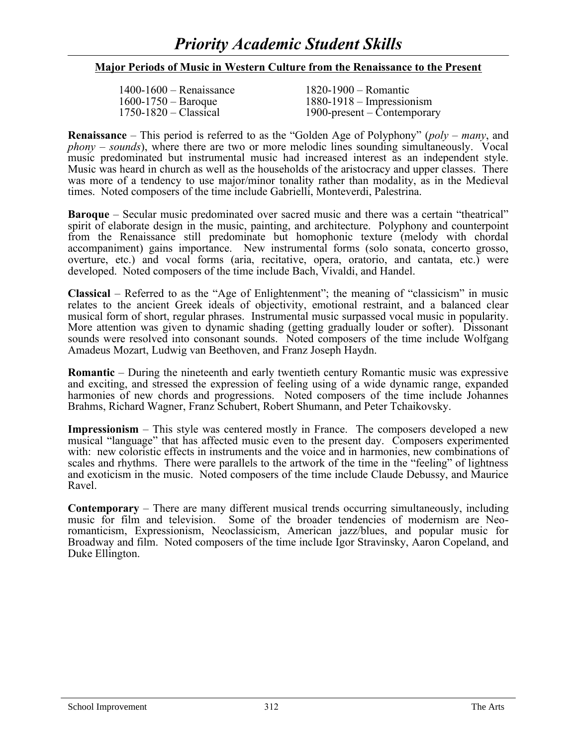# Priority Academic Student Skills

## Major Periods of Music in Western Culture from the Renaissance to the Present

1400-1600 – Renaissance
1600-1750 – Baroque
1750-1820 – Classical
1820-1900 – Romantic
1880-1918 – Impressionism
1900-present – Contemporary

**Renaissance** – This period is referred to as the "Golden Age of Polyphony" (*poly – many*, and *phony – sounds*), where there are two or more melodic lines sounding simultaneously. Vocal music predominated but instrumental music had increased interest as an independent style. Music was heard in church as well as the households of the aristocracy and upper classes. There was more of a tendency to use major/minor tonality rather than modality, as in the Medieval times. Noted composers of the time include Gabrielli, Monteverdi, Palestrina.

**Baroque** – Secular music predominated over sacred music and there was a certain "theatrical" spirit of elaborate design in the music, painting, and architecture. Polyphony and counterpoint from the Renaissance still predominate but homophonic texture (melody with chordal accompaniment) gains importance. New instrumental forms (solo sonata, concerto grosso, overture, etc.) and vocal forms (aria, recitative, opera, oratorio, and cantata, etc.) were developed. Noted composers of the time include Bach, Vivaldi, and Handel.

**Classical** – Referred to as the "Age of Enlightenment"; the meaning of "classicism" in music relates to the ancient Greek ideals of objectivity, emotional restraint, and a balanced clear musical form of short, regular phrases. Instrumental music surpassed vocal music in popularity. More attention was given to dynamic shading (getting gradually louder or softer). Dissonant sounds were resolved into consonant sounds. Noted composers of the time include Wolfgang Amadeus Mozart, Ludwig van Beethoven, and Franz Joseph Haydn.

**Romantic** – During the nineteenth and early twentieth century Romantic music was expressive and exciting, and stressed the expression of feeling using of a wide dynamic range, expanded harmonies of new chords and progressions. Noted composers of the time include Johannes Brahms, Richard Wagner, Franz Schubert, Robert Shumann, and Peter Tchaikovsky.

**Impressionism** – This style was centered mostly in France. The composers developed a new musical "language" that has affected music even to the present day. Composers experimented with: new coloristic effects in instruments and the voice and in harmonies, new combinations of scales and rhythms. There were parallels to the artwork of the time in the "feeling" of lightness and exoticism in the music. Noted composers of the time include Claude Debussy, and Maurice Ravel.

**Contemporary** – There are many different musical trends occurring simultaneously, including music for film and television. Some of the broader tendencies of modernism are Neo-romanticism, Expressionism, Neoclassicism, American jazz/blues, and popular music for Broadway and film. Noted composers of the time include Igor Stravinsky, Aaron Copeland, and Duke Ellington.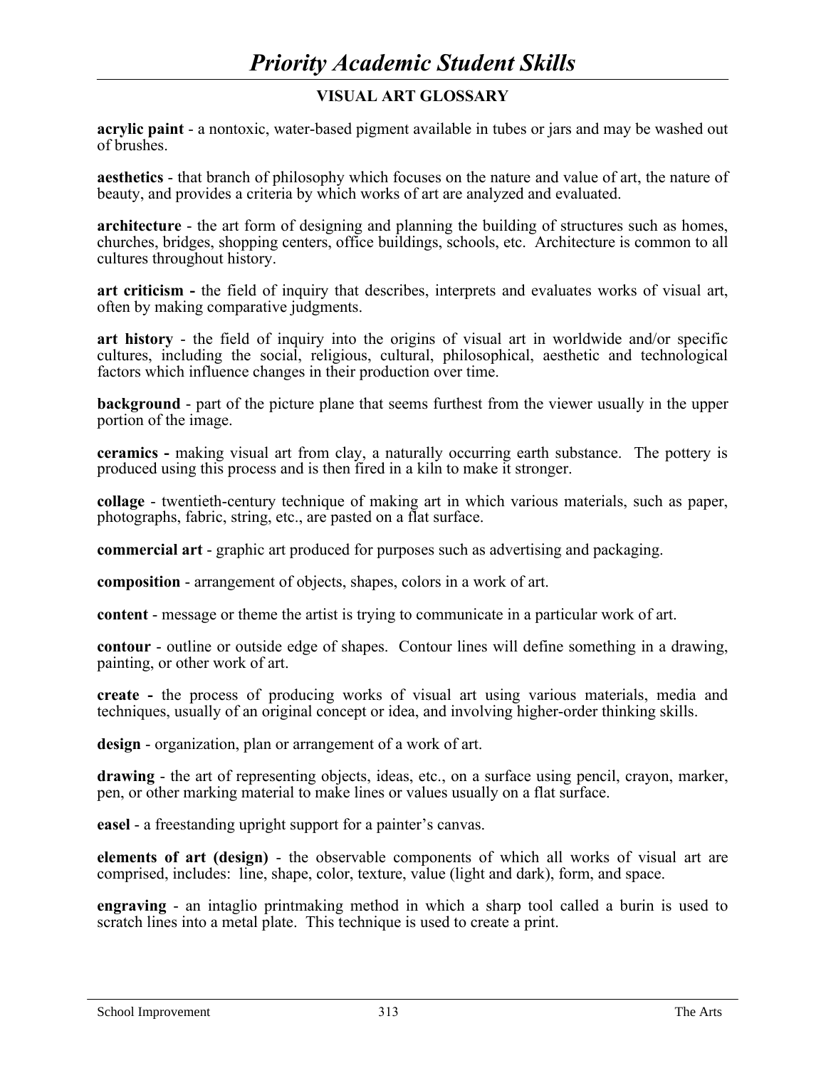## VISUAL ART GLOSSARY

**acrylic paint** - a nontoxic, water-based pigment available in tubes or jars and may be washed out of brushes.

**aesthetics** - that branch of philosophy which focuses on the nature and value of art, the nature of beauty, and provides a criteria by which works of art are analyzed and evaluated.

**architecture** - the art form of designing and planning the building of structures such as homes, churches, bridges, shopping centers, office buildings, schools, etc. Architecture is common to all cultures throughout history.

**art criticism -** the field of inquiry that describes, interprets and evaluates works of visual art, often by making comparative judgments.

**art history** - the field of inquiry into the origins of visual art in worldwide and/or specific cultures, including the social, religious, cultural, philosophical, aesthetic and technological factors which influence changes in their production over time.

**background** - part of the picture plane that seems furthest from the viewer usually in the upper portion of the image.

**ceramics -** making visual art from clay, a naturally occurring earth substance. The pottery is produced using this process and is then fired in a kiln to make it stronger.

**collage** - twentieth-century technique of making art in which various materials, such as paper, photographs, fabric, string, etc., are pasted on a flat surface.

**commercial art** - graphic art produced for purposes such as advertising and packaging.

**composition** - arrangement of objects, shapes, colors in a work of art.

**content** - message or theme the artist is trying to communicate in a particular work of art.

**contour** - outline or outside edge of shapes. Contour lines will define something in a drawing, painting, or other work of art.

**create -** the process of producing works of visual art using various materials, media and techniques, usually of an original concept or idea, and involving higher-order thinking skills.

**design** - organization, plan or arrangement of a work of art.

**drawing** - the art of representing objects, ideas, etc., on a surface using pencil, crayon, marker, pen, or other marking material to make lines or values usually on a flat surface.

**easel** - a freestanding upright support for a painter's canvas.

**elements of art (design)** - the observable components of which all works of visual art are comprised, includes: line, shape, color, texture, value (light and dark), form, and space.

**engraving** - an intaglio printmaking method in which a sharp tool called a burin is used to scratch lines into a metal plate. This technique is used to create a print.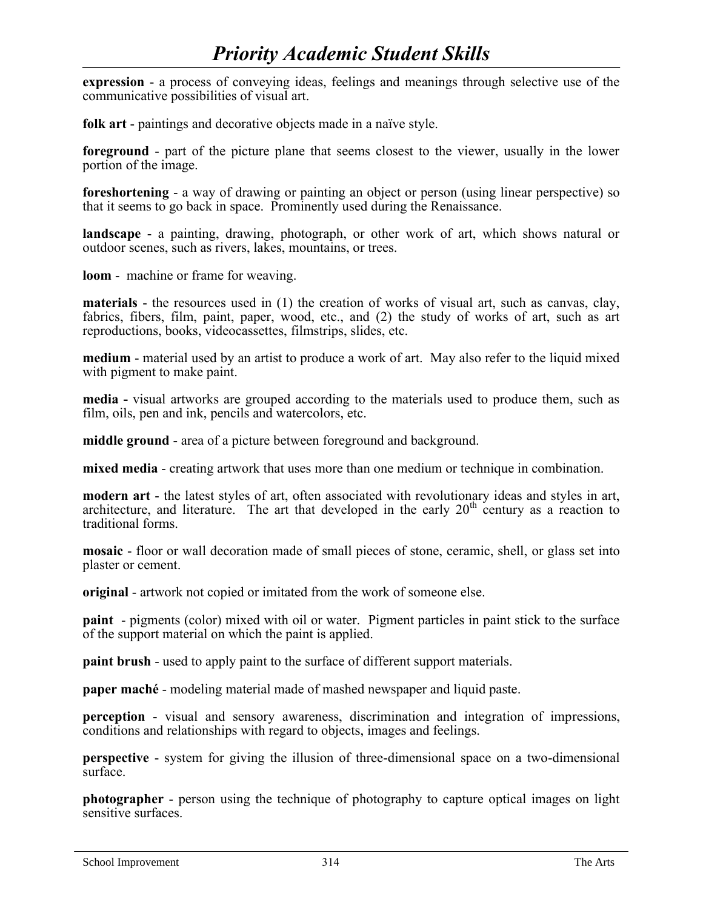**expression** - a process of conveying ideas, feelings and meanings through selective use of the communicative possibilities of visual art.

**folk art** - paintings and decorative objects made in a naïve style.

**foreground** - part of the picture plane that seems closest to the viewer, usually in the lower portion of the image.

**foreshortening** - a way of drawing or painting an object or person (using linear perspective) so that it seems to go back in space. Prominently used during the Renaissance.

**landscape** - a painting, drawing, photograph, or other work of art, which shows natural or outdoor scenes, such as rivers, lakes, mountains, or trees.

**loom** - machine or frame for weaving.

**materials** - the resources used in (1) the creation of works of visual art, such as canvas, clay, fabrics, fibers, film, paint, paper, wood, etc., and (2) the study of works of art, such as art reproductions, books, videocassettes, filmstrips, slides, etc.

**medium** - material used by an artist to produce a work of art. May also refer to the liquid mixed with pigment to make paint.

**media -** visual artworks are grouped according to the materials used to produce them, such as film, oils, pen and ink, pencils and watercolors, etc.

**middle ground** - area of a picture between foreground and background.

**mixed media** - creating artwork that uses more than one medium or technique in combination.

**modern art** - the latest styles of art, often associated with revolutionary ideas and styles in art, architecture, and literature. The art that developed in the early 20th century as a reaction to traditional forms.

**mosaic** - floor or wall decoration made of small pieces of stone, ceramic, shell, or glass set into plaster or cement.

**original** - artwork not copied or imitated from the work of someone else.

**paint** - pigments (color) mixed with oil or water. Pigment particles in paint stick to the surface of the support material on which the paint is applied.

**paint brush** - used to apply paint to the surface of different support materials.

**paper maché** - modeling material made of mashed newspaper and liquid paste.

**perception** - visual and sensory awareness, discrimination and integration of impressions, conditions and relationships with regard to objects, images and feelings.

**perspective** - system for giving the illusion of three-dimensional space on a two-dimensional surface.

**photographer** - person using the technique of photography to capture optical images on light sensitive surfaces.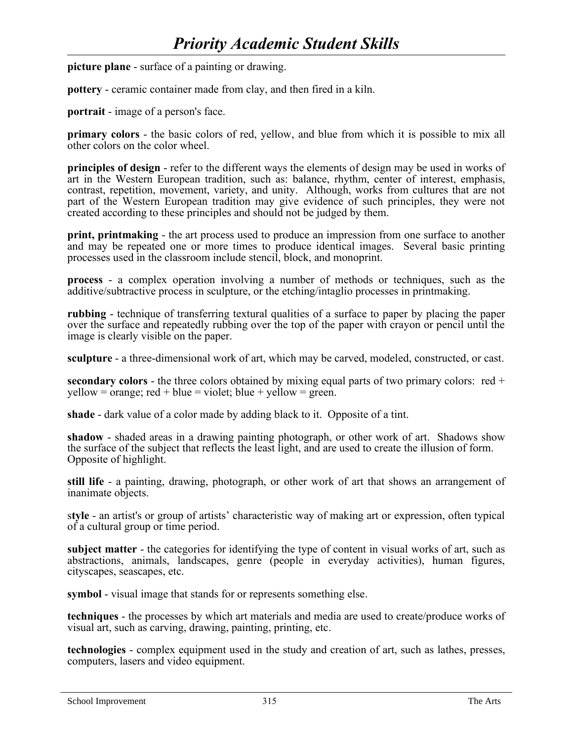**picture plane** - surface of a painting or drawing.

**pottery** - ceramic container made from clay, and then fired in a kiln.

**portrait** - image of a person's face.

**primary colors** - the basic colors of red, yellow, and blue from which it is possible to mix all other colors on the color wheel.

**principles of design** - refer to the different ways the elements of design may be used in works of art in the Western European tradition, such as: balance, rhythm, center of interest, emphasis, contrast, repetition, movement, variety, and unity. Although, works from cultures that are not part of the Western European tradition may give evidence of such principles, they were not created according to these principles and should not be judged by them.

**print, printmaking** - the art process used to produce an impression from one surface to another and may be repeated one or more times to produce identical images. Several basic printing processes used in the classroom include stencil, block, and monoprint.

**process** - a complex operation involving a number of methods or techniques, such as the additive/subtractive process in sculpture, or the etching/intaglio processes in printmaking.

**rubbing** - technique of transferring textural qualities of a surface to paper by placing the paper over the surface and repeatedly rubbing over the top of the paper with crayon or pencil until the image is clearly visible on the paper.

**sculpture** - a three-dimensional work of art, which may be carved, modeled, constructed, or cast.

**secondary colors** - the three colors obtained by mixing equal parts of two primary colors: red + yellow = orange; red + blue = violet; blue + yellow = green.

**shade** - dark value of a color made by adding black to it. Opposite of a tint.

**shadow** - shaded areas in a drawing painting photograph, or other work of art. Shadows show the surface of the subject that reflects the least light, and are used to create the illusion of form. Opposite of highlight.

**still life** - a painting, drawing, photograph, or other work of art that shows an arrangement of inanimate objects.

s**tyle** - an artist's or group of artists' characteristic way of making art or expression, often typical of a cultural group or time period.

**subject matter** - the categories for identifying the type of content in visual works of art, such as abstractions, animals, landscapes, genre (people in everyday activities), human figures, cityscapes, seascapes, etc.

**symbol** - visual image that stands for or represents something else.

**techniques** - the processes by which art materials and media are used to create/produce works of visual art, such as carving, drawing, painting, printing, etc.

**technologies** - complex equipment used in the study and creation of art, such as lathes, presses, computers, lasers and video equipment.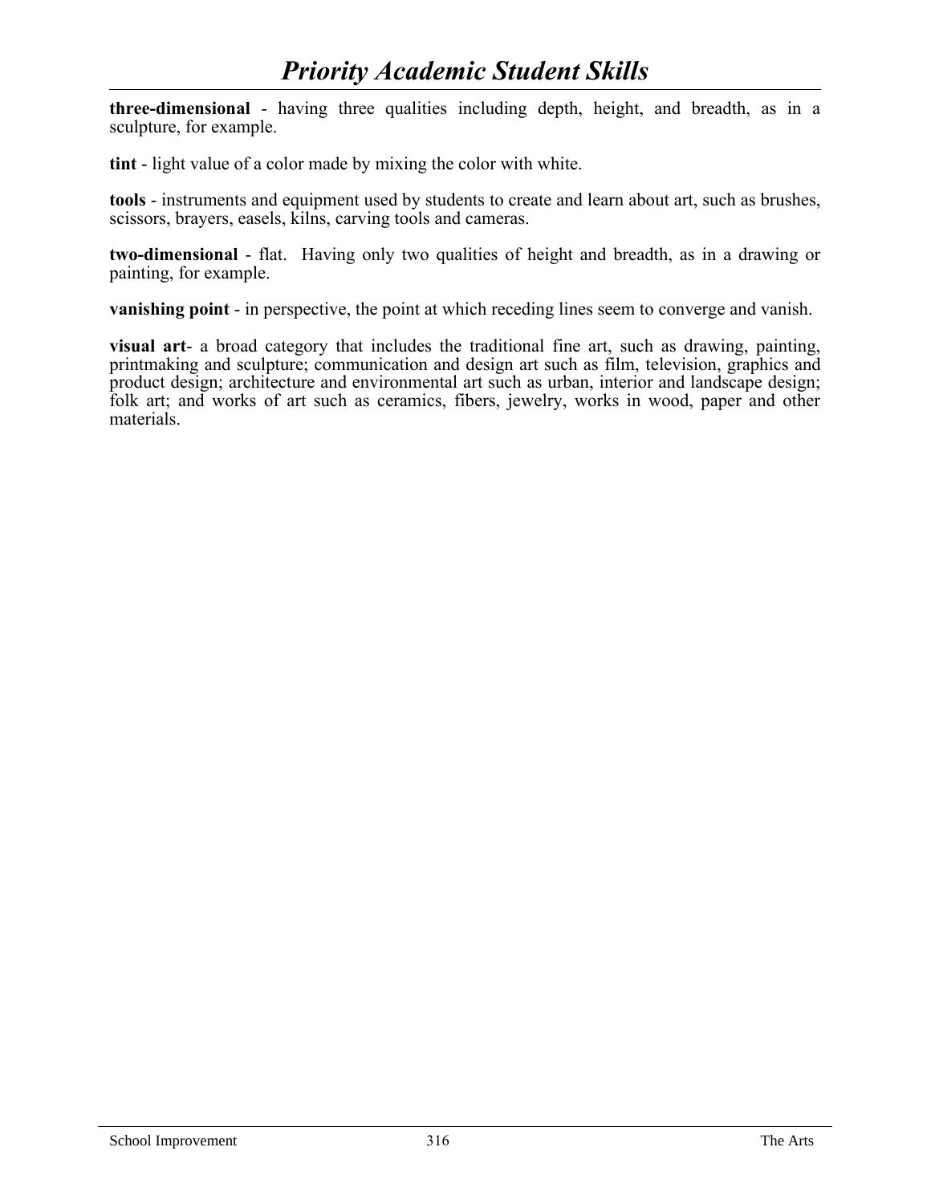**three-dimensional** - having three qualities including depth, height, and breadth, as in a sculpture, for example.

**tint** - light value of a color made by mixing the color with white.

**tools** - instruments and equipment used by students to create and learn about art, such as brushes, scissors, brayers, easels, kilns, carving tools and cameras.

**two-dimensional** - flat. Having only two qualities of height and breadth, as in a drawing or painting, for example.

**vanishing point** - in perspective, the point at which receding lines seem to converge and vanish.

**visual art**- a broad category that includes the traditional fine art, such as drawing, painting, printmaking and sculpture; communication and design art such as film, television, graphics and product design; architecture and environmental art such as urban, interior and landscape design; folk art; and works of art such as ceramics, fibers, jewelry, works in wood, paper and other materials.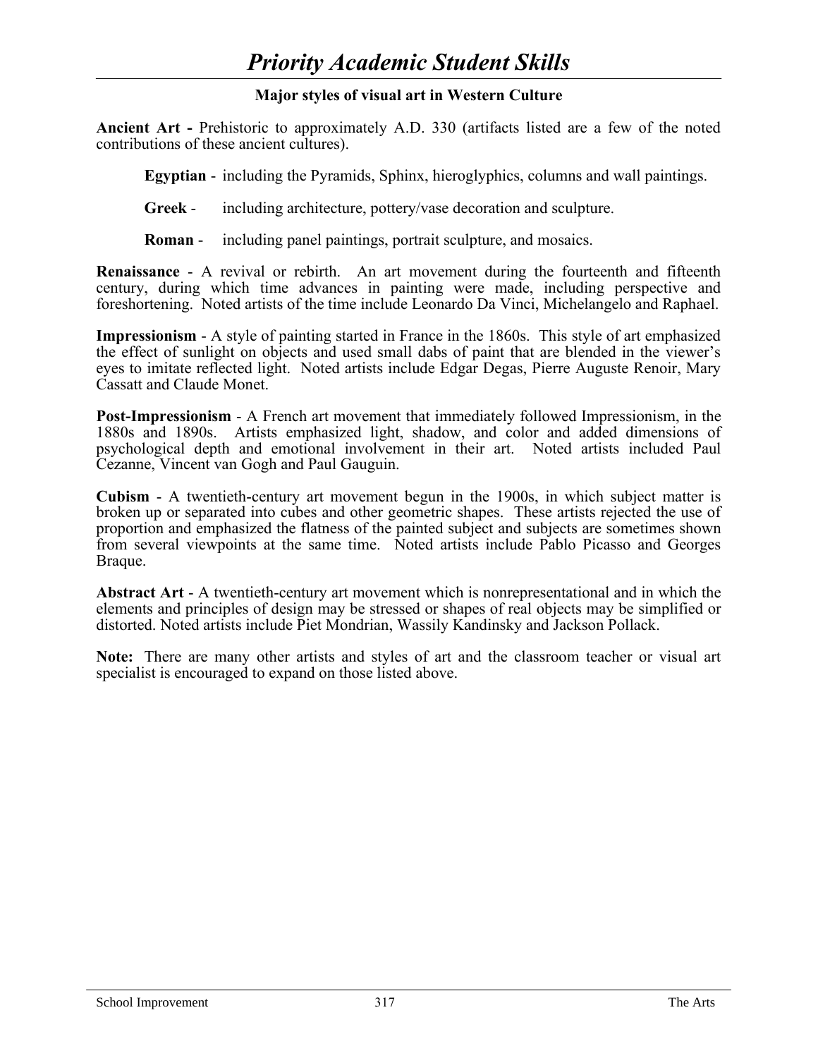# *Priority Academic Student Skills*

**Major styles of visual art in Western Culture**

**Ancient Art -** Prehistoric to approximately A.D. 330 (artifacts listed are a few of the noted contributions of these ancient cultures).

> **Egyptian** - including the Pyramids, Sphinx, hieroglyphics, columns and wall paintings.
>
> **Greek** - including architecture, pottery/vase decoration and sculpture.
>
> **Roman** - including panel paintings, portrait sculpture, and mosaics.

**Renaissance** - A revival or rebirth. An art movement during the fourteenth and fifteenth century, during which time advances in painting were made, including perspective and foreshortening. Noted artists of the time include Leonardo Da Vinci, Michelangelo and Raphael.

**Impressionism** - A style of painting started in France in the 1860s. This style of art emphasized the effect of sunlight on objects and used small dabs of paint that are blended in the viewer's eyes to imitate reflected light. Noted artists include Edgar Degas, Pierre Auguste Renoir, Mary Cassatt and Claude Monet.

**Post-Impressionism** - A French art movement that immediately followed Impressionism, in the 1880s and 1890s. Artists emphasized light, shadow, and color and added dimensions of psychological depth and emotional involvement in their art. Noted artists included Paul Cezanne, Vincent van Gogh and Paul Gauguin.

**Cubism** - A twentieth-century art movement begun in the 1900s, in which subject matter is broken up or separated into cubes and other geometric shapes. These artists rejected the use of proportion and emphasized the flatness of the painted subject and subjects are sometimes shown from several viewpoints at the same time. Noted artists include Pablo Picasso and Georges Braque.

**Abstract Art** - A twentieth-century art movement which is nonrepresentational and in which the elements and principles of design may be stressed or shapes of real objects may be simplified or distorted. Noted artists include Piet Mondrian, Wassily Kandinsky and Jackson Pollack.

**Note:** There are many other artists and styles of art and the classroom teacher or visual art specialist is encouraged to expand on those listed above.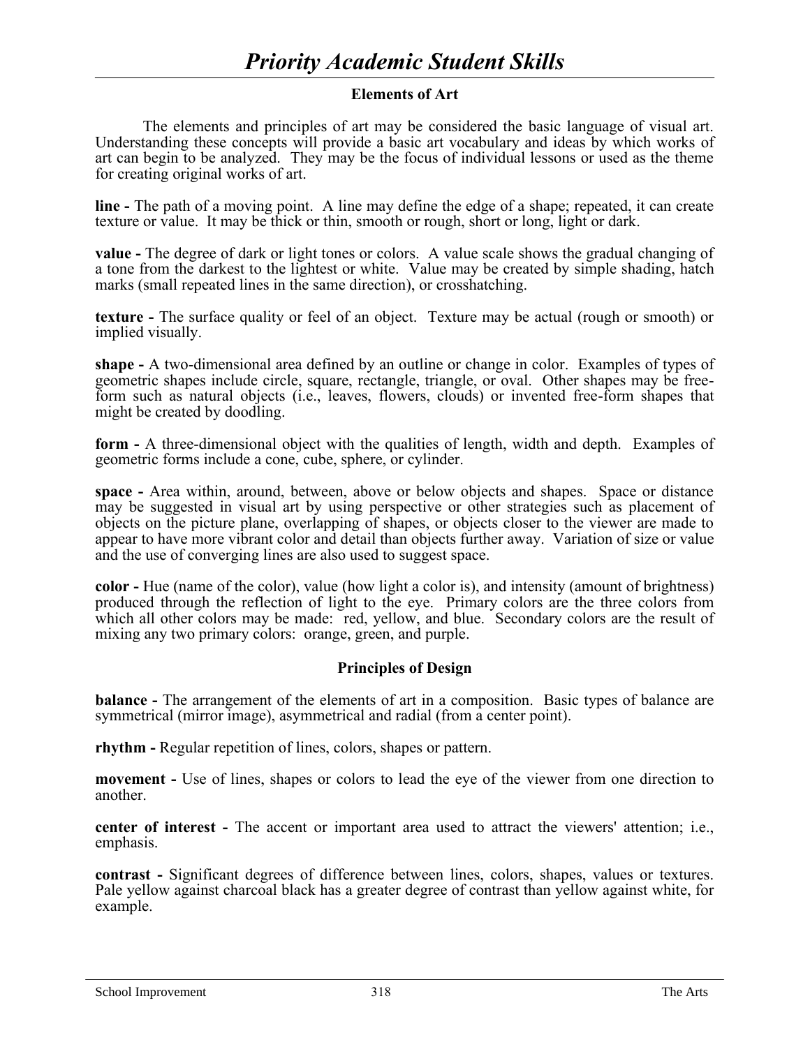# *Priority Academic Student Skills*

## Elements of Art

The elements and principles of art may be considered the basic language of visual art. Understanding these concepts will provide a basic art vocabulary and ideas by which works of art can begin to be analyzed. They may be the focus of individual lessons or used as the theme for creating original works of art.

**line -** The path of a moving point. A line may define the edge of a shape; repeated, it can create texture or value. It may be thick or thin, smooth or rough, short or long, light or dark.

**value -** The degree of dark or light tones or colors. A value scale shows the gradual changing of a tone from the darkest to the lightest or white. Value may be created by simple shading, hatch marks (small repeated lines in the same direction), or crosshatching.

**texture -** The surface quality or feel of an object. Texture may be actual (rough or smooth) or implied visually.

**shape -** A two-dimensional area defined by an outline or change in color. Examples of types of geometric shapes include circle, square, rectangle, triangle, or oval. Other shapes may be free-form such as natural objects (i.e., leaves, flowers, clouds) or invented free-form shapes that might be created by doodling.

**form -** A three-dimensional object with the qualities of length, width and depth. Examples of geometric forms include a cone, cube, sphere, or cylinder.

**space -** Area within, around, between, above or below objects and shapes. Space or distance may be suggested in visual art by using perspective or other strategies such as placement of objects on the picture plane, overlapping of shapes, or objects closer to the viewer are made to appear to have more vibrant color and detail than objects further away. Variation of size or value and the use of converging lines are also used to suggest space.

**color -** Hue (name of the color), value (how light a color is), and intensity (amount of brightness) produced through the reflection of light to the eye. Primary colors are the three colors from which all other colors may be made: red, yellow, and blue. Secondary colors are the result of mixing any two primary colors: orange, green, and purple.

## Principles of Design

**balance -** The arrangement of the elements of art in a composition. Basic types of balance are symmetrical (mirror image), asymmetrical and radial (from a center point).

**rhythm -** Regular repetition of lines, colors, shapes or pattern.

**movement -** Use of lines, shapes or colors to lead the eye of the viewer from one direction to another.

**center of interest -** The accent or important area used to attract the viewers' attention; i.e., emphasis.

**contrast -** Significant degrees of difference between lines, colors, shapes, values or textures. Pale yellow against charcoal black has a greater degree of contrast than yellow against white, for example.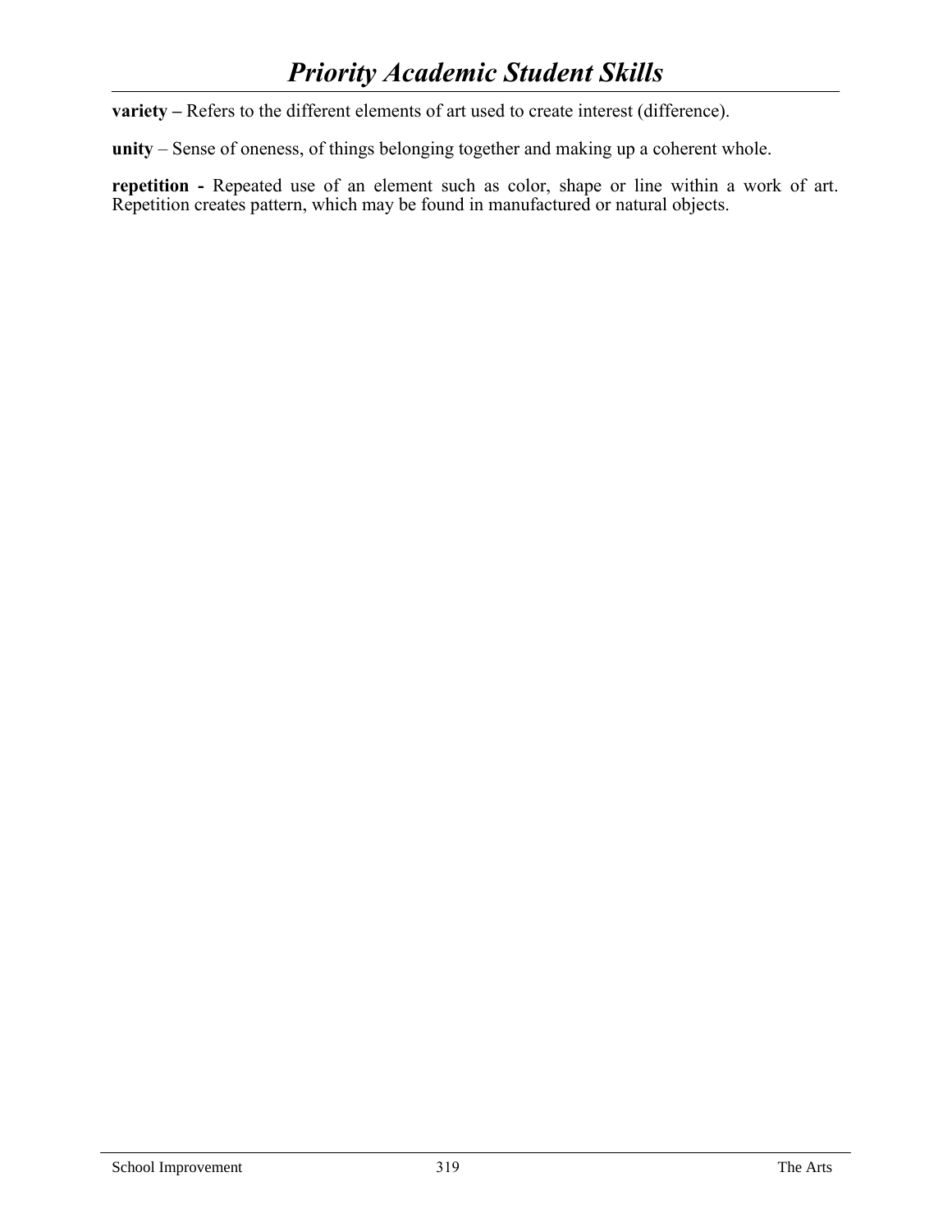**variety –** Refers to the different elements of art used to create interest (difference).

**unity** – Sense of oneness, of things belonging together and making up a coherent whole.

**repetition -** Repeated use of an element such as color, shape or line within a work of art. Repetition creates pattern, which may be found in manufactured or natural objects.